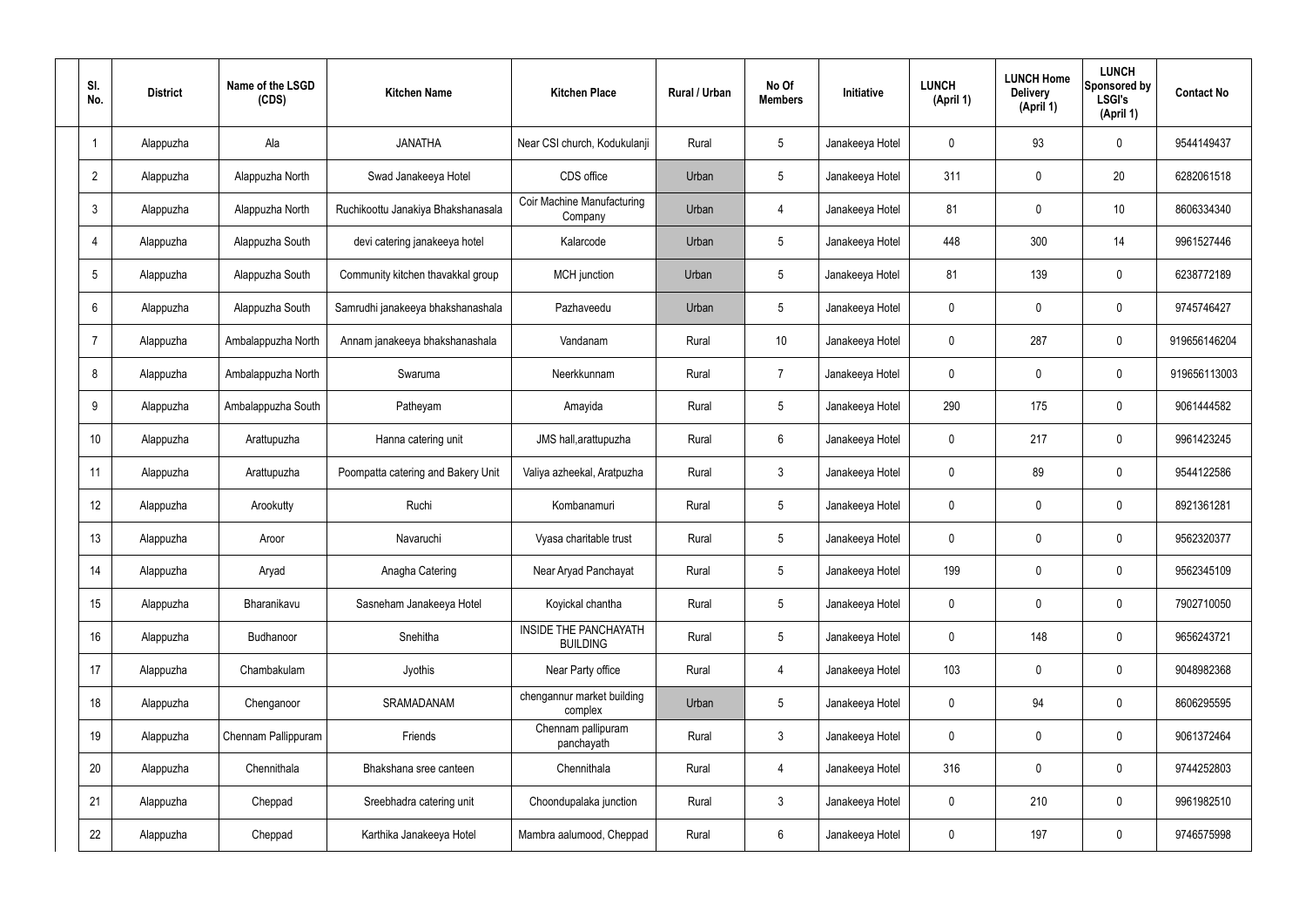| Sl. No. | District | Name of the LSGD (CDS) | Kitchen Name | Kitchen Place | Rural / Urban | No Of Members | Initiative | LUNCH (April 1) | LUNCH Home Delivery (April 1) | LUNCH Sponsored by LSGI's (April 1) | Contact No |
|---|---|---|---|---|---|---|---|---|---|---|---|
| 1 | Alappuzha | Ala | JANATHA | Near CSI church, Kodukulanji | Rural | 5 | Janakeeya Hotel | 0 | 93 | 0 | 9544149437 |
| 2 | Alappuzha | Alappuzha North | Swad Janakeeya Hotel | CDS office | Urban | 5 | Janakeeya Hotel | 311 | 0 | 20 | 6282061518 |
| 3 | Alappuzha | Alappuzha North | Ruchikoottu Janakiya Bhakshanasala | Coir Machine Manufacturing Company | Urban | 4 | Janakeeya Hotel | 81 | 0 | 10 | 8606334340 |
| 4 | Alappuzha | Alappuzha South | devi catering janakeeya hotel | Kalarcode | Urban | 5 | Janakeeya Hotel | 448 | 300 | 14 | 9961527446 |
| 5 | Alappuzha | Alappuzha South | Community kitchen thavakkal group | MCH junction | Urban | 5 | Janakeeya Hotel | 81 | 139 | 0 | 6238772189 |
| 6 | Alappuzha | Alappuzha South | Samrudhi janakeeya bhakshanashala | Pazhaveedu | Urban | 5 | Janakeeya Hotel | 0 | 0 | 0 | 9745746427 |
| 7 | Alappuzha | Ambalappuzha North | Annam janakeeya bhakshanashala | Vandanam | Rural | 10 | Janakeeya Hotel | 0 | 287 | 0 | 919656146204 |
| 8 | Alappuzha | Ambalappuzha North | Swaruma | Neerkkunnam | Rural | 7 | Janakeeya Hotel | 0 | 0 | 0 | 919656113003 |
| 9 | Alappuzha | Ambalappuzha South | Patheyam | Amayida | Rural | 5 | Janakeeya Hotel | 290 | 175 | 0 | 9061444582 |
| 10 | Alappuzha | Arattupuzha | Hanna catering unit | JMS hall,arattupuzha | Rural | 6 | Janakeeya Hotel | 0 | 217 | 0 | 9961423245 |
| 11 | Alappuzha | Arattupuzha | Poompatta catering and Bakery Unit | Valiya azheekal, Aratpuzha | Rural | 3 | Janakeeya Hotel | 0 | 89 | 0 | 9544122586 |
| 12 | Alappuzha | Arookutty | Ruchi | Kombanamuri | Rural | 5 | Janakeeya Hotel | 0 | 0 | 0 | 8921361281 |
| 13 | Alappuzha | Aroor | Navaruchi | Vyasa charitable trust | Rural | 5 | Janakeeya Hotel | 0 | 0 | 0 | 9562320377 |
| 14 | Alappuzha | Aryad | Anagha Catering | Near Aryad Panchayat | Rural | 5 | Janakeeya Hotel | 199 | 0 | 0 | 9562345109 |
| 15 | Alappuzha | Bharanikavu | Sasneham Janakeeya Hotel | Koyickal chantha | Rural | 5 | Janakeeya Hotel | 0 | 0 | 0 | 7902710050 |
| 16 | Alappuzha | Budhanoor | Snehitha | INSIDE THE PANCHAYATH BUILDING | Rural | 5 | Janakeeya Hotel | 0 | 148 | 0 | 9656243721 |
| 17 | Alappuzha | Chambakulam | Jyothis | Near Party office | Rural | 4 | Janakeeya Hotel | 103 | 0 | 0 | 9048982368 |
| 18 | Alappuzha | Chenganoor | SRAMADANAM | chengannur market building complex | Urban | 5 | Janakeeya Hotel | 0 | 94 | 0 | 8606295595 |
| 19 | Alappuzha | Chennam Pallippuram | Friends | Chennam pallipuram panchayath | Rural | 3 | Janakeeya Hotel | 0 | 0 | 0 | 9061372464 |
| 20 | Alappuzha | Chennithala | Bhakshana sree canteen | Chennithala | Rural | 4 | Janakeeya Hotel | 316 | 0 | 0 | 9744252803 |
| 21 | Alappuzha | Cheppad | Sreebhadra catering unit | Choondupalaka junction | Rural | 3 | Janakeeya Hotel | 0 | 210 | 0 | 9961982510 |
| 22 | Alappuzha | Cheppad | Karthika Janakeeya Hotel | Mambra aalumood, Cheppad | Rural | 6 | Janakeeya Hotel | 0 | 197 | 0 | 9746575998 |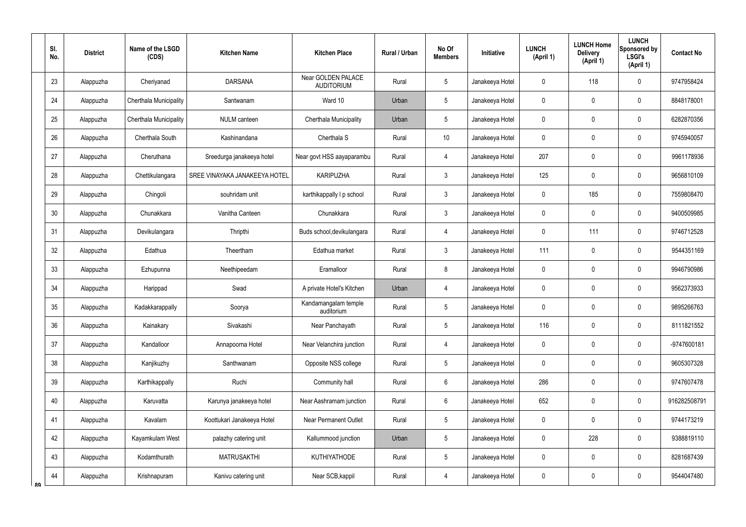| Sl. No. | District | Name of the LSGD (CDS) | Kitchen Name | Kitchen Place | Rural / Urban | No Of Members | Initiative | LUNCH (April 1) | LUNCH Home Delivery (April 1) | LUNCH Sponsored by LSGI's (April 1) | Contact No |
|---|---|---|---|---|---|---|---|---|---|---|---|
| 23 | Alappuzha | Cheriyanad | DARSANA | Near GOLDEN PALACE AUDITORIUM | Rural | 5 | Janakeeya Hotel | 0 | 118 | 0 | 9747958424 |
| 24 | Alappuzha | Cherthala Municipality | Santwanam | Ward 10 | Urban | 5 | Janakeeya Hotel | 0 | 0 | 0 | 8848178001 |
| 25 | Alappuzha | Cherthala Municipality | NULM canteen | Cherthala Municipality | Urban | 5 | Janakeeya Hotel | 0 | 0 | 0 | 6282870356 |
| 26 | Alappuzha | Cherthala South | Kashinandana | Cherthala S | Rural | 10 | Janakeeya Hotel | 0 | 0 | 0 | 9745940057 |
| 27 | Alappuzha | Cheruthana | Sreedurga janakeeya hotel | Near govt HSS aayaparambu | Rural | 4 | Janakeeya Hotel | 207 | 0 | 0 | 9961178936 |
| 28 | Alappuzha | Chettikulangara | SREE VINAYAKA JANAKEEYA HOTEL | KARIPUZHA | Rural | 3 | Janakeeya Hotel | 125 | 0 | 0 | 9656810109 |
| 29 | Alappuzha | Chingoli | souhridam unit | karthikappally l p school | Rural | 3 | Janakeeya Hotel | 0 | 185 | 0 | 7559808470 |
| 30 | Alappuzha | Chunakkara | Vanitha Canteen | Chunakkara | Rural | 3 | Janakeeya Hotel | 0 | 0 | 0 | 9400509985 |
| 31 | Alappuzha | Devikulangara | Thripthi | Buds school,devikulangara | Rural | 4 | Janakeeya Hotel | 0 | 111 | 0 | 9746712528 |
| 32 | Alappuzha | Edathua | Theertham | Edathua market | Rural | 3 | Janakeeya Hotel | 111 | 0 | 0 | 9544351169 |
| 33 | Alappuzha | Ezhupunna | Neethipeedam | Eramalloor | Rural | 8 | Janakeeya Hotel | 0 | 0 | 0 | 9946790986 |
| 34 | Alappuzha | Harippad | Swad | A private Hotel's Kitchen | Urban | 4 | Janakeeya Hotel | 0 | 0 | 0 | 9562373933 |
| 35 | Alappuzha | Kadakkarappally | Soorya | Kandamangalam temple auditorium | Rural | 5 | Janakeeya Hotel | 0 | 0 | 0 | 9895266763 |
| 36 | Alappuzha | Kainakary | Sivakashi | Near Panchayath | Rural | 5 | Janakeeya Hotel | 116 | 0 | 0 | 8111821552 |
| 37 | Alappuzha | Kandalloor | Annapoorna Hotel | Near Velanchira junction | Rural | 4 | Janakeeya Hotel | 0 | 0 | 0 | -9747600181 |
| 38 | Alappuzha | Kanjikuzhy | Santhwanam | Opposite NSS college | Rural | 5 | Janakeeya Hotel | 0 | 0 | 0 | 9605307328 |
| 39 | Alappuzha | Karthikappally | Ruchi | Community hall | Rural | 6 | Janakeeya Hotel | 286 | 0 | 0 | 9747607478 |
| 40 | Alappuzha | Karuvatta | Karunya janakeeya hotel | Near Aashramam junction | Rural | 6 | Janakeeya Hotel | 652 | 0 | 0 | 916282508791 |
| 41 | Alappuzha | Kavalam | Koottukari Janakeeya Hotel | Near Permanent Outlet | Rural | 5 | Janakeeya Hotel | 0 | 0 | 0 | 9744173219 |
| 42 | Alappuzha | Kayamkulam West | palazhy catering unit | Kallummood junction | Urban | 5 | Janakeeya Hotel | 0 | 228 | 0 | 9388819110 |
| 43 | Alappuzha | Kodamthurath | MATRUSAKTHI | KUTHIYATHODE | Rural | 5 | Janakeeya Hotel | 0 | 0 | 0 | 8281687439 |
| 44 | Alappuzha | Krishnapuram | Kanivu catering unit | Near SCB,kappil | Rural | 4 | Janakeeya Hotel | 0 | 0 | 0 | 9544047480 |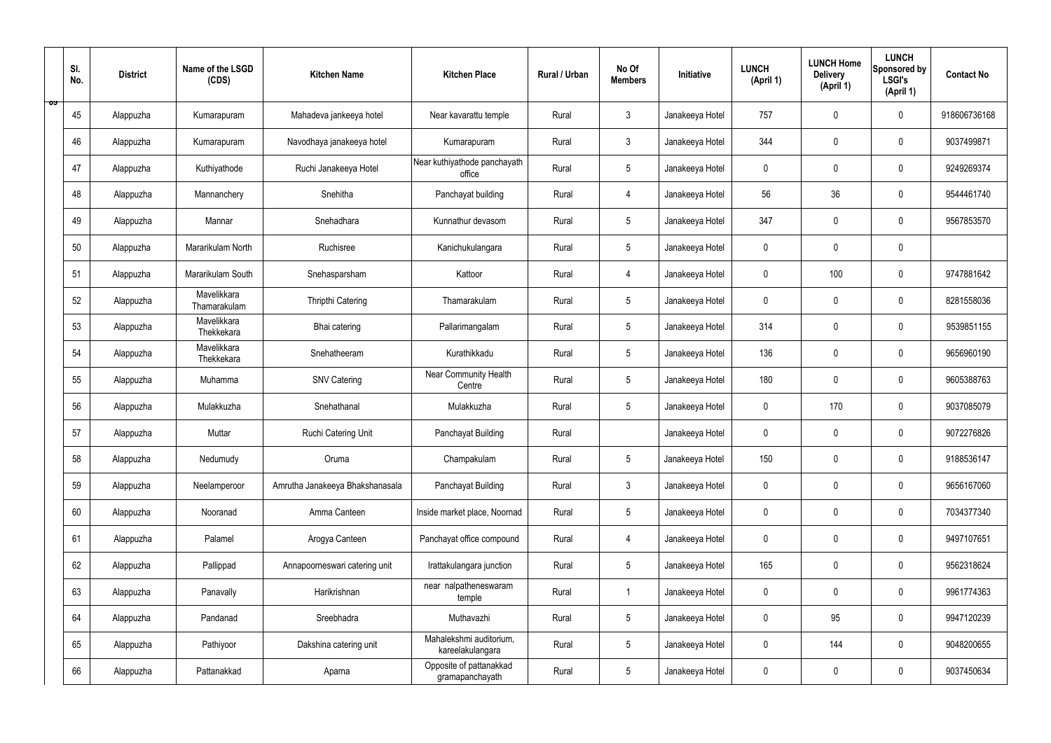| Sl. No. | District | Name of the LSGD (CDS) | Kitchen Name | Kitchen Place | Rural / Urban | No Of Members | Initiative | LUNCH (April 1) | LUNCH Home Delivery (April 1) | LUNCH Sponsored by LSGI's (April 1) | Contact No |
|---|---|---|---|---|---|---|---|---|---|---|---|
| 45 | Alappuzha | Kumarapuram | Mahadeva jankeeya hotel | Near kavarattu temple | Rural | 3 | Janakeeya Hotel | 757 | 0 | 0 | 918606736168 |
| 46 | Alappuzha | Kumarapuram | Navodhaya janakeeya hotel | Kumarapuram | Rural | 3 | Janakeeya Hotel | 344 | 0 | 0 | 9037499871 |
| 47 | Alappuzha | Kuthiyathode | Ruchi Janakeeya Hotel | Near kuthiyathode panchayath office | Rural | 5 | Janakeeya Hotel | 0 | 0 | 0 | 9249269374 |
| 48 | Alappuzha | Mannanchery | Snehitha | Panchayat building | Rural | 4 | Janakeeya Hotel | 56 | 36 | 0 | 9544461740 |
| 49 | Alappuzha | Mannar | Snehadhara | Kunnathur devasom | Rural | 5 | Janakeeya Hotel | 347 | 0 | 0 | 9567853570 |
| 50 | Alappuzha | Mararikulam North | Ruchisree | Kanichukulangara | Rural | 5 | Janakeeya Hotel | 0 | 0 | 0 | |
| 51 | Alappuzha | Mararikulam South | Snehasparsham | Kattoor | Rural | 4 | Janakeeya Hotel | 0 | 100 | 0 | 9747881642 |
| 52 | Alappuzha | Mavelikkara Thamarakulam | Thripthi Catering | Thamarakulam | Rural | 5 | Janakeeya Hotel | 0 | 0 | 0 | 8281558036 |
| 53 | Alappuzha | Mavelikkara Thekkekara | Bhai catering | Pallarimangalam | Rural | 5 | Janakeeya Hotel | 314 | 0 | 0 | 9539851155 |
| 54 | Alappuzha | Mavelikkara Thekkekara | Snehatheeram | Kurathikkadu | Rural | 5 | Janakeeya Hotel | 136 | 0 | 0 | 9656960190 |
| 55 | Alappuzha | Muhamma | SNV Catering | Near Community Health Centre | Rural | 5 | Janakeeya Hotel | 180 | 0 | 0 | 9605388763 |
| 56 | Alappuzha | Mulakkuzha | Snehathanal | Mulakkuzha | Rural | 5 | Janakeeya Hotel | 0 | 170 | 0 | 9037085079 |
| 57 | Alappuzha | Muttar | Ruchi Catering Unit | Panchayat Building | Rural | | Janakeeya Hotel | 0 | 0 | 0 | 9072276826 |
| 58 | Alappuzha | Nedumudy | Oruma | Champakulam | Rural | 5 | Janakeeya Hotel | 150 | 0 | 0 | 9188536147 |
| 59 | Alappuzha | Neelamperoor | Amrutha Janakeeya Bhakshanasala | Panchayat Building | Rural | 3 | Janakeeya Hotel | 0 | 0 | 0 | 9656167060 |
| 60 | Alappuzha | Nooranad | Amma Canteen | Inside market place, Noornad | Rural | 5 | Janakeeya Hotel | 0 | 0 | 0 | 7034377340 |
| 61 | Alappuzha | Palamel | Arogya Canteen | Panchayat office compound | Rural | 4 | Janakeeya Hotel | 0 | 0 | 0 | 9497107651 |
| 62 | Alappuzha | Pallippad | Annapoorneswari catering unit | Irattakulangara junction | Rural | 5 | Janakeeya Hotel | 165 | 0 | 0 | 9562318624 |
| 63 | Alappuzha | Panavally | Harikrishnan | near nalpatheneswaram temple | Rural | 1 | Janakeeya Hotel | 0 | 0 | 0 | 9961774363 |
| 64 | Alappuzha | Pandanad | Sreebhadra | Muthavazhi | Rural | 5 | Janakeeya Hotel | 0 | 95 | 0 | 9947120239 |
| 65 | Alappuzha | Pathiyoor | Dakshina catering unit | Mahalekshmi auditorium, kareelakulangara | Rural | 5 | Janakeeya Hotel | 0 | 144 | 0 | 9048200655 |
| 66 | Alappuzha | Pattanakkad | Aparna | Opposite of pattanakkad gramapanchayath | Rural | 5 | Janakeeya Hotel | 0 | 0 | 0 | 9037450634 |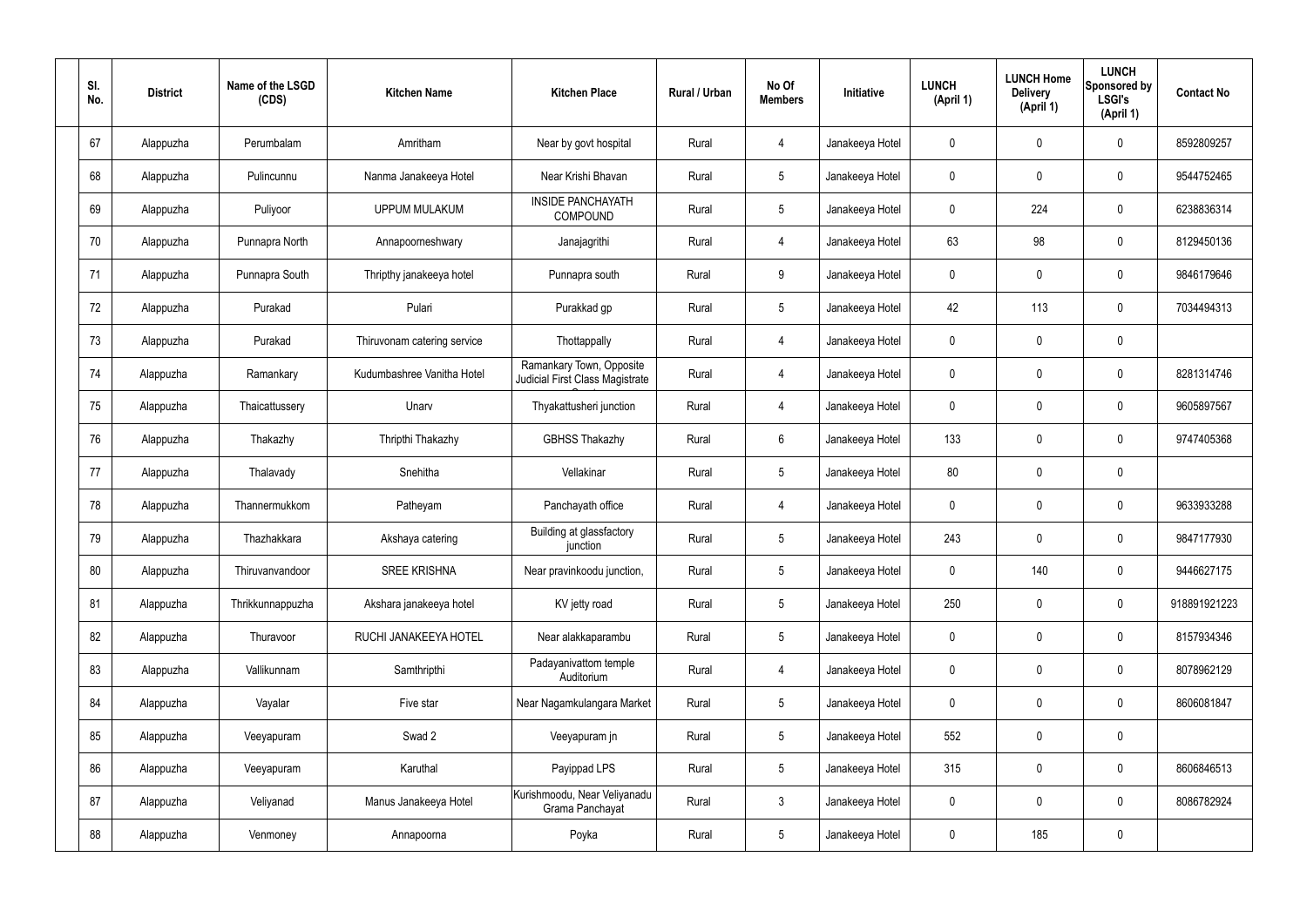| Sl. No. | District | Name of the LSGD (CDS) | Kitchen Name | Kitchen Place | Rural / Urban | No Of Members | Initiative | LUNCH (April 1) | LUNCH Home Delivery (April 1) | LUNCH Sponsored by LSGI's (April 1) | Contact No |
|---|---|---|---|---|---|---|---|---|---|---|---|
| 67 | Alappuzha | Perumbalam | Amritham | Near by govt hospital | Rural | 4 | Janakeeya Hotel | 0 | 0 | 0 | 8592809257 |
| 68 | Alappuzha | Pulincunnu | Nanma Janakeeya Hotel | Near Krishi Bhavan | Rural | 5 | Janakeeya Hotel | 0 | 0 | 0 | 9544752465 |
| 69 | Alappuzha | Puliyoor | UPPUM MULAKUM | INSIDE PANCHAYATH COMPOUND | Rural | 5 | Janakeeya Hotel | 0 | 224 | 0 | 6238836314 |
| 70 | Alappuzha | Punnapra North | Annapoorneshwary | Janajagrithi | Rural | 4 | Janakeeya Hotel | 63 | 98 | 0 | 8129450136 |
| 71 | Alappuzha | Punnapra South | Thripthy janakeeya hotel | Punnapra south | Rural | 9 | Janakeeya Hotel | 0 | 0 | 0 | 9846179646 |
| 72 | Alappuzha | Purakad | Pulari | Purakkad gp | Rural | 5 | Janakeeya Hotel | 42 | 113 | 0 | 7034494313 |
| 73 | Alappuzha | Purakad | Thiruvonam catering service | Thottappally | Rural | 4 | Janakeeya Hotel | 0 | 0 | 0 | |
| 74 | Alappuzha | Ramankary | Kudumbashree Vanitha Hotel | Ramankary Town, Opposite Judicial First Class Magistrate C | Rural | 4 | Janakeeya Hotel | 0 | 0 | 0 | 8281314746 |
| 75 | Alappuzha | Thaicattussery | Unarv | Thyakattusheri junction | Rural | 4 | Janakeeya Hotel | 0 | 0 | 0 | 9605897567 |
| 76 | Alappuzha | Thakazhy | Thripthi Thakazhy | GBHSS Thakazhy | Rural | 6 | Janakeeya Hotel | 133 | 0 | 0 | 9747405368 |
| 77 | Alappuzha | Thalavady | Snehitha | Vellakinar | Rural | 5 | Janakeeya Hotel | 80 | 0 | 0 | |
| 78 | Alappuzha | Thannermukkom | Patheyam | Panchayath office | Rural | 4 | Janakeeya Hotel | 0 | 0 | 0 | 9633933288 |
| 79 | Alappuzha | Thazhakkara | Akshaya catering | Building at glassfactory junction | Rural | 5 | Janakeeya Hotel | 243 | 0 | 0 | 9847177930 |
| 80 | Alappuzha | Thiruvanvandoor | SREE KRISHNA | Near pravinkoodu junction, | Rural | 5 | Janakeeya Hotel | 0 | 140 | 0 | 9446627175 |
| 81 | Alappuzha | Thrikkunnappuzha | Akshara janakeeya hotel | KV jetty road | Rural | 5 | Janakeeya Hotel | 250 | 0 | 0 | 918891921223 |
| 82 | Alappuzha | Thuravoor | RUCHI JANAKEEYA HOTEL | Near alakkaparambu | Rural | 5 | Janakeeya Hotel | 0 | 0 | 0 | 8157934346 |
| 83 | Alappuzha | Vallikunnam | Samthripthi | Padayanivattom temple Auditorium | Rural | 4 | Janakeeya Hotel | 0 | 0 | 0 | 8078962129 |
| 84 | Alappuzha | Vayalar | Five star | Near Nagamkulangara Market | Rural | 5 | Janakeeya Hotel | 0 | 0 | 0 | 8606081847 |
| 85 | Alappuzha | Veeyapuram | Swad 2 | Veeyapuram jn | Rural | 5 | Janakeeya Hotel | 552 | 0 | 0 | |
| 86 | Alappuzha | Veeyapuram | Karuthal | Payippad LPS | Rural | 5 | Janakeeya Hotel | 315 | 0 | 0 | 8606846513 |
| 87 | Alappuzha | Veliyanad | Manus Janakeeya Hotel | Kurishmoodu, Near Veliyanadu Grama Panchayat | Rural | 3 | Janakeeya Hotel | 0 | 0 | 0 | 8086782924 |
| 88 | Alappuzha | Venmoney | Annapoorna | Poyka | Rural | 5 | Janakeeya Hotel | 0 | 185 | 0 | |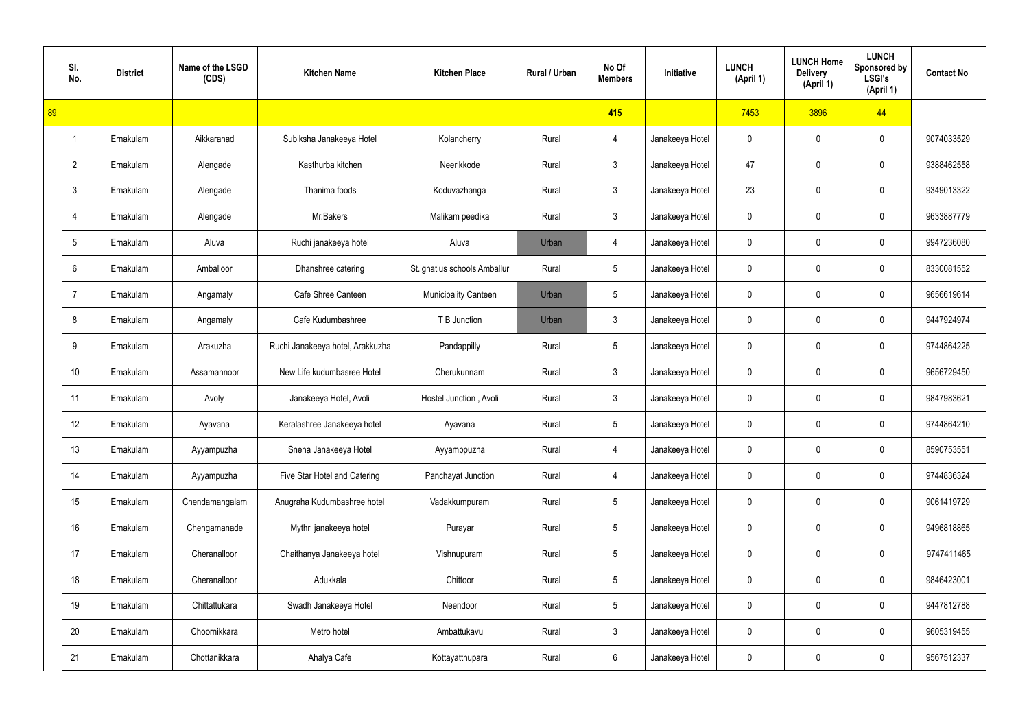| | Sl. No. | District | Name of the LSGD (CDS) | Kitchen Name | Kitchen Place | Rural / Urban | No Of Members | Initiative | LUNCH (April 1) | LUNCH Home Delivery (April 1) | LUNCH Sponsored by LSGI's (April 1) | Contact No |
|---|---|---|---|---|---|---|---|---|---|---|---|---|
| 89 | | | | | | | 415 | | 7453 | 3896 | 44 | |
| | 1 | Ernakulam | Aikkaranad | Subiksha Janakeeya Hotel | Kolancherry | Rural | 4 | Janakeeya Hotel | 0 | 0 | 0 | 9074033529 |
| | 2 | Ernakulam | Alengade | Kasthurba kitchen | Neerikkode | Rural | 3 | Janakeeya Hotel | 47 | 0 | 0 | 9388462558 |
| | 3 | Ernakulam | Alengade | Thanima foods | Koduvazhanga | Rural | 3 | Janakeeya Hotel | 23 | 0 | 0 | 9349013322 |
| | 4 | Ernakulam | Alengade | Mr.Bakers | Malikam peedika | Rural | 3 | Janakeeya Hotel | 0 | 0 | 0 | 9633887779 |
| | 5 | Ernakulam | Aluva | Ruchi janakeeya hotel | Aluva | Urban | 4 | Janakeeya Hotel | 0 | 0 | 0 | 9947236080 |
| | 6 | Ernakulam | Amballoor | Dhanshree catering | St.ignatius schools Amballur | Rural | 5 | Janakeeya Hotel | 0 | 0 | 0 | 8330081552 |
| | 7 | Ernakulam | Angamaly | Cafe Shree Canteen | Municipality Canteen | Urban | 5 | Janakeeya Hotel | 0 | 0 | 0 | 9656619614 |
| | 8 | Ernakulam | Angamaly | Cafe Kudumbashree | T B Junction | Urban | 3 | Janakeeya Hotel | 0 | 0 | 0 | 9447924974 |
| | 9 | Ernakulam | Arakuzha | Ruchi Janakeeya hotel, Arakkuzha | Pandappilly | Rural | 5 | Janakeeya Hotel | 0 | 0 | 0 | 9744864225 |
| | 10 | Ernakulam | Assamannoor | New Life kudumbasree Hotel | Cherukunnam | Rural | 3 | Janakeeya Hotel | 0 | 0 | 0 | 9656729450 |
| | 11 | Ernakulam | Avoly | Janakeeya Hotel, Avoli | Hostel Junction , Avoli | Rural | 3 | Janakeeya Hotel | 0 | 0 | 0 | 9847983621 |
| | 12 | Ernakulam | Ayavana | Keralashree Janakeeya hotel | Ayavana | Rural | 5 | Janakeeya Hotel | 0 | 0 | 0 | 9744864210 |
| | 13 | Ernakulam | Ayyampuzha | Sneha Janakeeya Hotel | Ayyamppuzha | Rural | 4 | Janakeeya Hotel | 0 | 0 | 0 | 8590753551 |
| | 14 | Ernakulam | Ayyampuzha | Five Star Hotel and Catering | Panchayat Junction | Rural | 4 | Janakeeya Hotel | 0 | 0 | 0 | 9744836324 |
| | 15 | Ernakulam | Chendamangalam | Anugraha Kudumbashree hotel | Vadakkumpuram | Rural | 5 | Janakeeya Hotel | 0 | 0 | 0 | 9061419729 |
| | 16 | Ernakulam | Chengamanade | Mythri janakeeya hotel | Purayar | Rural | 5 | Janakeeya Hotel | 0 | 0 | 0 | 9496818865 |
| | 17 | Ernakulam | Cheranalloor | Chaithanya Janakeeya hotel | Vishnupuram | Rural | 5 | Janakeeya Hotel | 0 | 0 | 0 | 9747411465 |
| | 18 | Ernakulam | Cheranalloor | Adukkala | Chittoor | Rural | 5 | Janakeeya Hotel | 0 | 0 | 0 | 9846423001 |
| | 19 | Ernakulam | Chittattukara | Swadh Janakeeya Hotel | Neendoor | Rural | 5 | Janakeeya Hotel | 0 | 0 | 0 | 9447812788 |
| | 20 | Ernakulam | Choornikkara | Metro hotel | Ambattukavu | Rural | 3 | Janakeeya Hotel | 0 | 0 | 0 | 9605319455 |
| | 21 | Ernakulam | Chottanikkara | Ahalya Cafe | Kottayatthupara | Rural | 6 | Janakeeya Hotel | 0 | 0 | 0 | 9567512337 |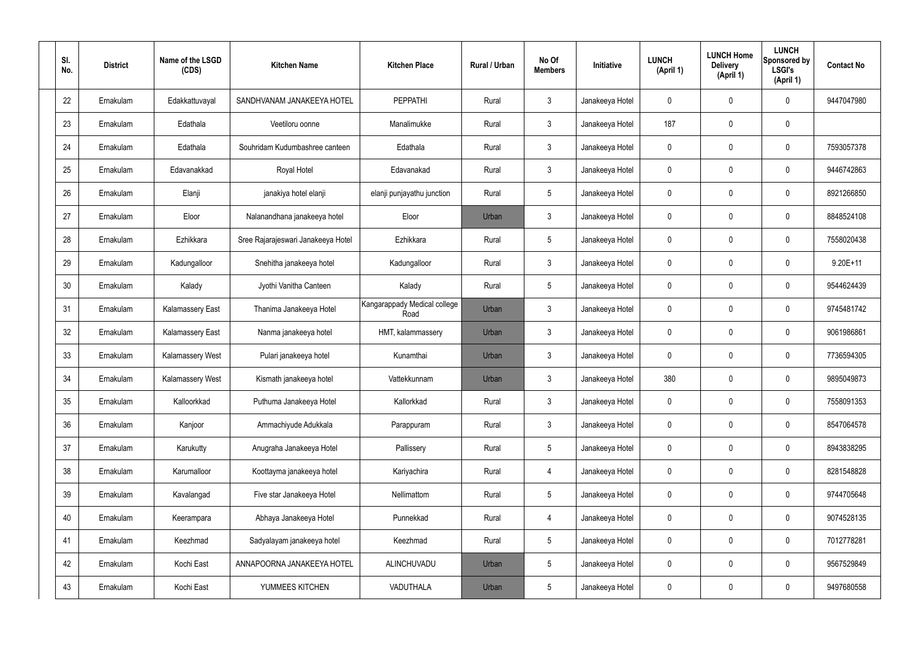| Sl. No. | District | Name of the LSGD (CDS) | Kitchen Name | Kitchen Place | Rural / Urban | No Of Members | Initiative | LUNCH (April 1) | LUNCH Home Delivery (April 1) | LUNCH Sponsored by LSGI's (April 1) | Contact No |
|---|---|---|---|---|---|---|---|---|---|---|---|
| 22 | Ernakulam | Edakkattuvayal | SANDHVANAM JANAKEEYA HOTEL | PEPPATHI | Rural | 3 | Janakeeya Hotel | 0 | 0 | 0 | 9447047980 |
| 23 | Ernakulam | Edathala | Veetiloru oonne | Manalimukke | Rural | 3 | Janakeeya Hotel | 187 | 0 | 0 | |
| 24 | Ernakulam | Edathala | Souhridam Kudumbashree canteen | Edathala | Rural | 3 | Janakeeya Hotel | 0 | 0 | 0 | 7593057378 |
| 25 | Ernakulam | Edavanakkad | Royal Hotel | Edavanakad | Rural | 3 | Janakeeya Hotel | 0 | 0 | 0 | 9446742863 |
| 26 | Ernakulam | Elanji | janakiya hotel elanji | elanji punjayathu junction | Rural | 5 | Janakeeya Hotel | 0 | 0 | 0 | 8921266850 |
| 27 | Ernakulam | Eloor | Nalanandhana janakeeya hotel | Eloor | Urban | 3 | Janakeeya Hotel | 0 | 0 | 0 | 8848524108 |
| 28 | Ernakulam | Ezhikkara | Sree Rajarajeswari Janakeeya Hotel | Ezhikkara | Rural | 5 | Janakeeya Hotel | 0 | 0 | 0 | 7558020438 |
| 29 | Ernakulam | Kadungalloor | Snehitha janakeeya hotel | Kadungalloor | Rural | 3 | Janakeeya Hotel | 0 | 0 | 0 | 9.20E+11 |
| 30 | Ernakulam | Kalady | Jyothi Vanitha Canteen | Kalady | Rural | 5 | Janakeeya Hotel | 0 | 0 | 0 | 9544624439 |
| 31 | Ernakulam | Kalamassery East | Thanima Janakeeya Hotel | Kangarappady Medical college Road | Urban | 3 | Janakeeya Hotel | 0 | 0 | 0 | 9745481742 |
| 32 | Ernakulam | Kalamassery East | Nanma janakeeya hotel | HMT, kalammassery | Urban | 3 | Janakeeya Hotel | 0 | 0 | 0 | 9061986861 |
| 33 | Ernakulam | Kalamassery West | Pulari janakeeya hotel | Kunamthai | Urban | 3 | Janakeeya Hotel | 0 | 0 | 0 | 7736594305 |
| 34 | Ernakulam | Kalamassery West | Kismath janakeeya hotel | Vattekkunnam | Urban | 3 | Janakeeya Hotel | 380 | 0 | 0 | 9895049873 |
| 35 | Ernakulam | Kalloorkkad | Puthuma Janakeeya Hotel | Kallorkkad | Rural | 3 | Janakeeya Hotel | 0 | 0 | 0 | 7558091353 |
| 36 | Ernakulam | Kanjoor | Ammachiyude Adukkala | Parappuram | Rural | 3 | Janakeeya Hotel | 0 | 0 | 0 | 8547064578 |
| 37 | Ernakulam | Karukutty | Anugraha Janakeeya Hotel | Pallissery | Rural | 5 | Janakeeya Hotel | 0 | 0 | 0 | 8943838295 |
| 38 | Ernakulam | Karumalloor | Koottayma janakeeya hotel | Kariyachira | Rural | 4 | Janakeeya Hotel | 0 | 0 | 0 | 8281548828 |
| 39 | Ernakulam | Kavalangad | Five star Janakeeya Hotel | Nellimattom | Rural | 5 | Janakeeya Hotel | 0 | 0 | 0 | 9744705648 |
| 40 | Ernakulam | Keerampara | Abhaya Janakeeya Hotel | Punnekkad | Rural | 4 | Janakeeya Hotel | 0 | 0 | 0 | 9074528135 |
| 41 | Ernakulam | Keezhmad | Sadyalayam janakeeya hotel | Keezhmad | Rural | 5 | Janakeeya Hotel | 0 | 0 | 0 | 7012778281 |
| 42 | Ernakulam | Kochi East | ANNAPOORNA JANAKEEYA HOTEL | ALINCHUVADU | Urban | 5 | Janakeeya Hotel | 0 | 0 | 0 | 9567529849 |
| 43 | Ernakulam | Kochi East | YUMMEES KITCHEN | VADUTHALA | Urban | 5 | Janakeeya Hotel | 0 | 0 | 0 | 9497680558 |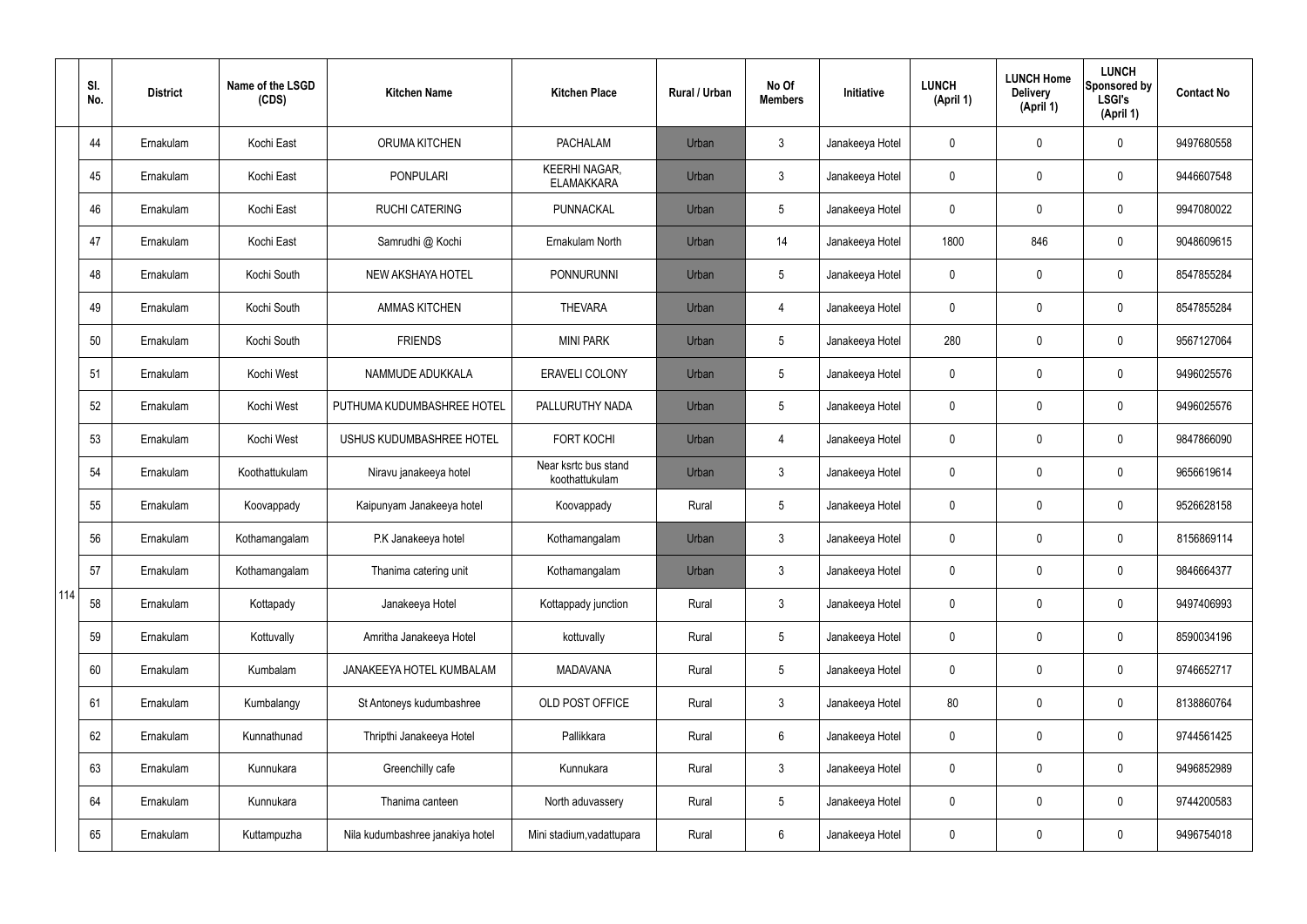|  | Sl. No. | District | Name of the LSGD (CDS) | Kitchen Name | Kitchen Place | Rural / Urban | No Of Members | Initiative | LUNCH (April 1) | LUNCH Home Delivery (April 1) | LUNCH Sponsored by LSGI's (April 1) | Contact No |
|---|---|---|---|---|---|---|---|---|---|---|---|---|
| 114 | 44 | Ernakulam | Kochi East | ORUMA KITCHEN | PACHALAM | Urban | 3 | Janakeeya Hotel | 0 | 0 | 0 | 9497680558 |
|  | 45 | Ernakulam | Kochi East | PONPULARI | KEERHI NAGAR, ELAMAKKARA | Urban | 3 | Janakeeya Hotel | 0 | 0 | 0 | 9446607548 |
|  | 46 | Ernakulam | Kochi East | RUCHI CATERING | PUNNACKAL | Urban | 5 | Janakeeya Hotel | 0 | 0 | 0 | 9947080022 |
|  | 47 | Ernakulam | Kochi East | Samrudhi @ Kochi | Ernakulam North | Urban | 14 | Janakeeya Hotel | 1800 | 846 | 0 | 9048609615 |
|  | 48 | Ernakulam | Kochi South | NEW AKSHAYA HOTEL | PONNURUNNI | Urban | 5 | Janakeeya Hotel | 0 | 0 | 0 | 8547855284 |
|  | 49 | Ernakulam | Kochi South | AMMAS KITCHEN | THEVARA | Urban | 4 | Janakeeya Hotel | 0 | 0 | 0 | 8547855284 |
|  | 50 | Ernakulam | Kochi South | FRIENDS | MINI PARK | Urban | 5 | Janakeeya Hotel | 280 | 0 | 0 | 9567127064 |
|  | 51 | Ernakulam | Kochi West | NAMMUDE ADUKKALA | ERAVELI COLONY | Urban | 5 | Janakeeya Hotel | 0 | 0 | 0 | 9496025576 |
|  | 52 | Ernakulam | Kochi West | PUTHUMA KUDUMBASHREE HOTEL | PALLURUTHY NADA | Urban | 5 | Janakeeya Hotel | 0 | 0 | 0 | 9496025576 |
|  | 53 | Ernakulam | Kochi West | USHUS KUDUMBASHREE HOTEL | FORT KOCHI | Urban | 4 | Janakeeya Hotel | 0 | 0 | 0 | 9847866090 |
|  | 54 | Ernakulam | Koothattukulam | Niravu janakeeya hotel | Near ksrtc bus stand koothattukulam | Urban | 3 | Janakeeya Hotel | 0 | 0 | 0 | 9656619614 |
|  | 55 | Ernakulam | Koovappady | Kaipunyam Janakeeya hotel | Koovappady | Rural | 5 | Janakeeya Hotel | 0 | 0 | 0 | 9526628158 |
|  | 56 | Ernakulam | Kothamangalam | P.K Janakeeya hotel | Kothamangalam | Urban | 3 | Janakeeya Hotel | 0 | 0 | 0 | 8156869114 |
|  | 57 | Ernakulam | Kothamangalam | Thanima catering unit | Kothamangalam | Urban | 3 | Janakeeya Hotel | 0 | 0 | 0 | 9846664377 |
|  | 58 | Ernakulam | Kottapady | Janakeeya Hotel | Kottappady junction | Rural | 3 | Janakeeya Hotel | 0 | 0 | 0 | 9497406993 |
|  | 59 | Ernakulam | Kottuvally | Amritha Janakeeya Hotel | kottuvally | Rural | 5 | Janakeeya Hotel | 0 | 0 | 0 | 8590034196 |
|  | 60 | Ernakulam | Kumbalam | JANAKEEYA HOTEL KUMBALAM | MADAVANA | Rural | 5 | Janakeeya Hotel | 0 | 0 | 0 | 9746652717 |
|  | 61 | Ernakulam | Kumbalangy | St Antoneys kudumbashree | OLD POST OFFICE | Rural | 3 | Janakeeya Hotel | 80 | 0 | 0 | 8138860764 |
|  | 62 | Ernakulam | Kunnathunad | Thripthi Janakeeya Hotel | Pallikkara | Rural | 6 | Janakeeya Hotel | 0 | 0 | 0 | 9744561425 |
|  | 63 | Ernakulam | Kunnukara | Greenchilly cafe | Kunnukara | Rural | 3 | Janakeeya Hotel | 0 | 0 | 0 | 9496852989 |
|  | 64 | Ernakulam | Kunnukara | Thanima canteen | North aduvassery | Rural | 5 | Janakeeya Hotel | 0 | 0 | 0 | 9744200583 |
|  | 65 | Ernakulam | Kuttampuzha | Nila kudumbashree janakiya hotel | Mini stadium,vadattupara | Rural | 6 | Janakeeya Hotel | 0 | 0 | 0 | 9496754018 |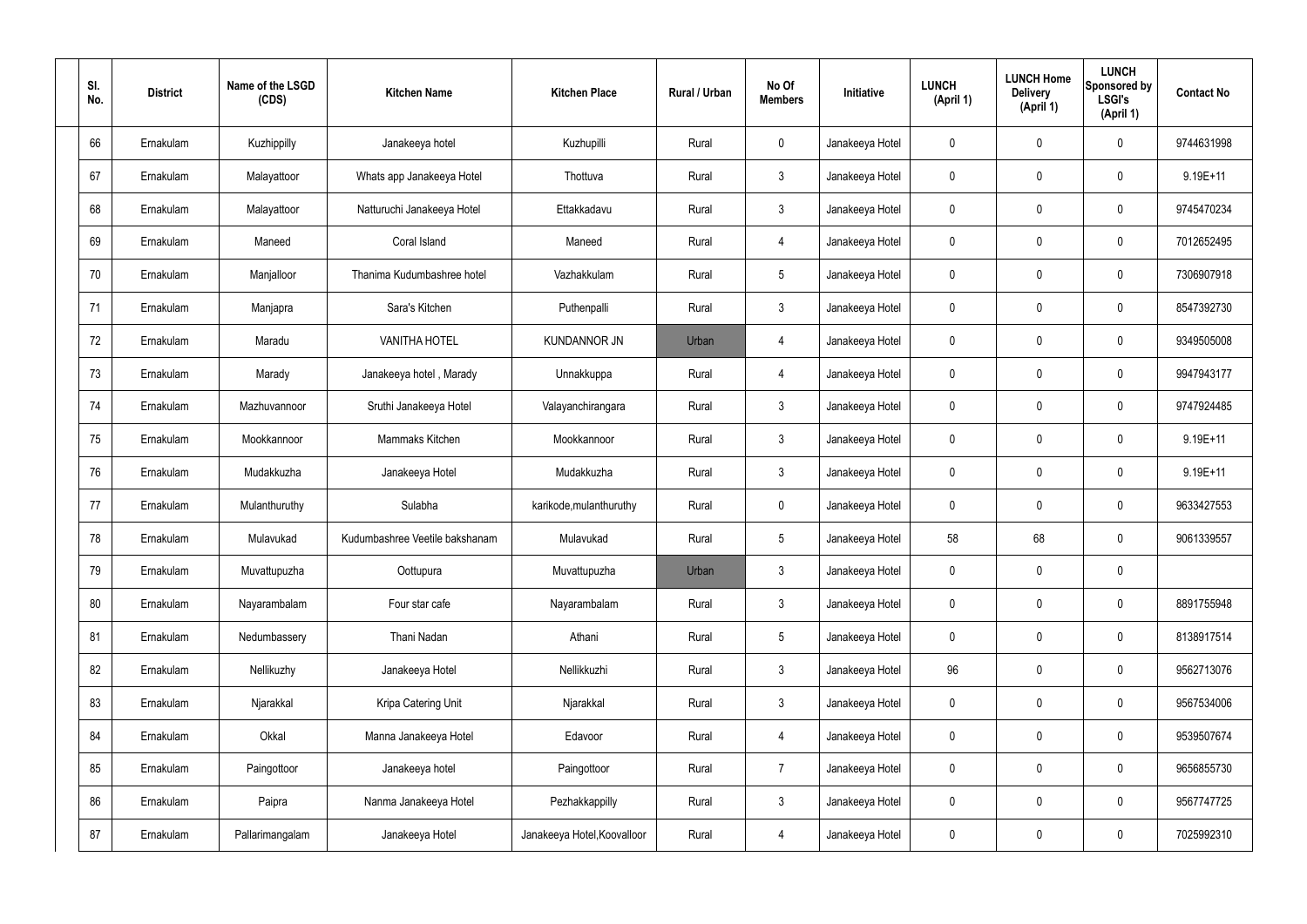| Sl. No. | District | Name of the LSGD (CDS) | Kitchen Name | Kitchen Place | Rural / Urban | No Of Members | Initiative | LUNCH (April 1) | LUNCH Home Delivery (April 1) | LUNCH Sponsored by LSGI's (April 1) | Contact No |
|---|---|---|---|---|---|---|---|---|---|---|---|
| 66 | Ernakulam | Kuzhippilly | Janakeeya hotel | Kuzhupilli | Rural | 0 | Janakeeya Hotel | 0 | 0 | 0 | 9744631998 |
| 67 | Ernakulam | Malayattoor | Whats app Janakeeya Hotel | Thottuva | Rural | 3 | Janakeeya Hotel | 0 | 0 | 0 | 9.19E+11 |
| 68 | Ernakulam | Malayattoor | Natturuchi Janakeeya Hotel | Ettakkadavu | Rural | 3 | Janakeeya Hotel | 0 | 0 | 0 | 9745470234 |
| 69 | Ernakulam | Maneed | Coral Island | Maneed | Rural | 4 | Janakeeya Hotel | 0 | 0 | 0 | 7012652495 |
| 70 | Ernakulam | Manjalloor | Thanima Kudumbashree hotel | Vazhakkulam | Rural | 5 | Janakeeya Hotel | 0 | 0 | 0 | 7306907918 |
| 71 | Ernakulam | Manjapra | Sara's Kitchen | Puthenpalli | Rural | 3 | Janakeeya Hotel | 0 | 0 | 0 | 8547392730 |
| 72 | Ernakulam | Maradu | VANITHA HOTEL | KUNDANNOR JN | Urban | 4 | Janakeeya Hotel | 0 | 0 | 0 | 9349505008 |
| 73 | Ernakulam | Marady | Janakeeya hotel , Marady | Unnakkuppa | Rural | 4 | Janakeeya Hotel | 0 | 0 | 0 | 9947943177 |
| 74 | Ernakulam | Mazhuvannoor | Sruthi Janakeeya Hotel | Valayanchirangara | Rural | 3 | Janakeeya Hotel | 0 | 0 | 0 | 9747924485 |
| 75 | Ernakulam | Mookkannoor | Mammaks Kitchen | Mookkannoor | Rural | 3 | Janakeeya Hotel | 0 | 0 | 0 | 9.19E+11 |
| 76 | Ernakulam | Mudakkuzha | Janakeeya Hotel | Mudakkuzha | Rural | 3 | Janakeeya Hotel | 0 | 0 | 0 | 9.19E+11 |
| 77 | Ernakulam | Mulanthuruthy | Sulabha | karikode,mulanthuruthy | Rural | 0 | Janakeeya Hotel | 0 | 0 | 0 | 9633427553 |
| 78 | Ernakulam | Mulavukad | Kudumbashree Veetile bakshanam | Mulavukad | Rural | 5 | Janakeeya Hotel | 58 | 68 | 0 | 9061339557 |
| 79 | Ernakulam | Muvattupuzha | Oottupura | Muvattupuzha | Urban | 3 | Janakeeya Hotel | 0 | 0 | 0 | |
| 80 | Ernakulam | Nayarambalam | Four star cafe | Nayarambalam | Rural | 3 | Janakeeya Hotel | 0 | 0 | 0 | 8891755948 |
| 81 | Ernakulam | Nedumbassery | Thani Nadan | Athani | Rural | 5 | Janakeeya Hotel | 0 | 0 | 0 | 8138917514 |
| 82 | Ernakulam | Nellikuzhy | Janakeeya Hotel | Nellikkuzhi | Rural | 3 | Janakeeya Hotel | 96 | 0 | 0 | 9562713076 |
| 83 | Ernakulam | Njarakkal | Kripa Catering Unit | Njarakkal | Rural | 3 | Janakeeya Hotel | 0 | 0 | 0 | 9567534006 |
| 84 | Ernakulam | Okkal | Manna Janakeeya Hotel | Edavoor | Rural | 4 | Janakeeya Hotel | 0 | 0 | 0 | 9539507674 |
| 85 | Ernakulam | Paingottoor | Janakeeya hotel | Paingottoor | Rural | 7 | Janakeeya Hotel | 0 | 0 | 0 | 9656855730 |
| 86 | Ernakulam | Paipra | Nanma Janakeeya Hotel | Pezhakkappilly | Rural | 3 | Janakeeya Hotel | 0 | 0 | 0 | 9567747725 |
| 87 | Ernakulam | Pallarimangalam | Janakeeya Hotel | Janakeeya Hotel,Koovalloor | Rural | 4 | Janakeeya Hotel | 0 | 0 | 0 | 7025992310 |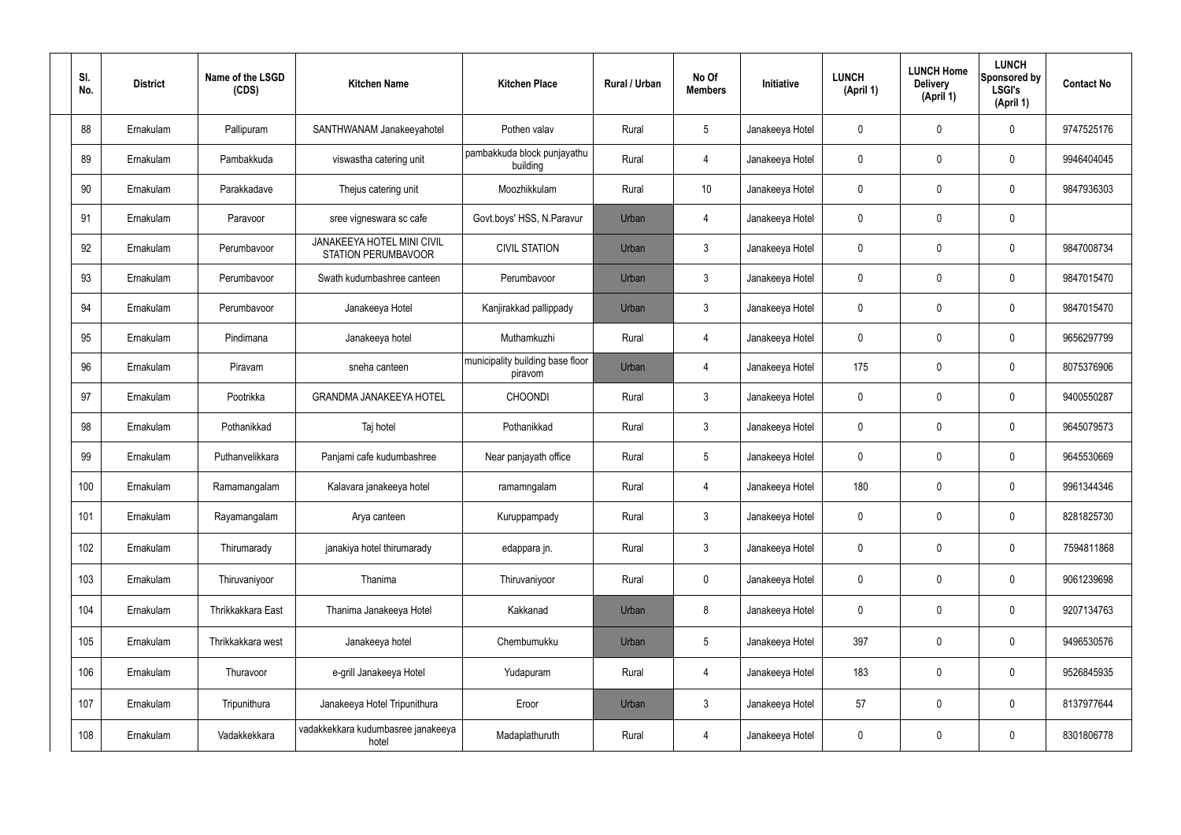| Sl. No. | District | Name of the LSGD (CDS) | Kitchen Name | Kitchen Place | Rural / Urban | No Of Members | Initiative | LUNCH (April 1) | LUNCH Home Delivery (April 1) | LUNCH Sponsored by LSGI's (April 1) | Contact No |
|---|---|---|---|---|---|---|---|---|---|---|---|
| 88 | Ernakulam | Pallipuram | SANTHWANAM Janakeeyahotel | Pothen valav | Rural | 5 | Janakeeya Hotel | 0 | 0 | 0 | 9747525176 |
| 89 | Ernakulam | Pambakkuda | viswastha catering unit | pambakkuda block punjayathu building | Rural | 4 | Janakeeya Hotel | 0 | 0 | 0 | 9946404045 |
| 90 | Ernakulam | Parakkadave | Thejus catering unit | Moozhikkulam | Rural | 10 | Janakeeya Hotel | 0 | 0 | 0 | 9847936303 |
| 91 | Ernakulam | Paravoor | sree vigneswara sc cafe | Govt.boys' HSS, N.Paravur | Urban | 4 | Janakeeya Hotel | 0 | 0 | 0 | |
| 92 | Ernakulam | Perumbavoor | JANAKEEYA HOTEL MINI CIVIL STATION PERUMBAVOOR | CIVIL STATION | Urban | 3 | Janakeeya Hotel | 0 | 0 | 0 | 9847008734 |
| 93 | Ernakulam | Perumbavoor | Swath kudumbashree canteen | Perumbavoor | Urban | 3 | Janakeeya Hotel | 0 | 0 | 0 | 9847015470 |
| 94 | Ernakulam | Perumbavoor | Janakeeya Hotel | Kanjirakkad pallippady | Urban | 3 | Janakeeya Hotel | 0 | 0 | 0 | 9847015470 |
| 95 | Ernakulam | Pindimana | Janakeeya hotel | Muthamkuzhi | Rural | 4 | Janakeeya Hotel | 0 | 0 | 0 | 9656297799 |
| 96 | Ernakulam | Piravam | sneha canteen | municipality building base floor piravom | Urban | 4 | Janakeeya Hotel | 175 | 0 | 0 | 8075376906 |
| 97 | Ernakulam | Pootrikka | GRANDMA JANAKEEYA HOTEL | CHOONDI | Rural | 3 | Janakeeya Hotel | 0 | 0 | 0 | 9400550287 |
| 98 | Ernakulam | Pothanikkad | Taj hotel | Pothanikkad | Rural | 3 | Janakeeya Hotel | 0 | 0 | 0 | 9645079573 |
| 99 | Ernakulam | Puthanvelikkara | Panjami cafe kudumbashree | Near panjayath office | Rural | 5 | Janakeeya Hotel | 0 | 0 | 0 | 9645530669 |
| 100 | Ernakulam | Ramamangalam | Kalavara janakeeya hotel | ramamngalam | Rural | 4 | Janakeeya Hotel | 180 | 0 | 0 | 9961344346 |
| 101 | Ernakulam | Rayamangalam | Arya canteen | Kuruppampady | Rural | 3 | Janakeeya Hotel | 0 | 0 | 0 | 8281825730 |
| 102 | Ernakulam | Thirumarady | janakiya hotel thirumarady | edappara jn. | Rural | 3 | Janakeeya Hotel | 0 | 0 | 0 | 7594811868 |
| 103 | Ernakulam | Thiruvaniyoor | Thanima | Thiruvaniyoor | Rural | 0 | Janakeeya Hotel | 0 | 0 | 0 | 9061239698 |
| 104 | Ernakulam | Thrikkakkara East | Thanima Janakeeya Hotel | Kakkanad | Urban | 8 | Janakeeya Hotel | 0 | 0 | 0 | 9207134763 |
| 105 | Ernakulam | Thrikkakkara west | Janakeeya hotel | Chembumukku | Urban | 5 | Janakeeya Hotel | 397 | 0 | 0 | 9496530576 |
| 106 | Ernakulam | Thuravoor | e-grill Janakeeya Hotel | Yudapuram | Rural | 4 | Janakeeya Hotel | 183 | 0 | 0 | 9526845935 |
| 107 | Ernakulam | Tripunithura | Janakeeya Hotel Tripunithura | Eroor | Urban | 3 | Janakeeya Hotel | 57 | 0 | 0 | 8137977644 |
| 108 | Ernakulam | Vadakkekkara | vadakkekkara kudumbasree janakeeya hotel | Madaplathuruth | Rural | 4 | Janakeeya Hotel | 0 | 0 | 0 | 8301806778 |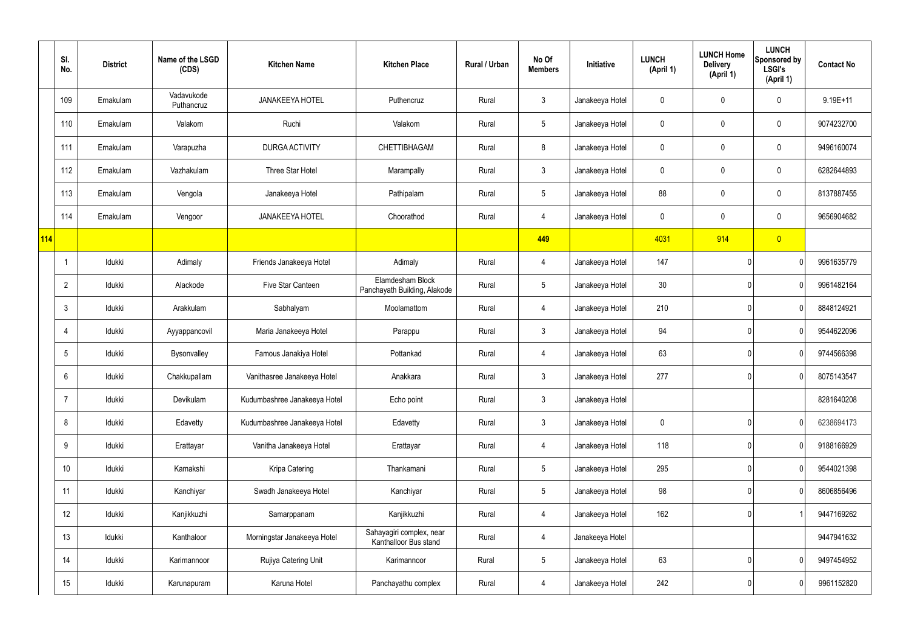|  | Sl. No. | District | Name of the LSGD (CDS) | Kitchen Name | Kitchen Place | Rural / Urban | No Of Members | Initiative | LUNCH (April 1) | LUNCH Home Delivery (April 1) | LUNCH Sponsored by LSGI's (April 1) | Contact No |
|---|---|---|---|---|---|---|---|---|---|---|---|---|
|  | 109 | Ernakulam | Vadavukode Puthancruz | JANAKEEYA HOTEL | Puthencruz | Rural | 3 | Janakeeya Hotel | 0 | 0 | 0 | 9.19E+11 |
|  | 110 | Ernakulam | Valakom | Ruchi | Valakom | Rural | 5 | Janakeeya Hotel | 0 | 0 | 0 | 9074232700 |
|  | 111 | Ernakulam | Varapuzha | DURGA ACTIVITY | CHETTIBHAGAM | Rural | 8 | Janakeeya Hotel | 0 | 0 | 0 | 9496160074 |
|  | 112 | Ernakulam | Vazhakulam | Three Star Hotel | Marampally | Rural | 3 | Janakeeya Hotel | 0 | 0 | 0 | 6282644893 |
|  | 113 | Ernakulam | Vengola | Janakeeya Hotel | Pathipalam | Rural | 5 | Janakeeya Hotel | 88 | 0 | 0 | 8137887455 |
|  | 114 | Ernakulam | Vengoor | JANAKEEYA HOTEL | Choorathod | Rural | 4 | Janakeeya Hotel | 0 | 0 | 0 | 9656904682 |
| 114 |  |  |  |  |  |  | 449 |  | 4031 | 914 | 0 |  |
|  | 1 | Idukki | Adimaly | Friends Janakeeya Hotel | Adimaly | Rural | 4 | Janakeeya Hotel | 147 | 0 | 0 | 9961635779 |
|  | 2 | Idukki | Alackode | Five Star Canteen | Elamdesham Block Panchayath Building, Alakode | Rural | 5 | Janakeeya Hotel | 30 | 0 | 0 | 9961482164 |
|  | 3 | Idukki | Arakkulam | Sabhalyam | Moolamattom | Rural | 4 | Janakeeya Hotel | 210 | 0 | 0 | 8848124921 |
|  | 4 | Idukki | Ayyappancovil | Maria Janakeeya Hotel | Parappu | Rural | 3 | Janakeeya Hotel | 94 | 0 | 0 | 9544622096 |
|  | 5 | Idukki | Bysonvalley | Famous Janakiya Hotel | Pottankad | Rural | 4 | Janakeeya Hotel | 63 | 0 | 0 | 9744566398 |
|  | 6 | Idukki | Chakkupallam | Vanithasree Janakeeya Hotel | Anakkara | Rural | 3 | Janakeeya Hotel | 277 | 0 | 0 | 8075143547 |
|  | 7 | Idukki | Devikulam | Kudumbashree Janakeeya Hotel | Echo point | Rural | 3 | Janakeeya Hotel |  |  |  | 8281640208 |
|  | 8 | Idukki | Edavetty | Kudumbashree Janakeeya Hotel | Edavetty | Rural | 3 | Janakeeya Hotel | 0 | 0 | 0 | 6238694173 |
|  | 9 | Idukki | Erattayar | Vanitha Janakeeya Hotel | Erattayar | Rural | 4 | Janakeeya Hotel | 118 | 0 | 0 | 9188166929 |
|  | 10 | Idukki | Kamakshi | Kripa Catering | Thankamani | Rural | 5 | Janakeeya Hotel | 295 | 0 | 0 | 9544021398 |
|  | 11 | Idukki | Kanchiyar | Swadh Janakeeya Hotel | Kanchiyar | Rural | 5 | Janakeeya Hotel | 98 | 0 | 0 | 8606856496 |
|  | 12 | Idukki | Kanjikkuzhi | Samarppanam | Kanjikkuzhi | Rural | 4 | Janakeeya Hotel | 162 | 0 | 1 | 9447169262 |
|  | 13 | Idukki | Kanthaloor | Morningstar Janakeeya Hotel | Sahayagiri complex, near Kanthalloor Bus stand | Rural | 4 | Janakeeya Hotel |  |  |  | 9447941632 |
|  | 14 | Idukki | Karimannoor | Rujiya Catering Unit | Karimannoor | Rural | 5 | Janakeeya Hotel | 63 | 0 | 0 | 9497454952 |
|  | 15 | Idukki | Karunapuram | Karuna Hotel | Panchayathu complex | Rural | 4 | Janakeeya Hotel | 242 | 0 | 0 | 9961152820 |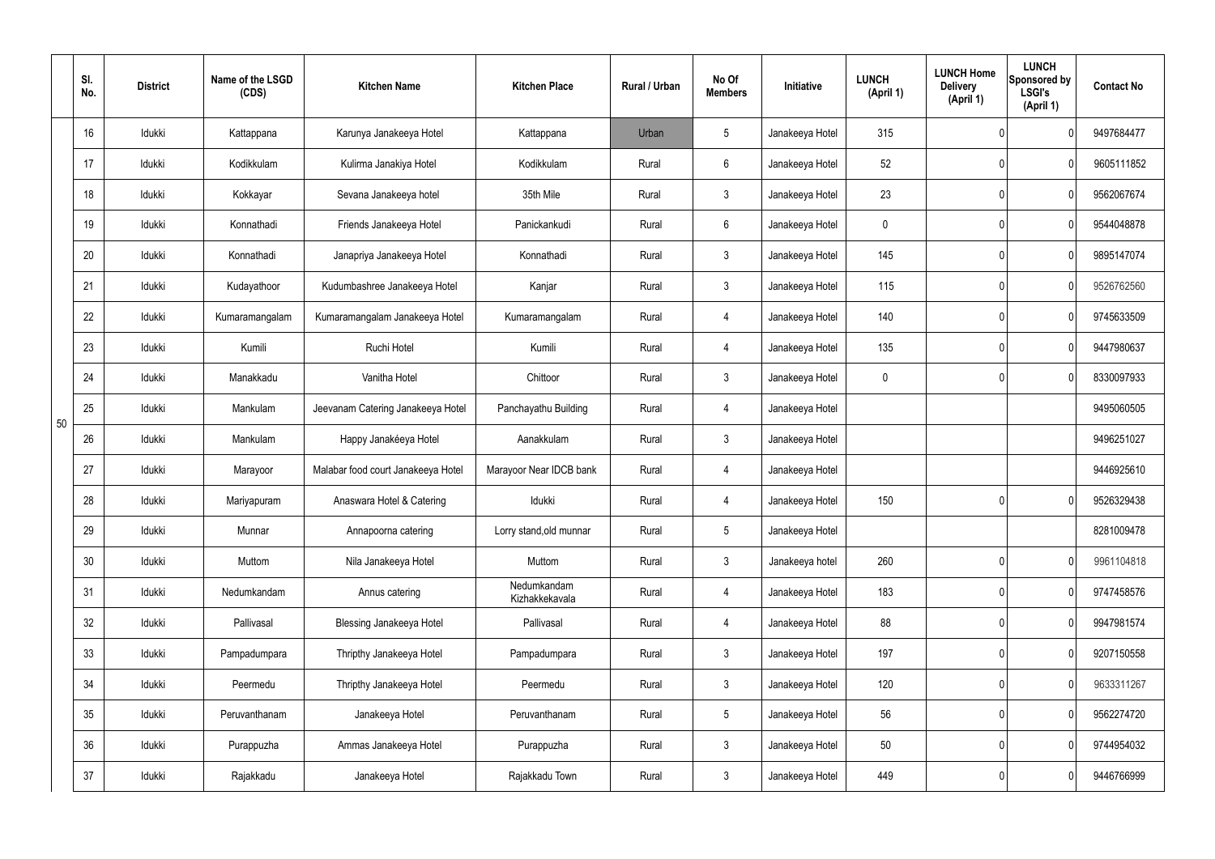|  | Sl. No. | District | Name of the LSGD (CDS) | Kitchen Name | Kitchen Place | Rural / Urban | No Of Members | Initiative | LUNCH (April 1) | LUNCH Home Delivery (April 1) | LUNCH Sponsored by LSGI's (April 1) | Contact No |
|---|---|---|---|---|---|---|---|---|---|---|---|---|
| 50 | 16 | Idukki | Kattappana | Karunya Janakeeya Hotel | Kattappana | Urban | 5 | Janakeeya Hotel | 315 | 0 | 0 | 9497684477 |
|  | 17 | Idukki | Kodikkulam | Kulirma Janakiya Hotel | Kodikkulam | Rural | 6 | Janakeeya Hotel | 52 | 0 | 0 | 9605111852 |
|  | 18 | Idukki | Kokkayar | Sevana Janakeeya hotel | 35th Mile | Rural | 3 | Janakeeya Hotel | 23 | 0 | 0 | 9562067674 |
|  | 19 | Idukki | Konnathadi | Friends Janakeeya Hotel | Panickankudi | Rural | 6 | Janakeeya Hotel | 0 | 0 | 0 | 9544048878 |
|  | 20 | Idukki | Konnathadi | Janapriya Janakeeya Hotel | Konnathadi | Rural | 3 | Janakeeya Hotel | 145 | 0 | 0 | 9895147074 |
|  | 21 | Idukki | Kudayathoor | Kudumbashree Janakeeya Hotel | Kanjar | Rural | 3 | Janakeeya Hotel | 115 | 0 | 0 | 9526762560 |
|  | 22 | Idukki | Kumaramangalam | Kumaramangalam Janakeeya Hotel | Kumaramangalam | Rural | 4 | Janakeeya Hotel | 140 | 0 | 0 | 9745633509 |
|  | 23 | Idukki | Kumili | Ruchi Hotel | Kumili | Rural | 4 | Janakeeya Hotel | 135 | 0 | 0 | 9447980637 |
|  | 24 | Idukki | Manakkadu | Vanitha Hotel | Chittoor | Rural | 3 | Janakeeya Hotel | 0 | 0 | 0 | 8330097933 |
|  | 25 | Idukki | Mankulam | Jeevanam Catering Janakeeya Hotel | Panchayathu Building | Rural | 4 | Janakeeya Hotel |  |  |  | 9495060505 |
|  | 26 | Idukki | Mankulam | Happy Janakéeya Hotel | Aanakkulam | Rural | 3 | Janakeeya Hotel |  |  |  | 9496251027 |
|  | 27 | Idukki | Marayoor | Malabar food court Janakeeya Hotel | Marayoor Near IDCB bank | Rural | 4 | Janakeeya Hotel |  |  |  | 9446925610 |
|  | 28 | Idukki | Mariyapuram | Anaswara Hotel & Catering | Idukki | Rural | 4 | Janakeeya Hotel | 150 | 0 | 0 | 9526329438 |
|  | 29 | Idukki | Munnar | Annapoorna catering | Lorry stand,old munnar | Rural | 5 | Janakeeya Hotel |  |  |  | 8281009478 |
|  | 30 | Idukki | Muttom | Nila Janakeeya Hotel | Muttom | Rural | 3 | Janakeeya hotel | 260 | 0 | 0 | 9961104818 |
|  | 31 | Idukki | Nedumkandam | Annus catering | Nedumkandam Kizhakkekavala | Rural | 4 | Janakeeya Hotel | 183 | 0 | 0 | 9747458576 |
|  | 32 | Idukki | Pallivasal | Blessing Janakeeya Hotel | Pallivasal | Rural | 4 | Janakeeya Hotel | 88 | 0 | 0 | 9947981574 |
|  | 33 | Idukki | Pampadumpara | Thripthy Janakeeya Hotel | Pampadumpara | Rural | 3 | Janakeeya Hotel | 197 | 0 | 0 | 9207150558 |
|  | 34 | Idukki | Peermedu | Thripthy Janakeeya Hotel | Peermedu | Rural | 3 | Janakeeya Hotel | 120 | 0 | 0 | 9633311267 |
|  | 35 | Idukki | Peruvanthanam | Janakeeya Hotel | Peruvanthanam | Rural | 5 | Janakeeya Hotel | 56 | 0 | 0 | 9562274720 |
|  | 36 | Idukki | Purappuzha | Ammas Janakeeya Hotel | Purappuzha | Rural | 3 | Janakeeya Hotel | 50 | 0 | 0 | 9744954032 |
|  | 37 | Idukki | Rajakkadu | Janakeeya Hotel | Rajakkadu Town | Rural | 3 | Janakeeya Hotel | 449 | 0 | 0 | 9446766999 |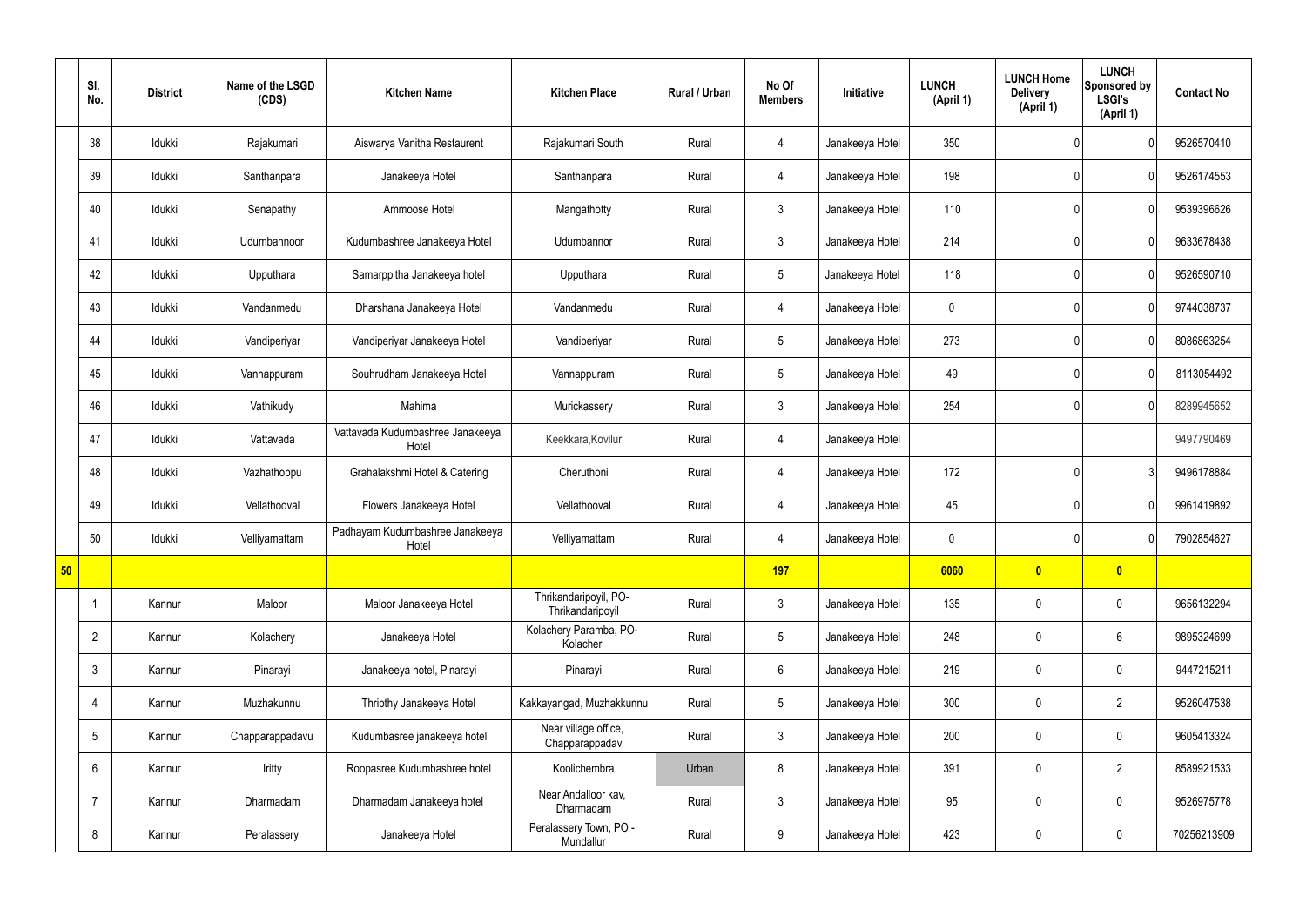| | Sl. No. | District | Name of the LSGD (CDS) | Kitchen Name | Kitchen Place | Rural / Urban | No Of Members | Initiative | LUNCH (April 1) | LUNCH Home Delivery (April 1) | LUNCH Sponsored by LSGI's (April 1) | Contact No |
|---|---|---|---|---|---|---|---|---|---|---|---|---|
| | 38 | Idukki | Rajakumari | Aiswarya Vanitha Restaurent | Rajakumari South | Rural | 4 | Janakeeya Hotel | 350 | 0 | 0 | 9526570410 |
| | 39 | Idukki | Santhanpara | Janakeeya Hotel | Santhanpara | Rural | 4 | Janakeeya Hotel | 198 | 0 | 0 | 9526174553 |
| | 40 | Idukki | Senapathy | Ammoose Hotel | Mangathotty | Rural | 3 | Janakeeya Hotel | 110 | 0 | 0 | 9539396626 |
| | 41 | Idukki | Udumbannoor | Kudumbashree Janakeeya Hotel | Udumbannor | Rural | 3 | Janakeeya Hotel | 214 | 0 | 0 | 9633678438 |
| | 42 | Idukki | Upputhara | Samarppitha Janakeeya hotel | Upputhara | Rural | 5 | Janakeeya Hotel | 118 | 0 | 0 | 9526590710 |
| | 43 | Idukki | Vandanmedu | Dharshana Janakeeya Hotel | Vandanmedu | Rural | 4 | Janakeeya Hotel | 0 | 0 | 0 | 9744038737 |
| | 44 | Idukki | Vandiperiyar | Vandiperiyar Janakeeya Hotel | Vandiperiyar | Rural | 5 | Janakeeya Hotel | 273 | 0 | 0 | 8086863254 |
| | 45 | Idukki | Vannappuram | Souhrudham Janakeeya Hotel | Vannappuram | Rural | 5 | Janakeeya Hotel | 49 | 0 | 0 | 8113054492 |
| | 46 | Idukki | Vathikudy | Mahima | Murickassery | Rural | 3 | Janakeeya Hotel | 254 | 0 | 0 | 8289945652 |
| | 47 | Idukki | Vattavada | Vattavada Kudumbashree Janakeeya Hotel | Keekkara,Kovilur | Rural | 4 | Janakeeya Hotel | | | | 9497790469 |
| | 48 | Idukki | Vazhathoppu | Grahalakshmi Hotel & Catering | Cheruthoni | Rural | 4 | Janakeeya Hotel | 172 | 0 | 3 | 9496178884 |
| | 49 | Idukki | Vellathooval | Flowers Janakeeya Hotel | Vellathooval | Rural | 4 | Janakeeya Hotel | 45 | 0 | 0 | 9961419892 |
| | 50 | Idukki | Velliyamattam | Padhayam Kudumbashree Janakeeya Hotel | Velliyamattam | Rural | 4 | Janakeeya Hotel | 0 | 0 | 0 | 7902854627 |
| **50** | | | | | | | **197** | | **6060** | **0** | **0** | |
| | 1 | Kannur | Maloor | Maloor Janakeeya Hotel | Thrikandaripoyil, PO-Thrikandaripoyil | Rural | 3 | Janakeeya Hotel | 135 | 0 | 0 | 9656132294 |
| | 2 | Kannur | Kolachery | Janakeeya Hotel | Kolachery Paramba, PO-Kolacheri | Rural | 5 | Janakeeya Hotel | 248 | 0 | 6 | 9895324699 |
| | 3 | Kannur | Pinarayi | Janakeeya hotel, Pinarayi | Pinarayi | Rural | 6 | Janakeeya Hotel | 219 | 0 | 0 | 9447215211 |
| | 4 | Kannur | Muzhakunnu | Thripthy Janakeeya Hotel | Kakkayangad, Muzhakkunnu | Rural | 5 | Janakeeya Hotel | 300 | 0 | 2 | 9526047538 |
| | 5 | Kannur | Chapparappadavu | Kudumbasree janakeeya hotel | Near village office, Chapparappadav | Rural | 3 | Janakeeya Hotel | 200 | 0 | 0 | 9605413324 |
| | 6 | Kannur | Iritty | Roopasree Kudumbashree hotel | Koolichembra | Urban | 8 | Janakeeya Hotel | 391 | 0 | 2 | 8589921533 |
| | 7 | Kannur | Dharmadam | Dharmadam Janakeeya hotel | Near Andalloor kav, Dharmadam | Rural | 3 | Janakeeya Hotel | 95 | 0 | 0 | 9526975778 |
| | 8 | Kannur | Peralassery | Janakeeya Hotel | Peralassery Town, PO - Mundallur | Rural | 9 | Janakeeya Hotel | 423 | 0 | 0 | 70256213909 |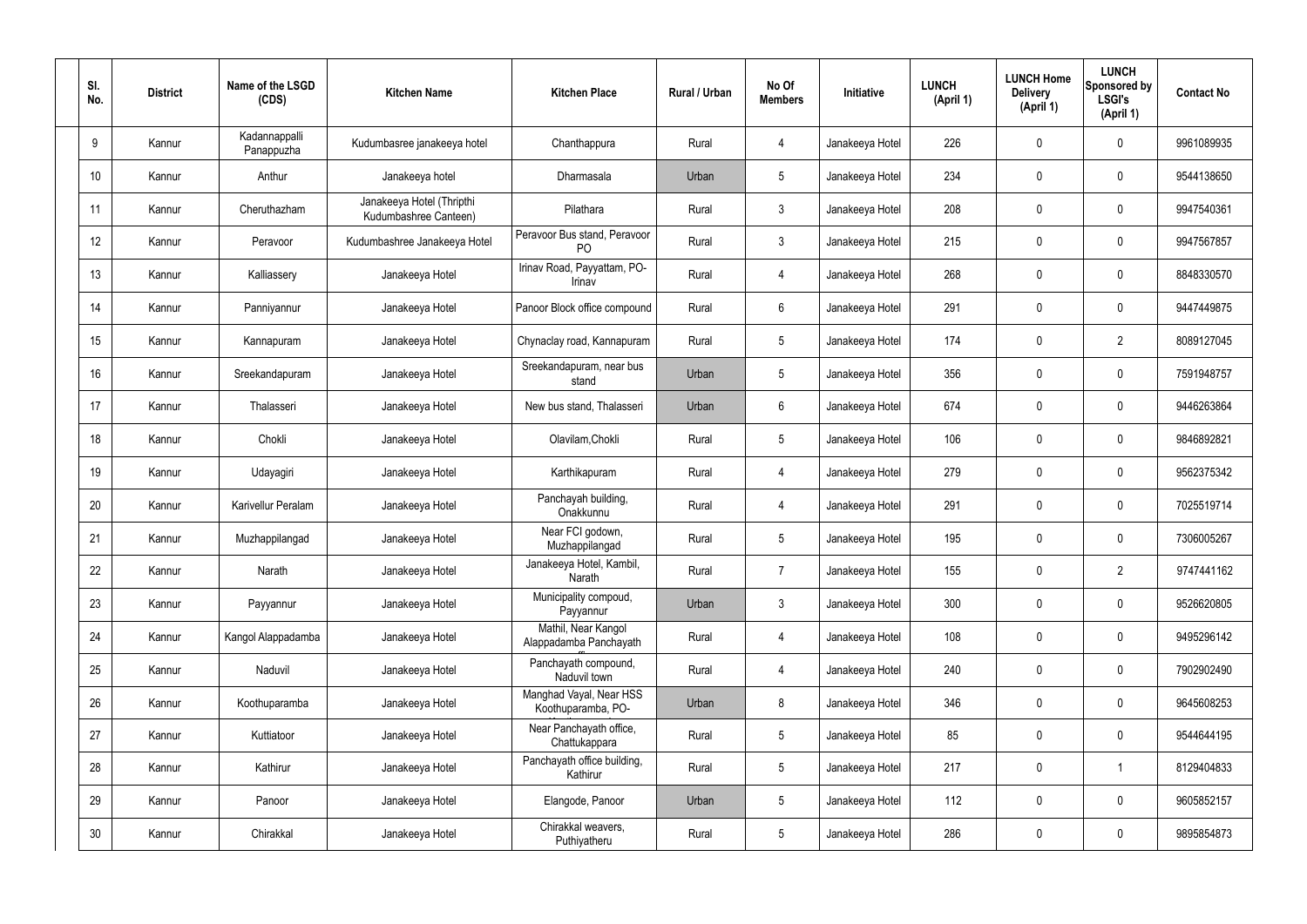| Sl. No. | District | Name of the LSGD (CDS) | Kitchen Name | Kitchen Place | Rural / Urban | No Of Members | Initiative | LUNCH (April 1) | LUNCH Home Delivery (April 1) | LUNCH Sponsored by LSGI's (April 1) | Contact No |
|---|---|---|---|---|---|---|---|---|---|---|---|
| 9 | Kannur | Kadannappalli Panappuzha | Kudumbasree janakeeya hotel | Chanthappura | Rural | 4 | Janakeeya Hotel | 226 | 0 | 0 | 9961089935 |
| 10 | Kannur | Anthur | Janakeeya hotel | Dharmasala | Urban | 5 | Janakeeya Hotel | 234 | 0 | 0 | 9544138650 |
| 11 | Kannur | Cheruthazham | Janakeeya Hotel (Thripthi Kudumbashree Canteen) | Pilathara | Rural | 3 | Janakeeya Hotel | 208 | 0 | 0 | 9947540361 |
| 12 | Kannur | Peravoor | Kudumbashree Janakeeya Hotel | Peravoor Bus stand, Peravoor PO | Rural | 3 | Janakeeya Hotel | 215 | 0 | 0 | 9947567857 |
| 13 | Kannur | Kalliassery | Janakeeya Hotel | Irinav Road, Payyattam, PO-Irinav | Rural | 4 | Janakeeya Hotel | 268 | 0 | 0 | 8848330570 |
| 14 | Kannur | Panniyannur | Janakeeya Hotel | Panoor Block office compound | Rural | 6 | Janakeeya Hotel | 291 | 0 | 0 | 9447449875 |
| 15 | Kannur | Kannapuram | Janakeeya Hotel | Chynaclay road, Kannapuram | Rural | 5 | Janakeeya Hotel | 174 | 0 | 2 | 8089127045 |
| 16 | Kannur | Sreekandapuram | Janakeeya Hotel | Sreekandapuram, near bus stand | Urban | 5 | Janakeeya Hotel | 356 | 0 | 0 | 7591948757 |
| 17 | Kannur | Thalasseri | Janakeeya Hotel | New bus stand, Thalasseri | Urban | 6 | Janakeeya Hotel | 674 | 0 | 0 | 9446263864 |
| 18 | Kannur | Chokli | Janakeeya Hotel | Olavilam,Chokli | Rural | 5 | Janakeeya Hotel | 106 | 0 | 0 | 9846892821 |
| 19 | Kannur | Udayagiri | Janakeeya Hotel | Karthikapuram | Rural | 4 | Janakeeya Hotel | 279 | 0 | 0 | 9562375342 |
| 20 | Kannur | Karivellur Peralam | Janakeeya Hotel | Panchayah building, Onakkunnu | Rural | 4 | Janakeeya Hotel | 291 | 0 | 0 | 7025519714 |
| 21 | Kannur | Muzhappilangad | Janakeeya Hotel | Near FCI godown, Muzhappilangad | Rural | 5 | Janakeeya Hotel | 195 | 0 | 0 | 7306005267 |
| 22 | Kannur | Narath | Janakeeya Hotel | Janakeeya Hotel, Kambil, Narath | Rural | 7 | Janakeeya Hotel | 155 | 0 | 2 | 9747441162 |
| 23 | Kannur | Payyannur | Janakeeya Hotel | Municipality compoud, Payyannur | Urban | 3 | Janakeeya Hotel | 300 | 0 | 0 | 9526620805 |
| 24 | Kannur | Kangol Alappadamba | Janakeeya Hotel | Mathil, Near Kangol Alappadamba Panchayath | Rural | 4 | Janakeeya Hotel | 108 | 0 | 0 | 9495296142 |
| 25 | Kannur | Naduvil | Janakeeya Hotel | Panchayath compound, Naduvil town | Rural | 4 | Janakeeya Hotel | 240 | 0 | 0 | 7902902490 |
| 26 | Kannur | Koothuparamba | Janakeeya Hotel | Manghad Vayal, Near HSS Koothuparamba, PO- | Urban | 8 | Janakeeya Hotel | 346 | 0 | 0 | 9645608253 |
| 27 | Kannur | Kuttiatoor | Janakeeya Hotel | Near Panchayath office, Chattukappara | Rural | 5 | Janakeeya Hotel | 85 | 0 | 0 | 9544644195 |
| 28 | Kannur | Kathirur | Janakeeya Hotel | Panchayath office building, Kathirur | Rural | 5 | Janakeeya Hotel | 217 | 0 | 1 | 8129404833 |
| 29 | Kannur | Panoor | Janakeeya Hotel | Elangode, Panoor | Urban | 5 | Janakeeya Hotel | 112 | 0 | 0 | 9605852157 |
| 30 | Kannur | Chirakkal | Janakeeya Hotel | Chirakkal weavers, Puthiyatheru | Rural | 5 | Janakeeya Hotel | 286 | 0 | 0 | 9895854873 |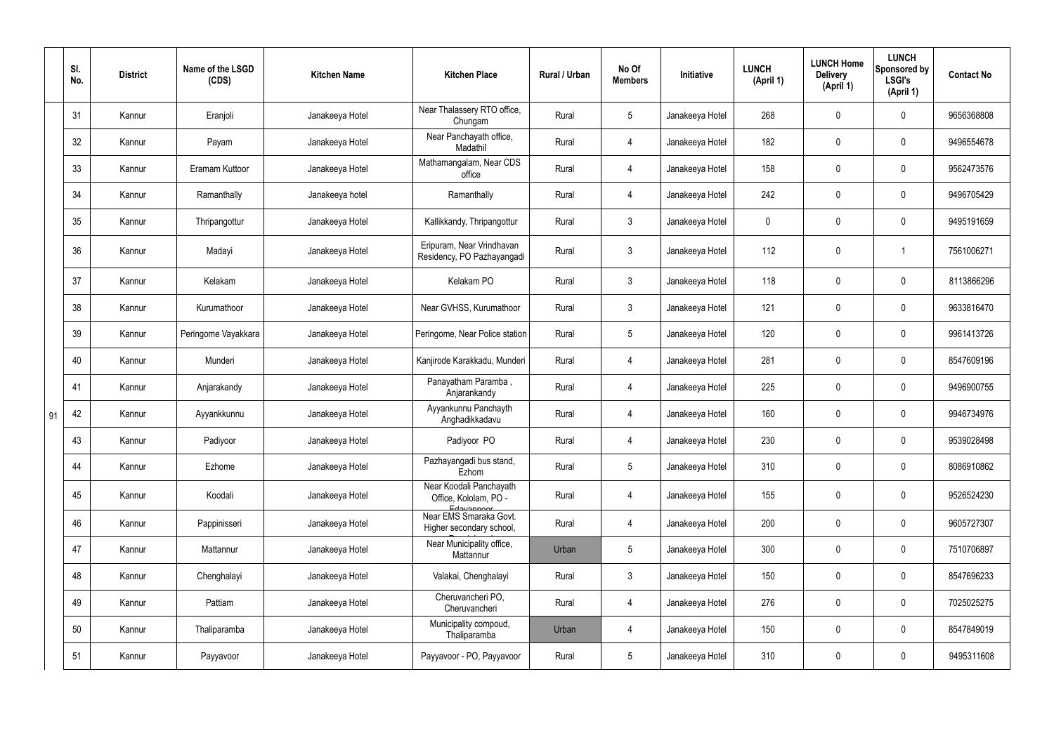| | Sl. No. | District | Name of the LSGD (CDS) | Kitchen Name | Kitchen Place | Rural / Urban | No Of Members | Initiative | LUNCH (April 1) | LUNCH Home Delivery (April 1) | LUNCH Sponsored by LSGI's (April 1) | Contact No |
|---|---|---|---|---|---|---|---|---|---|---|---|---|
| 91 | 31 | Kannur | Eranjoli | Janakeeya Hotel | Near Thalassery RTO office, Chungam | Rural | 5 | Janakeeya Hotel | 268 | 0 | 0 | 9656368808 |
| | 32 | Kannur | Payam | Janakeeya Hotel | Near Panchayath office, Madathil | Rural | 4 | Janakeeya Hotel | 182 | 0 | 0 | 9496554678 |
| | 33 | Kannur | Eramam Kuttoor | Janakeeya Hotel | Mathamangalam, Near CDS office | Rural | 4 | Janakeeya Hotel | 158 | 0 | 0 | 9562473576 |
| | 34 | Kannur | Ramanthally | Janakeeya hotel | Ramanthally | Rural | 4 | Janakeeya Hotel | 242 | 0 | 0 | 9496705429 |
| | 35 | Kannur | Thripangottur | Janakeeya Hotel | Kallikkandy, Thripangottur | Rural | 3 | Janakeeya Hotel | 0 | 0 | 0 | 9495191659 |
| | 36 | Kannur | Madayi | Janakeeya Hotel | Eripuram, Near Vrindhavan Residency, PO Pazhayangadi | Rural | 3 | Janakeeya Hotel | 112 | 0 | 1 | 7561006271 |
| | 37 | Kannur | Kelakam | Janakeeya Hotel | Kelakam PO | Rural | 3 | Janakeeya Hotel | 118 | 0 | 0 | 8113866296 |
| | 38 | Kannur | Kurumathoor | Janakeeya Hotel | Near GVHSS, Kurumathoor | Rural | 3 | Janakeeya Hotel | 121 | 0 | 0 | 9633816470 |
| | 39 | Kannur | Peringome Vayakkara | Janakeeya Hotel | Peringome, Near Police station | Rural | 5 | Janakeeya Hotel | 120 | 0 | 0 | 9961413726 |
| | 40 | Kannur | Munderi | Janakeeya Hotel | Kanjirode Karakkadu, Munderi | Rural | 4 | Janakeeya Hotel | 281 | 0 | 0 | 8547609196 |
| | 41 | Kannur | Anjarakandy | Janakeeya Hotel | Panayatham Paramba , Anjarankandy | Rural | 4 | Janakeeya Hotel | 225 | 0 | 0 | 9496900755 |
| | 42 | Kannur | Ayyankkunnu | Janakeeya Hotel | Ayyankunnu Panchayth Anghadikkadavu | Rural | 4 | Janakeeya Hotel | 160 | 0 | 0 | 9946734976 |
| | 43 | Kannur | Padiyoor | Janakeeya Hotel | Padiyoor PO | Rural | 4 | Janakeeya Hotel | 230 | 0 | 0 | 9539028498 |
| | 44 | Kannur | Ezhome | Janakeeya Hotel | Pazhayangadi bus stand, Ezhom | Rural | 5 | Janakeeya Hotel | 310 | 0 | 0 | 8086910862 |
| | 45 | Kannur | Koodali | Janakeeya Hotel | Near Koodali Panchayath Office, Kololam, PO - Edavannoor | Rural | 4 | Janakeeya Hotel | 155 | 0 | 0 | 9526524230 |
| | 46 | Kannur | Pappinisseri | Janakeeya Hotel | Near EMS Smaraka Govt. Higher secondary school, | Rural | 4 | Janakeeya Hotel | 200 | 0 | 0 | 9605727307 |
| | 47 | Kannur | Mattannur | Janakeeya Hotel | Near Municipality office, Mattannur | Urban | 5 | Janakeeya Hotel | 300 | 0 | 0 | 7510706897 |
| | 48 | Kannur | Chenghalayi | Janakeeya Hotel | Valakai, Chenghalayi | Rural | 3 | Janakeeya Hotel | 150 | 0 | 0 | 8547696233 |
| | 49 | Kannur | Pattiam | Janakeeya Hotel | Cheruvancheri PO, Cheruvancheri | Rural | 4 | Janakeeya Hotel | 276 | 0 | 0 | 7025025275 |
| | 50 | Kannur | Thaliparamba | Janakeeya Hotel | Municipality compoud, Thaliparamba | Urban | 4 | Janakeeya Hotel | 150 | 0 | 0 | 8547849019 |
| | 51 | Kannur | Payyavoor | Janakeeya Hotel | Payyavoor - PO, Payyavoor | Rural | 5 | Janakeeya Hotel | 310 | 0 | 0 | 9495311608 |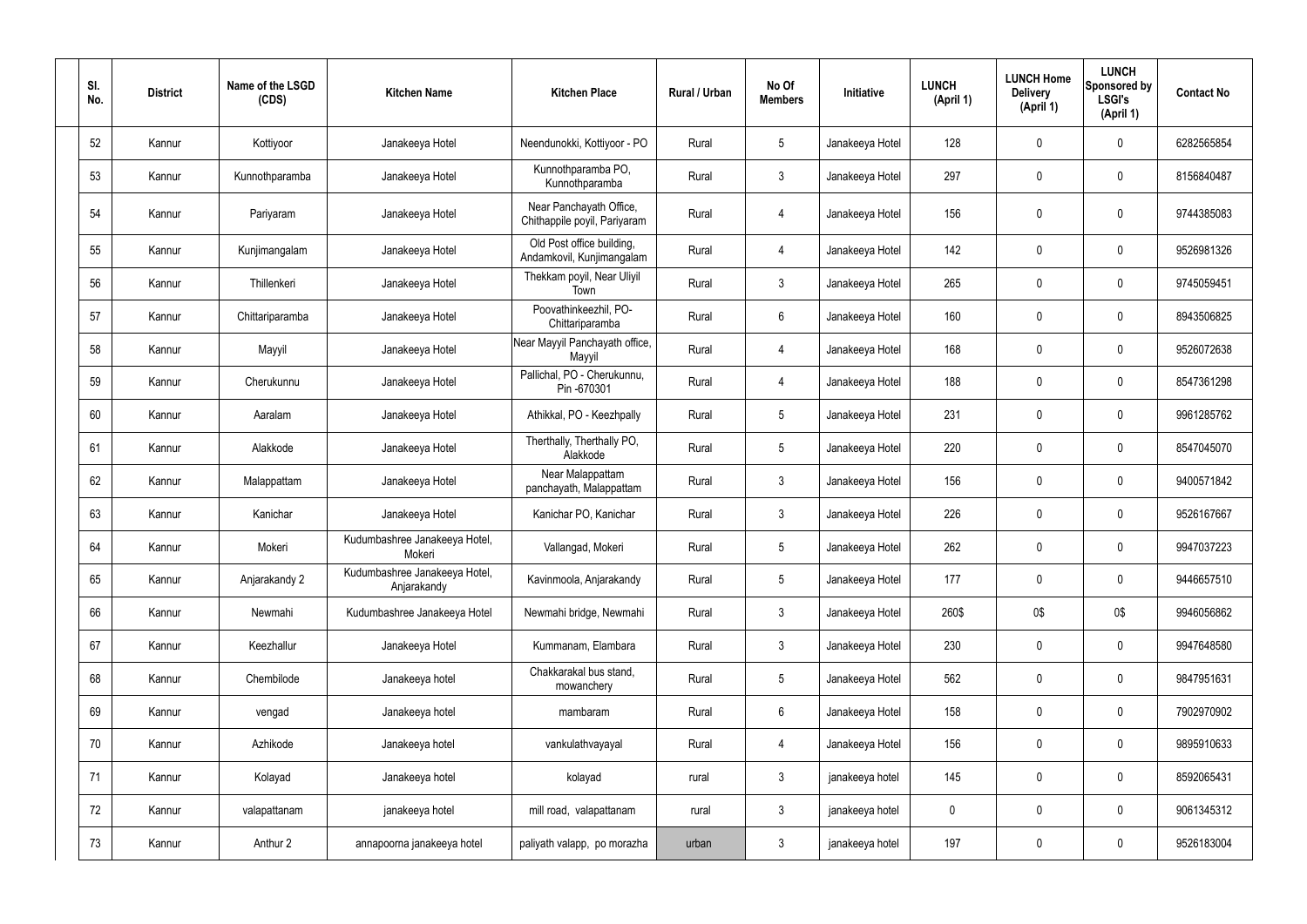| Sl. No. | District | Name of the LSGD (CDS) | Kitchen Name | Kitchen Place | Rural / Urban | No Of Members | Initiative | LUNCH (April 1) | LUNCH Home Delivery (April 1) | LUNCH Sponsored by LSGI's (April 1) | Contact No |
|---|---|---|---|---|---|---|---|---|---|---|---|
| 52 | Kannur | Kottiyoor | Janakeeya Hotel | Neendunokki, Kottiyoor - PO | Rural | 5 | Janakeeya Hotel | 128 | 0 | 0 | 6282565854 |
| 53 | Kannur | Kunnothparamba | Janakeeya Hotel | Kunnothparamba PO, Kunnothparamba | Rural | 3 | Janakeeya Hotel | 297 | 0 | 0 | 8156840487 |
| 54 | Kannur | Pariyaram | Janakeeya Hotel | Near Panchayath Office, Chithappile poyil, Pariyaram | Rural | 4 | Janakeeya Hotel | 156 | 0 | 0 | 9744385083 |
| 55 | Kannur | Kunjimangalam | Janakeeya Hotel | Old Post office building, Andamkovil, Kunjimangalam | Rural | 4 | Janakeeya Hotel | 142 | 0 | 0 | 9526981326 |
| 56 | Kannur | Thillenkeri | Janakeeya Hotel | Thekkam poyil, Near Uliyil Town | Rural | 3 | Janakeeya Hotel | 265 | 0 | 0 | 9745059451 |
| 57 | Kannur | Chittariparamba | Janakeeya Hotel | Poovathinkeezhil, PO-Chittariparamba | Rural | 6 | Janakeeya Hotel | 160 | 0 | 0 | 8943506825 |
| 58 | Kannur | Mayyil | Janakeeya Hotel | Near Mayyil Panchayath office, Mayyil | Rural | 4 | Janakeeya Hotel | 168 | 0 | 0 | 9526072638 |
| 59 | Kannur | Cherukunnu | Janakeeya Hotel | Pallichal, PO - Cherukunnu, Pin -670301 | Rural | 4 | Janakeeya Hotel | 188 | 0 | 0 | 8547361298 |
| 60 | Kannur | Aaralam | Janakeeya Hotel | Athikkal, PO - Keezhpally | Rural | 5 | Janakeeya Hotel | 231 | 0 | 0 | 9961285762 |
| 61 | Kannur | Alakkode | Janakeeya Hotel | Therthally, Therthally PO, Alakkode | Rural | 5 | Janakeeya Hotel | 220 | 0 | 0 | 8547045070 |
| 62 | Kannur | Malappattam | Janakeeya Hotel | Near Malappattam panchayath, Malappattam | Rural | 3 | Janakeeya Hotel | 156 | 0 | 0 | 9400571842 |
| 63 | Kannur | Kanichar | Janakeeya Hotel | Kanichar PO, Kanichar | Rural | 3 | Janakeeya Hotel | 226 | 0 | 0 | 9526167667 |
| 64 | Kannur | Mokeri | Kudumbashree Janakeeya Hotel, Mokeri | Vallangad, Mokeri | Rural | 5 | Janakeeya Hotel | 262 | 0 | 0 | 9947037223 |
| 65 | Kannur | Anjarakandy 2 | Kudumbashree Janakeeya Hotel, Anjarakandy | Kavinmoola, Anjarakandy | Rural | 5 | Janakeeya Hotel | 177 | 0 | 0 | 9446657510 |
| 66 | Kannur | Newmahi | Kudumbashree Janakeeya Hotel | Newmahi bridge, Newmahi | Rural | 3 | Janakeeya Hotel | 260$ | 0$ | 0$ | 9946056862 |
| 67 | Kannur | Keezhallur | Janakeeya Hotel | Kummanam, Elambara | Rural | 3 | Janakeeya Hotel | 230 | 0 | 0 | 9947648580 |
| 68 | Kannur | Chembilode | Janakeeya hotel | Chakkarakal bus stand, mowanchery | Rural | 5 | Janakeeya Hotel | 562 | 0 | 0 | 9847951631 |
| 69 | Kannur | vengad | Janakeeya hotel | mambaram | Rural | 6 | Janakeeya Hotel | 158 | 0 | 0 | 7902970902 |
| 70 | Kannur | Azhikode | Janakeeya hotel | vankulathvayayal | Rural | 4 | Janakeeya Hotel | 156 | 0 | 0 | 9895910633 |
| 71 | Kannur | Kolayad | Janakeeya hotel | kolayad | rural | 3 | janakeeya hotel | 145 | 0 | 0 | 8592065431 |
| 72 | Kannur | valapattanam | janakeeya hotel | mill road, valapattanam | rural | 3 | janakeeya hotel | 0 | 0 | 0 | 9061345312 |
| 73 | Kannur | Anthur 2 | annapoorna janakeeya hotel | paliyath valapp, po morazha | urban | 3 | janakeeya hotel | 197 | 0 | 0 | 9526183004 |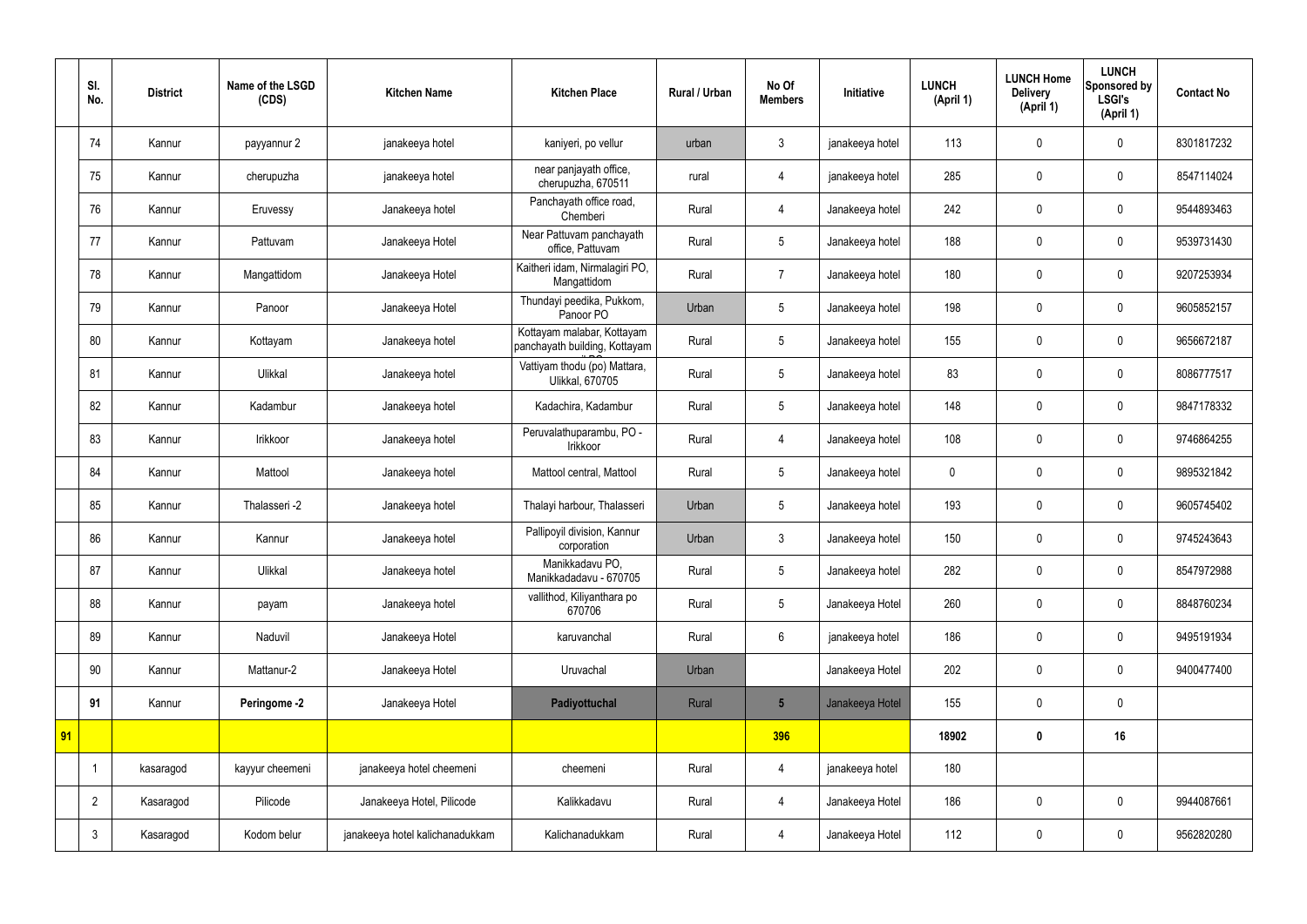|  | Sl. No. | District | Name of the LSGD (CDS) | Kitchen Name | Kitchen Place | Rural / Urban | No Of Members | Initiative | LUNCH (April 1) | LUNCH Home Delivery (April 1) | LUNCH Sponsored by LSGI's (April 1) | Contact No |
|---|---|---|---|---|---|---|---|---|---|---|---|---|
|  | 74 | Kannur | payyannur 2 | janakeeya hotel | kaniyeri, po vellur | urban | 3 | janakeeya hotel | 113 | 0 | 0 | 8301817232 |
|  | 75 | Kannur | cherupuzha | janakeeya hotel | near panjayath office, cherupuzha, 670511 | rural | 4 | janakeeya hotel | 285 | 0 | 0 | 8547114024 |
|  | 76 | Kannur | Eruvessy | Janakeeya hotel | Panchayath office road, Chemberi | Rural | 4 | Janakeeya hotel | 242 | 0 | 0 | 9544893463 |
|  | 77 | Kannur | Pattuvam | Janakeeya Hotel | Near Pattuvam panchayath office, Pattuvam | Rural | 5 | Janakeeya hotel | 188 | 0 | 0 | 9539731430 |
|  | 78 | Kannur | Mangattidom | Janakeeya Hotel | Kaitheri idam, Nirmalagiri PO, Mangattidom | Rural | 7 | Janakeeya hotel | 180 | 0 | 0 | 9207253934 |
|  | 79 | Kannur | Panoor | Janakeeya Hotel | Thundayi peedika, Pukkom, Panoor PO | Urban | 5 | Janakeeya hotel | 198 | 0 | 0 | 9605852157 |
|  | 80 | Kannur | Kottayam | Janakeeya hotel | Kottayam malabar, Kottayam panchayath building, Kottayam | Rural | 5 | Janakeeya hotel | 155 | 0 | 0 | 9656672187 |
|  | 81 | Kannur | Ulikkal | Janakeeya hotel | Vattiyam thodu (po) Mattara, Ulikkal, 670705 | Rural | 5 | Janakeeya hotel | 83 | 0 | 0 | 8086777517 |
|  | 82 | Kannur | Kadambur | Janakeeya hotel | Kadachira, Kadambur | Rural | 5 | Janakeeya hotel | 148 | 0 | 0 | 9847178332 |
|  | 83 | Kannur | Irikkoor | Janakeeya hotel | Peruvalathuparambu, PO - Irikkoor | Rural | 4 | Janakeeya hotel | 108 | 0 | 0 | 9746864255 |
|  | 84 | Kannur | Mattool | Janakeeya hotel | Mattool central, Mattool | Rural | 5 | Janakeeya hotel | 0 | 0 | 0 | 9895321842 |
|  | 85 | Kannur | Thalasseri -2 | Janakeeya hotel | Thalayi harbour, Thalasseri | Urban | 5 | Janakeeya hotel | 193 | 0 | 0 | 9605745402 |
|  | 86 | Kannur | Kannur | Janakeeya hotel | Pallipoyil division, Kannur corporation | Urban | 3 | Janakeeya hotel | 150 | 0 | 0 | 9745243643 |
|  | 87 | Kannur | Ulikkal | Janakeeya hotel | Manikkadavu PO, Manikkadadavu - 670705 | Rural | 5 | Janakeeya hotel | 282 | 0 | 0 | 8547972988 |
|  | 88 | Kannur | payam | Janakeeya hotel | vallithod, Kiliyanthara po 670706 | Rural | 5 | Janakeeya Hotel | 260 | 0 | 0 | 8848760234 |
|  | 89 | Kannur | Naduvil | Janakeeya Hotel | karuvanchal | Rural | 6 | janakeeya hotel | 186 | 0 | 0 | 9495191934 |
|  | 90 | Kannur | Mattanur-2 | Janakeeya Hotel | Uruvachal | Urban |  | Janakeeya Hotel | 202 | 0 | 0 | 9400477400 |
|  | **91** | Kannur | **Peringome -2** | Janakeeya Hotel | **Padiyottuchal** | Rural | **5** | Janakeeya Hotel | 155 | 0 | 0 |  |
| **91** |  |  |  |  |  |  | **396** |  | **18902** | **0** | **16** |  |
|  | 1 | kasaragod | kayyur cheemeni | janakeeya hotel cheemeni | cheemeni | Rural | 4 | janakeeya hotel | 180 |  |  |  |
|  | 2 | Kasaragod | Pilicode | Janakeeya Hotel, Pilicode | Kalikkadavu | Rural | 4 | Janakeeya Hotel | 186 | 0 | 0 | 9944087661 |
|  | 3 | Kasaragod | Kodom belur | janakeeya hotel kalichanadukkam | Kalichanadukkam | Rural | 4 | Janakeeya Hotel | 112 | 0 | 0 | 9562820280 |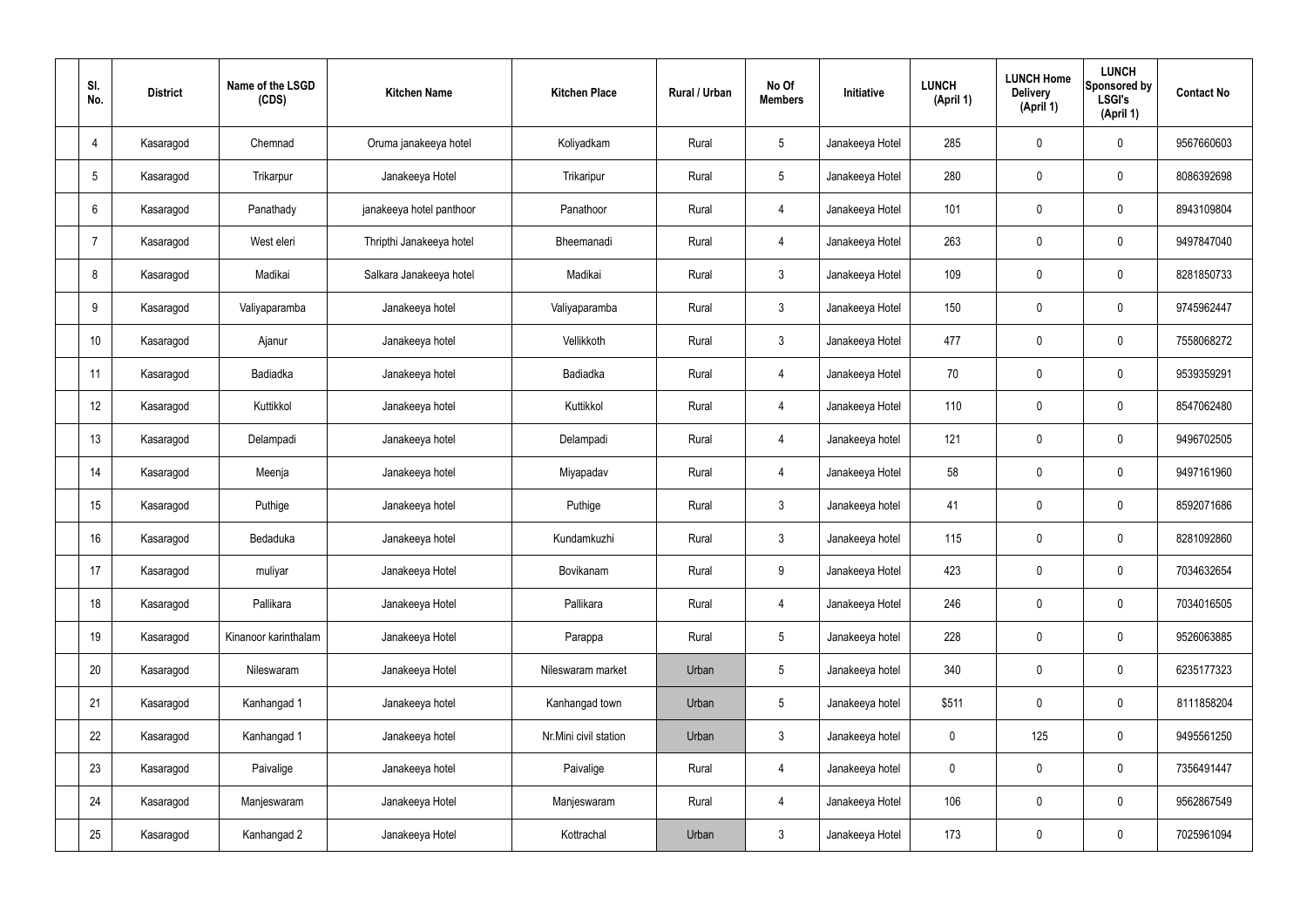| Sl. No. | District | Name of the LSGD (CDS) | Kitchen Name | Kitchen Place | Rural / Urban | No Of Members | Initiative | LUNCH (April 1) | LUNCH Home Delivery (April 1) | LUNCH Sponsored by LSGI's (April 1) | Contact No |
|---|---|---|---|---|---|---|---|---|---|---|---|
| 4 | Kasaragod | Chemnad | Oruma janakeeya hotel | Koliyadkam | Rural | 5 | Janakeeya Hotel | 285 | 0 | 0 | 9567660603 |
| 5 | Kasaragod | Trikarpur | Janakeeya Hotel | Trikaripur | Rural | 5 | Janakeeya Hotel | 280 | 0 | 0 | 8086392698 |
| 6 | Kasaragod | Panathady | janakeeya hotel panthoor | Panathoor | Rural | 4 | Janakeeya Hotel | 101 | 0 | 0 | 8943109804 |
| 7 | Kasaragod | West eleri | Thripthi Janakeeya hotel | Bheemanadi | Rural | 4 | Janakeeya Hotel | 263 | 0 | 0 | 9497847040 |
| 8 | Kasaragod | Madikai | Salkara Janakeeya hotel | Madikai | Rural | 3 | Janakeeya Hotel | 109 | 0 | 0 | 8281850733 |
| 9 | Kasaragod | Valiyaparamba | Janakeeya hotel | Valiyaparamba | Rural | 3 | Janakeeya Hotel | 150 | 0 | 0 | 9745962447 |
| 10 | Kasaragod | Ajanur | Janakeeya hotel | Vellikkoth | Rural | 3 | Janakeeya Hotel | 477 | 0 | 0 | 7558068272 |
| 11 | Kasaragod | Badiadka | Janakeeya hotel | Badiadka | Rural | 4 | Janakeeya Hotel | 70 | 0 | 0 | 9539359291 |
| 12 | Kasaragod | Kuttikkol | Janakeeya hotel | Kuttikkol | Rural | 4 | Janakeeya Hotel | 110 | 0 | 0 | 8547062480 |
| 13 | Kasaragod | Delampadi | Janakeeya hotel | Delampadi | Rural | 4 | Janakeeya hotel | 121 | 0 | 0 | 9496702505 |
| 14 | Kasaragod | Meenja | Janakeeya hotel | Miyapadav | Rural | 4 | Janakeeya Hotel | 58 | 0 | 0 | 9497161960 |
| 15 | Kasaragod | Puthige | Janakeeya hotel | Puthige | Rural | 3 | Janakeeya hotel | 41 | 0 | 0 | 8592071686 |
| 16 | Kasaragod | Bedaduka | Janakeeya hotel | Kundamkuzhi | Rural | 3 | Janakeeya hotel | 115 | 0 | 0 | 8281092860 |
| 17 | Kasaragod | muliyar | Janakeeya Hotel | Bovikanam | Rural | 9 | Janakeeya Hotel | 423 | 0 | 0 | 7034632654 |
| 18 | Kasaragod | Pallikara | Janakeeya Hotel | Pallikara | Rural | 4 | Janakeeya Hotel | 246 | 0 | 0 | 7034016505 |
| 19 | Kasaragod | Kinanoor karinthalam | Janakeeya Hotel | Parappa | Rural | 5 | Janakeeya hotel | 228 | 0 | 0 | 9526063885 |
| 20 | Kasaragod | Nileswaram | Janakeeya Hotel | Nileswaram market | Urban | 5 | Janakeeya hotel | 340 | 0 | 0 | 6235177323 |
| 21 | Kasaragod | Kanhangad 1 | Janakeeya hotel | Kanhangad town | Urban | 5 | Janakeeya hotel | $511 | 0 | 0 | 8111858204 |
| 22 | Kasaragod | Kanhangad 1 | Janakeeya hotel | Nr.Mini civil station | Urban | 3 | Janakeeya hotel | 0 | 125 | 0 | 9495561250 |
| 23 | Kasaragod | Paivalige | Janakeeya hotel | Paivalige | Rural | 4 | Janakeeya hotel | 0 | 0 | 0 | 7356491447 |
| 24 | Kasaragod | Manjeswaram | Janakeeya Hotel | Manjeswaram | Rural | 4 | Janakeeya Hotel | 106 | 0 | 0 | 9562867549 |
| 25 | Kasaragod | Kanhangad 2 | Janakeeya Hotel | Kottrachal | Urban | 3 | Janakeeya Hotel | 173 | 0 | 0 | 7025961094 |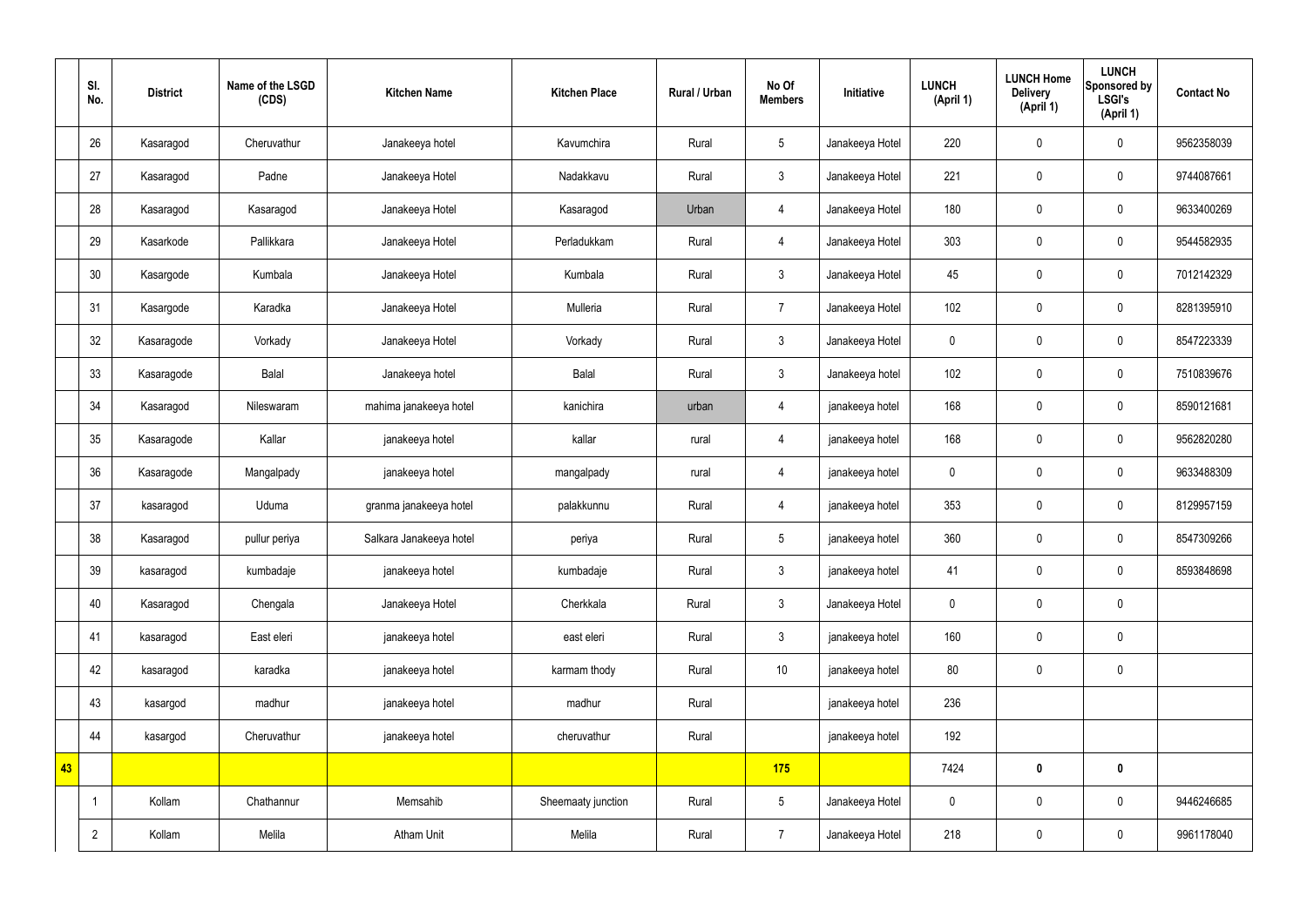|  | Sl. No. | District | Name of the LSGD (CDS) | Kitchen Name | Kitchen Place | Rural / Urban | No Of Members | Initiative | LUNCH (April 1) | LUNCH Home Delivery (April 1) | LUNCH Sponsored by LSGI's (April 1) | Contact No |
|---|---|---|---|---|---|---|---|---|---|---|---|---|
|  | 26 | Kasaragod | Cheruvathur | Janakeeya hotel | Kavumchira | Rural | 5 | Janakeeya Hotel | 220 | 0 | 0 | 9562358039 |
|  | 27 | Kasaragod | Padne | Janakeeya Hotel | Nadakkavu | Rural | 3 | Janakeeya Hotel | 221 | 0 | 0 | 9744087661 |
|  | 28 | Kasaragod | Kasaragod | Janakeeya Hotel | Kasaragod | Urban | 4 | Janakeeya Hotel | 180 | 0 | 0 | 9633400269 |
|  | 29 | Kasarkode | Pallikkara | Janakeeya Hotel | Perladukkam | Rural | 4 | Janakeeya Hotel | 303 | 0 | 0 | 9544582935 |
|  | 30 | Kasargode | Kumbala | Janakeeya Hotel | Kumbala | Rural | 3 | Janakeeya Hotel | 45 | 0 | 0 | 7012142329 |
|  | 31 | Kasargode | Karadka | Janakeeya Hotel | Mulleria | Rural | 7 | Janakeeya Hotel | 102 | 0 | 0 | 8281395910 |
|  | 32 | Kasaragode | Vorkady | Janakeeya Hotel | Vorkady | Rural | 3 | Janakeeya Hotel | 0 | 0 | 0 | 8547223339 |
|  | 33 | Kasaragode | Balal | Janakeeya hotel | Balal | Rural | 3 | Janakeeya hotel | 102 | 0 | 0 | 7510839676 |
|  | 34 | Kasaragod | Nileswaram | mahima janakeeya hotel | kanichira | urban | 4 | janakeeya hotel | 168 | 0 | 0 | 8590121681 |
|  | 35 | Kasaragode | Kallar | janakeeya hotel | kallar | rural | 4 | janakeeya hotel | 168 | 0 | 0 | 9562820280 |
|  | 36 | Kasaragode | Mangalpady | janakeeya hotel | mangalpady | rural | 4 | janakeeya hotel | 0 | 0 | 0 | 9633488309 |
|  | 37 | kasaragod | Uduma | granma janakeeya hotel | palakkunnu | Rural | 4 | janakeeya hotel | 353 | 0 | 0 | 8129957159 |
|  | 38 | Kasaragod | pullur periya | Salkara Janakeeya hotel | periya | Rural | 5 | janakeeya hotel | 360 | 0 | 0 | 8547309266 |
|  | 39 | kasaragod | kumbadaje | janakeeya hotel | kumbadaje | Rural | 3 | janakeeya hotel | 41 | 0 | 0 | 8593848698 |
|  | 40 | Kasaragod | Chengala | Janakeeya Hotel | Cherkkala | Rural | 3 | Janakeeya Hotel | 0 | 0 | 0 |  |
|  | 41 | kasaragod | East eleri | janakeeya hotel | east eleri | Rural | 3 | janakeeya hotel | 160 | 0 | 0 |  |
|  | 42 | kasaragod | karadka | janakeeya hotel | karmam thody | Rural | 10 | janakeeya hotel | 80 | 0 | 0 |  |
|  | 43 | kasargod | madhur | janakeeya hotel | madhur | Rural |  | janakeeya hotel | 236 |  |  |  |
|  | 44 | kasargod | Cheruvathur | janakeeya hotel | cheruvathur | Rural |  | janakeeya hotel | 192 |  |  |  |
| **43** |  |  |  |  |  |  | **175** |  | 7424 | **0** | **0** |  |
|  | 1 | Kollam | Chathannur | Memsahib | Sheemaaty junction | Rural | 5 | Janakeeya Hotel | 0 | 0 | 0 | 9446246685 |
|  | 2 | Kollam | Melila | Atham Unit | Melila | Rural | 7 | Janakeeya Hotel | 218 | 0 | 0 | 9961178040 |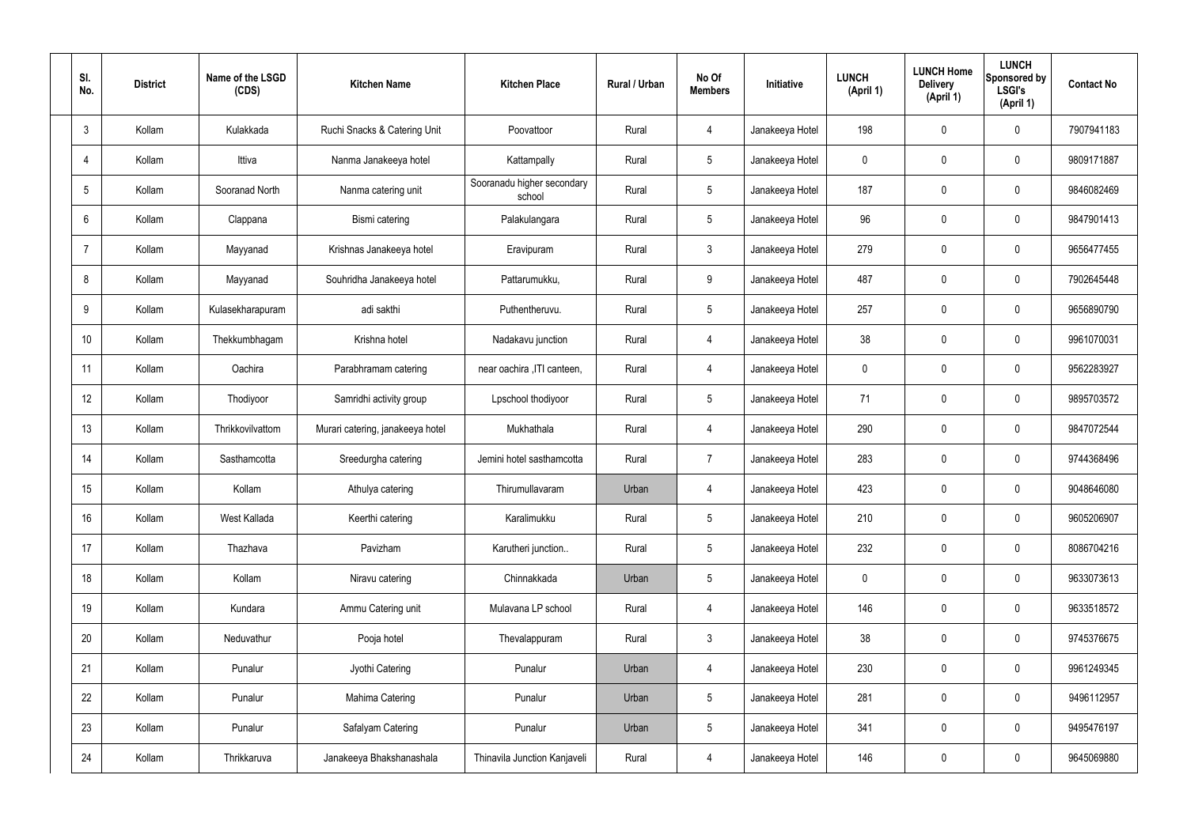| Sl. No. | District | Name of the LSGD (CDS) | Kitchen Name | Kitchen Place | Rural / Urban | No Of Members | Initiative | LUNCH (April 1) | LUNCH Home Delivery (April 1) | LUNCH Sponsored by LSGI's (April 1) | Contact No |
|---|---|---|---|---|---|---|---|---|---|---|---|
| 3 | Kollam | Kulakkada | Ruchi Snacks & Catering Unit | Poovattoor | Rural | 4 | Janakeeya Hotel | 198 | 0 | 0 | 7907941183 |
| 4 | Kollam | Ittiva | Nanma Janakeeya hotel | Kattampally | Rural | 5 | Janakeeya Hotel | 0 | 0 | 0 | 9809171887 |
| 5 | Kollam | Sooranad North | Nanma catering unit | Sooranadu higher secondary school | Rural | 5 | Janakeeya Hotel | 187 | 0 | 0 | 9846082469 |
| 6 | Kollam | Clappana | Bismi catering | Palakulangara | Rural | 5 | Janakeeya Hotel | 96 | 0 | 0 | 9847901413 |
| 7 | Kollam | Mayyanad | Krishnas Janakeeya hotel | Eravipuram | Rural | 3 | Janakeeya Hotel | 279 | 0 | 0 | 9656477455 |
| 8 | Kollam | Mayyanad | Souhridha Janakeeya hotel | Pattarumukku, | Rural | 9 | Janakeeya Hotel | 487 | 0 | 0 | 7902645448 |
| 9 | Kollam | Kulasekharapuram | adi sakthi | Puthentheruvu. | Rural | 5 | Janakeeya Hotel | 257 | 0 | 0 | 9656890790 |
| 10 | Kollam | Thekkumbhagam | Krishna hotel | Nadakavu junction | Rural | 4 | Janakeeya Hotel | 38 | 0 | 0 | 9961070031 |
| 11 | Kollam | Oachira | Parabhramam catering | near oachira ,ITI canteen, | Rural | 4 | Janakeeya Hotel | 0 | 0 | 0 | 9562283927 |
| 12 | Kollam | Thodiyoor | Samridhi activity group | Lpschool thodiyoor | Rural | 5 | Janakeeya Hotel | 71 | 0 | 0 | 9895703572 |
| 13 | Kollam | Thrikkovilvattom | Murari catering, janakeeya hotel | Mukhathala | Rural | 4 | Janakeeya Hotel | 290 | 0 | 0 | 9847072544 |
| 14 | Kollam | Sasthamcotta | Sreedurgha catering | Jemini hotel sasthamcotta | Rural | 7 | Janakeeya Hotel | 283 | 0 | 0 | 9744368496 |
| 15 | Kollam | Kollam | Athulya catering | Thirumullavaram | Urban | 4 | Janakeeya Hotel | 423 | 0 | 0 | 9048646080 |
| 16 | Kollam | West Kallada | Keerthi catering | Karalimukku | Rural | 5 | Janakeeya Hotel | 210 | 0 | 0 | 9605206907 |
| 17 | Kollam | Thazhava | Pavizham | Karutheri junction.. | Rural | 5 | Janakeeya Hotel | 232 | 0 | 0 | 8086704216 |
| 18 | Kollam | Kollam | Niravu catering | Chinnakkada | Urban | 5 | Janakeeya Hotel | 0 | 0 | 0 | 9633073613 |
| 19 | Kollam | Kundara | Ammu Catering unit | Mulavana LP school | Rural | 4 | Janakeeya Hotel | 146 | 0 | 0 | 9633518572 |
| 20 | Kollam | Neduvathur | Pooja hotel | Thevalappuram | Rural | 3 | Janakeeya Hotel | 38 | 0 | 0 | 9745376675 |
| 21 | Kollam | Punalur | Jyothi Catering | Punalur | Urban | 4 | Janakeeya Hotel | 230 | 0 | 0 | 9961249345 |
| 22 | Kollam | Punalur | Mahima Catering | Punalur | Urban | 5 | Janakeeya Hotel | 281 | 0 | 0 | 9496112957 |
| 23 | Kollam | Punalur | Safalyam Catering | Punalur | Urban | 5 | Janakeeya Hotel | 341 | 0 | 0 | 9495476197 |
| 24 | Kollam | Thrikkaruva | Janakeeya Bhakshanashala | Thinavila Junction Kanjaveli | Rural | 4 | Janakeeya Hotel | 146 | 0 | 0 | 9645069880 |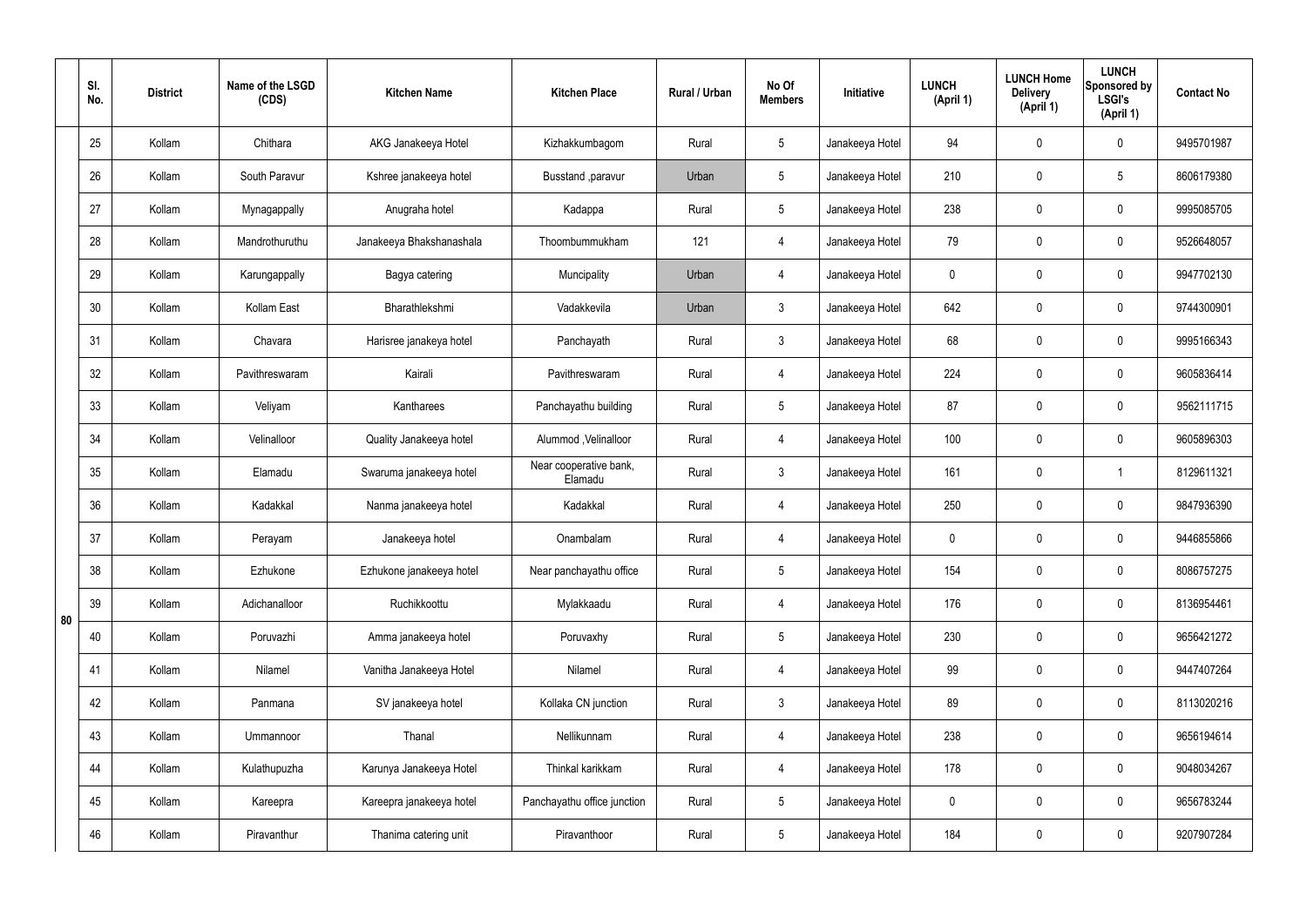| | Sl. No. | District | Name of the LSGD (CDS) | Kitchen Name | Kitchen Place | Rural / Urban | No Of Members | Initiative | LUNCH (April 1) | LUNCH Home Delivery (April 1) | LUNCH Sponsored by LSGI's (April 1) | Contact No |
|---|---|---|---|---|---|---|---|---|---|---|---|---|
| 80 | 25 | Kollam | Chithara | AKG Janakeeya Hotel | Kizhakkumbagom | Rural | 5 | Janakeeya Hotel | 94 | 0 | 0 | 9495701987 |
| | 26 | Kollam | South Paravur | Kshree janakeeya hotel | Busstand ,paravur | Urban | 5 | Janakeeya Hotel | 210 | 0 | 5 | 8606179380 |
| | 27 | Kollam | Mynagappally | Anugraha hotel | Kadappa | Rural | 5 | Janakeeya Hotel | 238 | 0 | 0 | 9995085705 |
| | 28 | Kollam | Mandrothuruthu | Janakeeya Bhakshanashala | Thoombummukham | 121 | 4 | Janakeeya Hotel | 79 | 0 | 0 | 9526648057 |
| | 29 | Kollam | Karungappally | Bagya catering | Muncipality | Urban | 4 | Janakeeya Hotel | 0 | 0 | 0 | 9947702130 |
| | 30 | Kollam | Kollam East | Bharathlekshmi | Vadakkevila | Urban | 3 | Janakeeya Hotel | 642 | 0 | 0 | 9744300901 |
| | 31 | Kollam | Chavara | Harisree janakeya hotel | Panchayath | Rural | 3 | Janakeeya Hotel | 68 | 0 | 0 | 9995166343 |
| | 32 | Kollam | Pavithreswaram | Kairali | Pavithreswaram | Rural | 4 | Janakeeya Hotel | 224 | 0 | 0 | 9605836414 |
| | 33 | Kollam | Veliyam | Kantharees | Panchayathu building | Rural | 5 | Janakeeya Hotel | 87 | 0 | 0 | 9562111715 |
| | 34 | Kollam | Velinalloor | Quality Janakeeya hotel | Alummod ,Velinalloor | Rural | 4 | Janakeeya Hotel | 100 | 0 | 0 | 9605896303 |
| | 35 | Kollam | Elamadu | Swaruma janakeeya hotel | Near cooperative bank, Elamadu | Rural | 3 | Janakeeya Hotel | 161 | 0 | 1 | 8129611321 |
| | 36 | Kollam | Kadakkal | Nanma janakeeya hotel | Kadakkal | Rural | 4 | Janakeeya Hotel | 250 | 0 | 0 | 9847936390 |
| | 37 | Kollam | Perayam | Janakeeya hotel | Onambalam | Rural | 4 | Janakeeya Hotel | 0 | 0 | 0 | 9446855866 |
| | 38 | Kollam | Ezhukone | Ezhukone janakeeya hotel | Near panchayathu office | Rural | 5 | Janakeeya Hotel | 154 | 0 | 0 | 8086757275 |
| | 39 | Kollam | Adichanalloor | Ruchikkoottu | Mylakkaadu | Rural | 4 | Janakeeya Hotel | 176 | 0 | 0 | 8136954461 |
| | 40 | Kollam | Poruvazhi | Amma janakeeya hotel | Poruvaxhy | Rural | 5 | Janakeeya Hotel | 230 | 0 | 0 | 9656421272 |
| | 41 | Kollam | Nilamel | Vanitha Janakeeya Hotel | Nilamel | Rural | 4 | Janakeeya Hotel | 99 | 0 | 0 | 9447407264 |
| | 42 | Kollam | Panmana | SV janakeeya hotel | Kollaka CN junction | Rural | 3 | Janakeeya Hotel | 89 | 0 | 0 | 8113020216 |
| | 43 | Kollam | Ummannoor | Thanal | Nellikunnam | Rural | 4 | Janakeeya Hotel | 238 | 0 | 0 | 9656194614 |
| | 44 | Kollam | Kulathupuzha | Karunya Janakeeya Hotel | Thinkal karikkam | Rural | 4 | Janakeeya Hotel | 178 | 0 | 0 | 9048034267 |
| | 45 | Kollam | Kareepra | Kareepra janakeeya hotel | Panchayathu office junction | Rural | 5 | Janakeeya Hotel | 0 | 0 | 0 | 9656783244 |
| | 46 | Kollam | Piravanthur | Thanima catering unit | Piravanthoor | Rural | 5 | Janakeeya Hotel | 184 | 0 | 0 | 9207907284 |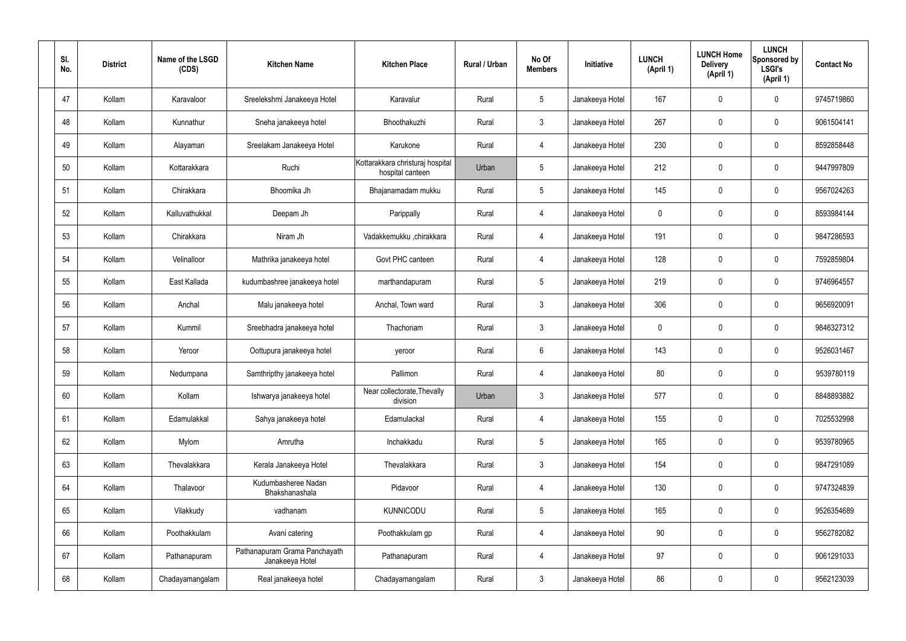| Sl. No. | District | Name of the LSGD (CDS) | Kitchen Name | Kitchen Place | Rural / Urban | No Of Members | Initiative | LUNCH (April 1) | LUNCH Home Delivery (April 1) | LUNCH Sponsored by LSGI's (April 1) | Contact No |
|---|---|---|---|---|---|---|---|---|---|---|---|
| 47 | Kollam | Karavaloor | Sreelekshmi Janakeeya Hotel | Karavalur | Rural | 5 | Janakeeya Hotel | 167 | 0 | 0 | 9745719860 |
| 48 | Kollam | Kunnathur | Sneha janakeeya hotel | Bhoothakuzhi | Rural | 3 | Janakeeya Hotel | 267 | 0 | 0 | 9061504141 |
| 49 | Kollam | Alayaman | Sreelakam Janakeeya Hotel | Karukone | Rural | 4 | Janakeeya Hotel | 230 | 0 | 0 | 8592858448 |
| 50 | Kollam | Kottarakkara | Ruchi | Kottarakkara christuraj hospital hospital canteen | Urban | 5 | Janakeeya Hotel | 212 | 0 | 0 | 9447997809 |
| 51 | Kollam | Chirakkara | Bhoomika Jh | Bhajanamadam mukku | Rural | 5 | Janakeeya Hotel | 145 | 0 | 0 | 9567024263 |
| 52 | Kollam | Kalluvathukkal | Deepam Jh | Parippally | Rural | 4 | Janakeeya Hotel | 0 | 0 | 0 | 8593984144 |
| 53 | Kollam | Chirakkara | Niram Jh | Vadakkemukku ,chirakkara | Rural | 4 | Janakeeya Hotel | 191 | 0 | 0 | 9847286593 |
| 54 | Kollam | Velinalloor | Mathrika janakeeya hotel | Govt PHC canteen | Rural | 4 | Janakeeya Hotel | 128 | 0 | 0 | 7592859804 |
| 55 | Kollam | East Kallada | kudumbashree janakeeya hotel | marthandapuram | Rural | 5 | Janakeeya Hotel | 219 | 0 | 0 | 9746964557 |
| 56 | Kollam | Anchal | Malu janakeeya hotel | Anchal, Town ward | Rural | 3 | Janakeeya Hotel | 306 | 0 | 0 | 9656920091 |
| 57 | Kollam | Kummil | Sreebhadra janakeeya hotel | Thachonam | Rural | 3 | Janakeeya Hotel | 0 | 0 | 0 | 9846327312 |
| 58 | Kollam | Yeroor | Oottupura janakeeya hotel | yeroor | Rural | 6 | Janakeeya Hotel | 143 | 0 | 0 | 9526031467 |
| 59 | Kollam | Nedumpana | Samthripthy janakeeya hotel | Pallimon | Rural | 4 | Janakeeya Hotel | 80 | 0 | 0 | 9539780119 |
| 60 | Kollam | Kollam | Ishwarya janakeeya hotel | Near collectorate,Thevally division | Urban | 3 | Janakeeya Hotel | 577 | 0 | 0 | 8848893882 |
| 61 | Kollam | Edamulakkal | Sahya janakeeya hotel | Edamulackal | Rural | 4 | Janakeeya Hotel | 155 | 0 | 0 | 7025532998 |
| 62 | Kollam | Mylom | Amrutha | Inchakkadu | Rural | 5 | Janakeeya Hotel | 165 | 0 | 0 | 9539780965 |
| 63 | Kollam | Thevalakkara | Kerala Janakeeya Hotel | Thevalakkara | Rural | 3 | Janakeeya Hotel | 154 | 0 | 0 | 9847291089 |
| 64 | Kollam | Thalavoor | Kudumbasheree Nadan Bhakshanashala | Pidavoor | Rural | 4 | Janakeeya Hotel | 130 | 0 | 0 | 9747324839 |
| 65 | Kollam | Vilakkudy | vadhanam | KUNNICODU | Rural | 5 | Janakeeya Hotel | 165 | 0 | 0 | 9526354689 |
| 66 | Kollam | Poothakkulam | Avani catering | Poothakkulam gp | Rural | 4 | Janakeeya Hotel | 90 | 0 | 0 | 9562782082 |
| 67 | Kollam | Pathanapuram | Pathanapuram Grama Panchayath Janakeeya Hotel | Pathanapuram | Rural | 4 | Janakeeya Hotel | 97 | 0 | 0 | 9061291033 |
| 68 | Kollam | Chadayamangalam | Real janakeeya hotel | Chadayamangalam | Rural | 3 | Janakeeya Hotel | 86 | 0 | 0 | 9562123039 |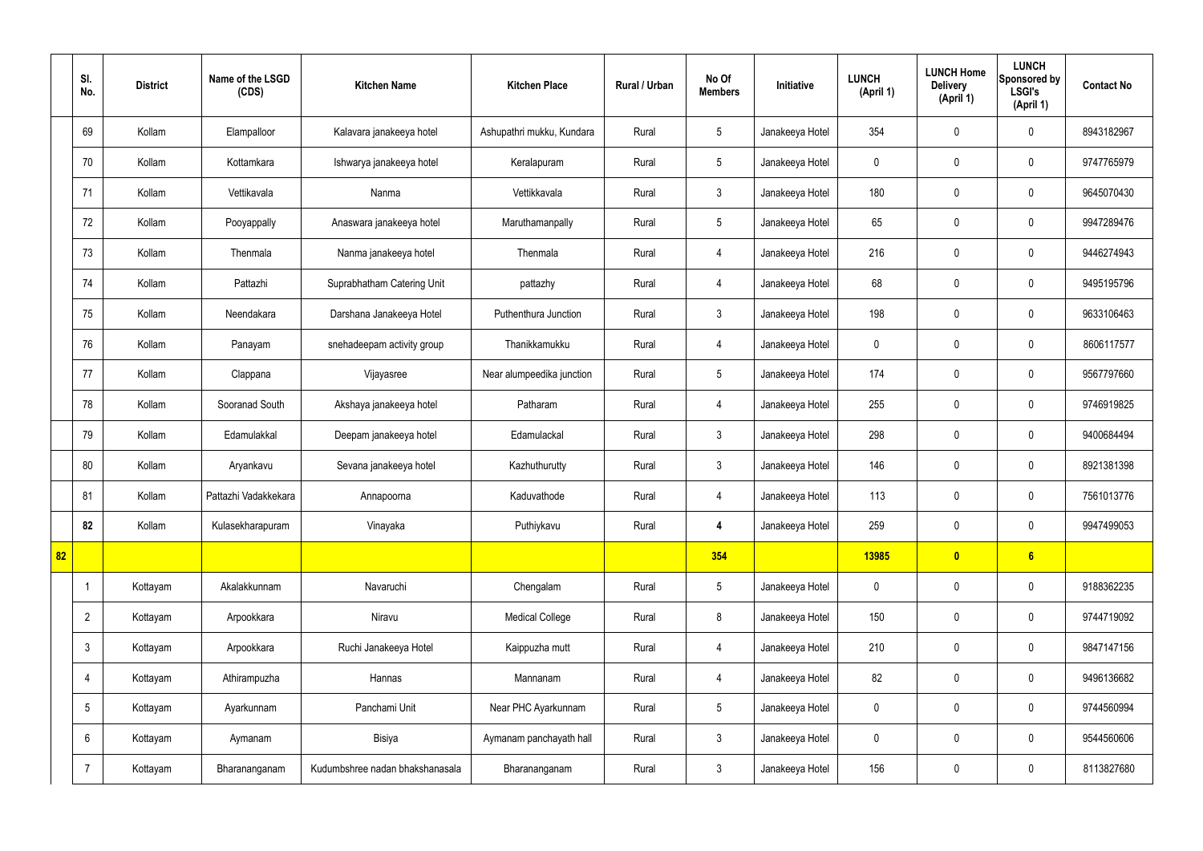|  | Sl. No. | District | Name of the LSGD (CDS) | Kitchen Name | Kitchen Place | Rural / Urban | No Of Members | Initiative | LUNCH (April 1) | LUNCH Home Delivery (April 1) | LUNCH Sponsored by LSGI's (April 1) | Contact No |
|---|---|---|---|---|---|---|---|---|---|---|---|---|
|  | 69 | Kollam | Elampalloor | Kalavara janakeeya hotel | Ashupathri mukku, Kundara | Rural | 5 | Janakeeya Hotel | 354 | 0 | 0 | 8943182967 |
|  | 70 | Kollam | Kottamkara | Ishwarya janakeeya hotel | Keralapuram | Rural | 5 | Janakeeya Hotel | 0 | 0 | 0 | 9747765979 |
|  | 71 | Kollam | Vettikavala | Nanma | Vettikkavala | Rural | 3 | Janakeeya Hotel | 180 | 0 | 0 | 9645070430 |
|  | 72 | Kollam | Pooyappally | Anaswara janakeeya hotel | Maruthamanpally | Rural | 5 | Janakeeya Hotel | 65 | 0 | 0 | 9947289476 |
|  | 73 | Kollam | Thenmala | Nanma janakeeya hotel | Thenmala | Rural | 4 | Janakeeya Hotel | 216 | 0 | 0 | 9446274943 |
|  | 74 | Kollam | Pattazhi | Suprabhatham Catering Unit | pattazhy | Rural | 4 | Janakeeya Hotel | 68 | 0 | 0 | 9495195796 |
|  | 75 | Kollam | Neendakara | Darshana Janakeeya Hotel | Puthenthura Junction | Rural | 3 | Janakeeya Hotel | 198 | 0 | 0 | 9633106463 |
|  | 76 | Kollam | Panayam | snehadeepam activity group | Thanikkamukku | Rural | 4 | Janakeeya Hotel | 0 | 0 | 0 | 8606117577 |
|  | 77 | Kollam | Clappana | Vijayasree | Near alumpeedika junction | Rural | 5 | Janakeeya Hotel | 174 | 0 | 0 | 9567797660 |
|  | 78 | Kollam | Sooranad South | Akshaya janakeeya hotel | Patharam | Rural | 4 | Janakeeya Hotel | 255 | 0 | 0 | 9746919825 |
|  | 79 | Kollam | Edamulakkal | Deepam janakeeya hotel | Edamulackal | Rural | 3 | Janakeeya Hotel | 298 | 0 | 0 | 9400684494 |
|  | 80 | Kollam | Aryankavu | Sevana janakeeya hotel | Kazhuthurutty | Rural | 3 | Janakeeya Hotel | 146 | 0 | 0 | 8921381398 |
|  | 81 | Kollam | Pattazhi Vadakkekara | Annapoorna | Kaduvathode | Rural | 4 | Janakeeya Hotel | 113 | 0 | 0 | 7561013776 |
|  | **82** | Kollam | Kulasekharapuram | Vinayaka | Puthiykavu | Rural | **4** | Janakeeya Hotel | 259 | 0 | 0 | 9947499053 |
| **82** |  |  |  |  |  |  | **354** |  | **13985** | **0** | **6** |  |
|  | 1 | Kottayam | Akalakkunnam | Navaruchi | Chengalam | Rural | 5 | Janakeeya Hotel | 0 | 0 | 0 | 9188362235 |
|  | 2 | Kottayam | Arpookkara | Niravu | Medical College | Rural | 8 | Janakeeya Hotel | 150 | 0 | 0 | 9744719092 |
|  | 3 | Kottayam | Arpookkara | Ruchi Janakeeya Hotel | Kaippuzha mutt | Rural | 4 | Janakeeya Hotel | 210 | 0 | 0 | 9847147156 |
|  | 4 | Kottayam | Athirampuzha | Hannas | Mannanam | Rural | 4 | Janakeeya Hotel | 82 | 0 | 0 | 9496136682 |
|  | 5 | Kottayam | Ayarkunnam | Panchami Unit | Near PHC Ayarkunnam | Rural | 5 | Janakeeya Hotel | 0 | 0 | 0 | 9744560994 |
|  | 6 | Kottayam | Aymanam | Bisiya | Aymanam panchayath hall | Rural | 3 | Janakeeya Hotel | 0 | 0 | 0 | 9544560606 |
|  | 7 | Kottayam | Bharananganam | Kudumbshree nadan bhakshanasala | Bharananganam | Rural | 3 | Janakeeya Hotel | 156 | 0 | 0 | 8113827680 |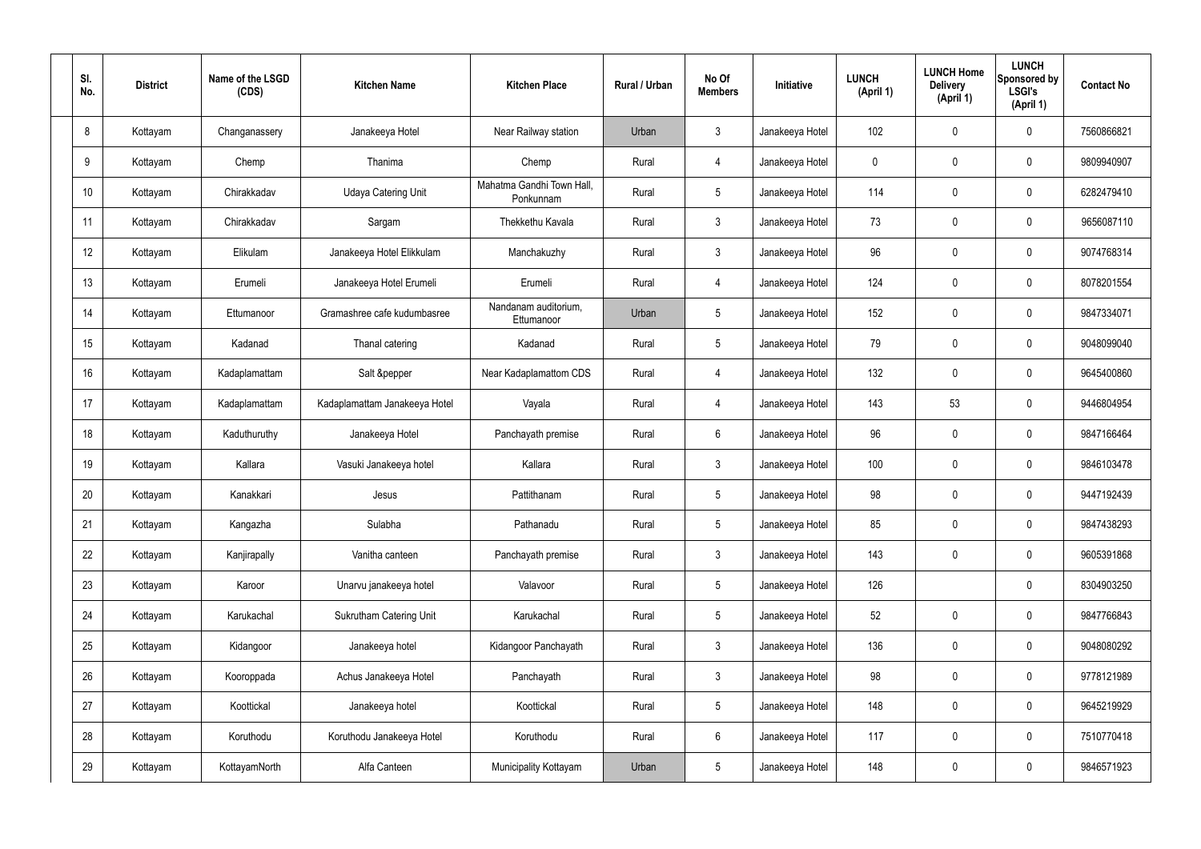| Sl. No. | District | Name of the LSGD (CDS) | Kitchen Name | Kitchen Place | Rural / Urban | No Of Members | Initiative | LUNCH (April 1) | LUNCH Home Delivery (April 1) | LUNCH Sponsored by LSGI's (April 1) | Contact No |
|---|---|---|---|---|---|---|---|---|---|---|---|
| 8 | Kottayam | Changanassery | Janakeeya Hotel | Near Railway station | Urban | 3 | Janakeeya Hotel | 102 | 0 | 0 | 7560866821 |
| 9 | Kottayam | Chemp | Thanima | Chemp | Rural | 4 | Janakeeya Hotel | 0 | 0 | 0 | 9809940907 |
| 10 | Kottayam | Chirakkadav | Udaya Catering Unit | Mahatma Gandhi Town Hall, Ponkunnam | Rural | 5 | Janakeeya Hotel | 114 | 0 | 0 | 6282479410 |
| 11 | Kottayam | Chirakkadav | Sargam | Thekkethu Kavala | Rural | 3 | Janakeeya Hotel | 73 | 0 | 0 | 9656087110 |
| 12 | Kottayam | Elikulam | Janakeeya Hotel Elikkulam | Manchakuzhy | Rural | 3 | Janakeeya Hotel | 96 | 0 | 0 | 9074768314 |
| 13 | Kottayam | Erumeli | Janakeeya Hotel Erumeli | Erumeli | Rural | 4 | Janakeeya Hotel | 124 | 0 | 0 | 8078201554 |
| 14 | Kottayam | Ettumanoor | Gramashree cafe kudumbasree | Nandanam auditorium, Ettumanoor | Urban | 5 | Janakeeya Hotel | 152 | 0 | 0 | 9847334071 |
| 15 | Kottayam | Kadanad | Thanal catering | Kadanad | Rural | 5 | Janakeeya Hotel | 79 | 0 | 0 | 9048099040 |
| 16 | Kottayam | Kadaplamattam | Salt &pepper | Near Kadaplamattom CDS | Rural | 4 | Janakeeya Hotel | 132 | 0 | 0 | 9645400860 |
| 17 | Kottayam | Kadaplamattam | Kadaplamattam Janakeeya Hotel | Vayala | Rural | 4 | Janakeeya Hotel | 143 | 53 | 0 | 9446804954 |
| 18 | Kottayam | Kaduthuruthy | Janakeeya Hotel | Panchayath premise | Rural | 6 | Janakeeya Hotel | 96 | 0 | 0 | 9847166464 |
| 19 | Kottayam | Kallara | Vasuki Janakeeya hotel | Kallara | Rural | 3 | Janakeeya Hotel | 100 | 0 | 0 | 9846103478 |
| 20 | Kottayam | Kanakkari | Jesus | Pattithanam | Rural | 5 | Janakeeya Hotel | 98 | 0 | 0 | 9447192439 |
| 21 | Kottayam | Kangazha | Sulabha | Pathanadu | Rural | 5 | Janakeeya Hotel | 85 | 0 | 0 | 9847438293 |
| 22 | Kottayam | Kanjirapally | Vanitha canteen | Panchayath premise | Rural | 3 | Janakeeya Hotel | 143 | 0 | 0 | 9605391868 |
| 23 | Kottayam | Karoor | Unarvu janakeeya hotel | Valavoor | Rural | 5 | Janakeeya Hotel | 126 | | 0 | 8304903250 |
| 24 | Kottayam | Karukachal | Sukrutham Catering Unit | Karukachal | Rural | 5 | Janakeeya Hotel | 52 | 0 | 0 | 9847766843 |
| 25 | Kottayam | Kidangoor | Janakeeya hotel | Kidangoor Panchayath | Rural | 3 | Janakeeya Hotel | 136 | 0 | 0 | 9048080292 |
| 26 | Kottayam | Kooroppada | Achus Janakeeya Hotel | Panchayath | Rural | 3 | Janakeeya Hotel | 98 | 0 | 0 | 9778121989 |
| 27 | Kottayam | Koottickal | Janakeeya hotel | Koottickal | Rural | 5 | Janakeeya Hotel | 148 | 0 | 0 | 9645219929 |
| 28 | Kottayam | Koruthodu | Koruthodu Janakeeya Hotel | Koruthodu | Rural | 6 | Janakeeya Hotel | 117 | 0 | 0 | 7510770418 |
| 29 | Kottayam | KottayamNorth | Alfa Canteen | Municipality Kottayam | Urban | 5 | Janakeeya Hotel | 148 | 0 | 0 | 9846571923 |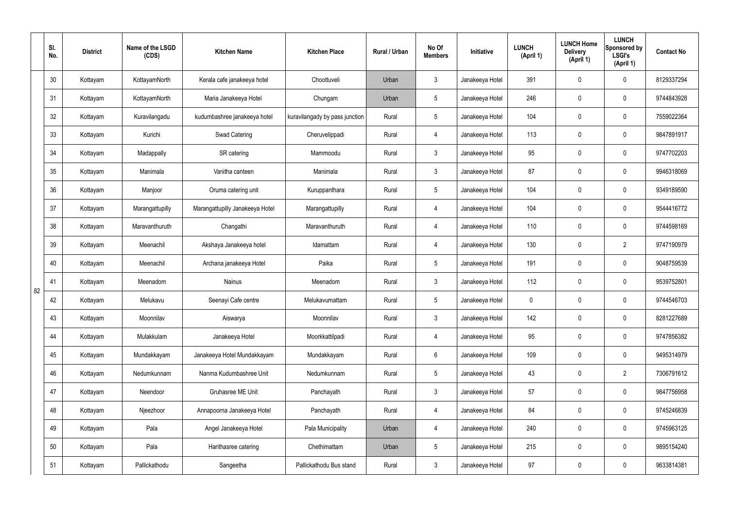| | Sl. No. | District | Name of the LSGD (CDS) | Kitchen Name | Kitchen Place | Rural / Urban | No Of Members | Initiative | LUNCH (April 1) | LUNCH Home Delivery (April 1) | LUNCH Sponsored by LSGI's (April 1) | Contact No |
|---|---|---|---|---|---|---|---|---|---|---|---|---|
| 82 | 30 | Kottayam | KottayamNorth | Kerala cafe janakeeya hotel | Choottuveli | Urban | 3 | Janakeeya Hotel | 391 | 0 | 0 | 8129337294 |
| | 31 | Kottayam | KottayamNorth | Maria Janakeeya Hotel | Chungam | Urban | 5 | Janakeeya Hotel | 246 | 0 | 0 | 9744843928 |
| | 32 | Kottayam | Kuravilangadu | kudumbashree janakeeya hotel | kuravilangady by pass junction | Rural | 5 | Janakeeya Hotel | 104 | 0 | 0 | 7559022364 |
| | 33 | Kottayam | Kurichi | Swad Catering | Cheruvelippadi | Rural | 4 | Janakeeya Hotel | 113 | 0 | 0 | 9847891917 |
| | 34 | Kottayam | Madappally | SR catering | Mammoodu | Rural | 3 | Janakeeya Hotel | 95 | 0 | 0 | 9747702203 |
| | 35 | Kottayam | Manimala | Vanitha canteen | Manimala | Rural | 3 | Janakeeya Hotel | 87 | 0 | 0 | 9946318069 |
| | 36 | Kottayam | Manjoor | Oruma catering unit | Kuruppanthara | Rural | 5 | Janakeeya Hotel | 104 | 0 | 0 | 9349189590 |
| | 37 | Kottayam | Marangattupilly | Marangattupilly Janakeeya Hotel | Marangattupilly | Rural | 4 | Janakeeya Hotel | 104 | 0 | 0 | 9544416772 |
| | 38 | Kottayam | Maravanthuruth | Changathi | Maravanthuruth | Rural | 4 | Janakeeya Hotel | 110 | 0 | 0 | 9744598169 |
| | 39 | Kottayam | Meenachil | Akshaya Janakeeya hotel | Idamattam | Rural | 4 | Janakeeya Hotel | 130 | 0 | 2 | 9747190979 |
| | 40 | Kottayam | Meenachil | Archana janakeeya Hotel | Paika | Rural | 5 | Janakeeya Hotel | 191 | 0 | 0 | 9048759539 |
| | 41 | Kottayam | Meenadom | Nainus | Meenadom | Rural | 3 | Janakeeya Hotel | 112 | 0 | 0 | 9539752801 |
| | 42 | Kottayam | Melukavu | Seenayi Cafe centre | Melukavumattam | Rural | 5 | Janakeeya Hotel | 0 | 0 | 0 | 9744546703 |
| | 43 | Kottayam | Moonnilav | Aiswarya | Moonnilav | Rural | 3 | Janakeeya Hotel | 142 | 0 | 0 | 8281227689 |
| | 44 | Kottayam | Mulakkulam | Janakeeya Hotel | Moorkkattilpadi | Rural | 4 | Janakeeya Hotel | 95 | 0 | 0 | 9747856382 |
| | 45 | Kottayam | Mundakkayam | Janakeeya Hotel Mundakkayam | Mundakkayam | Rural | 6 | Janakeeya Hotel | 109 | 0 | 0 | 9495314979 |
| | 46 | Kottayam | Nedumkunnam | Nanma Kudumbashree Unit | Nedumkunnam | Rural | 5 | Janakeeya Hotel | 43 | 0 | 2 | 7306791612 |
| | 47 | Kottayam | Neendoor | Gruhasree ME Unit | Panchayath | Rural | 3 | Janakeeya Hotel | 57 | 0 | 0 | 9847756958 |
| | 48 | Kottayam | Njeezhoor | Annapoorna Janakeeya Hotel | Panchayath | Rural | 4 | Janakeeya Hotel | 84 | 0 | 0 | 9745246839 |
| | 49 | Kottayam | Pala | Angel Janakeeya Hotel | Pala Municipality | Urban | 4 | Janakeeya Hotel | 240 | 0 | 0 | 9745963125 |
| | 50 | Kottayam | Pala | Harithasree catering | Chethimattam | Urban | 5 | Janakeeya Hotel | 215 | 0 | 0 | 9895154240 |
| | 51 | Kottayam | Pallickathodu | Sangeetha | Pallickathodu Bus stand | Rural | 3 | Janakeeya Hotel | 97 | 0 | 0 | 9633814381 |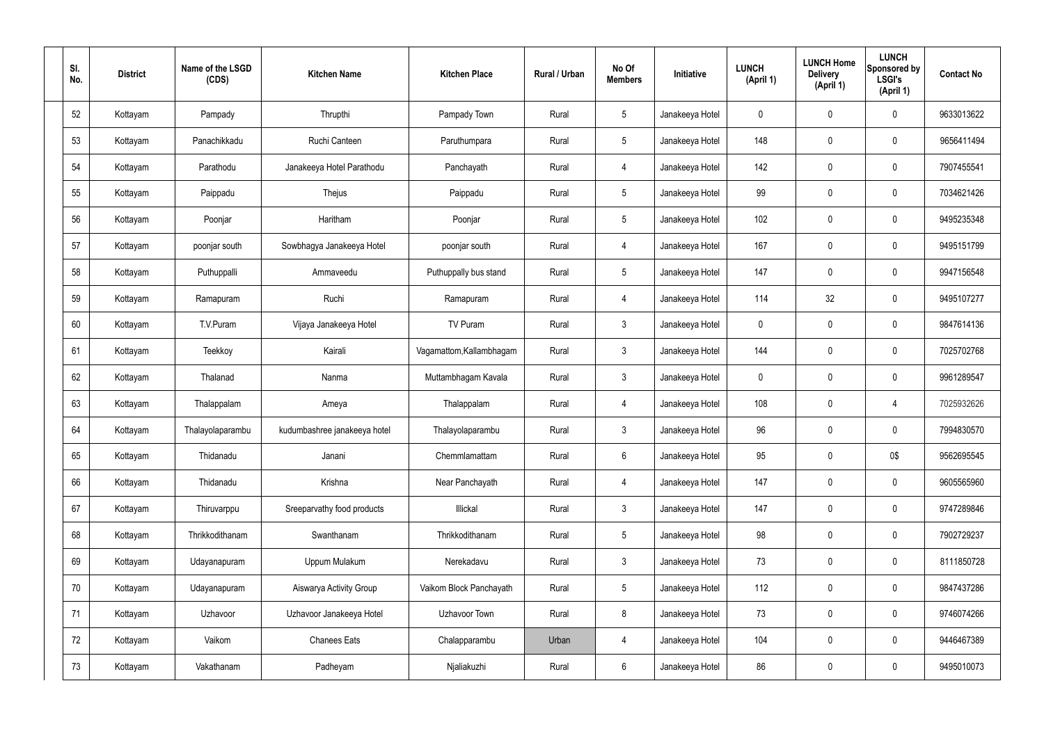| Sl. No. | District | Name of the LSGD (CDS) | Kitchen Name | Kitchen Place | Rural / Urban | No Of Members | Initiative | LUNCH (April 1) | LUNCH Home Delivery (April 1) | LUNCH Sponsored by LSGI's (April 1) | Contact No |
|---|---|---|---|---|---|---|---|---|---|---|---|
| 52 | Kottayam | Pampady | Thrupthi | Pampady Town | Rural | 5 | Janakeeya Hotel | 0 | 0 | 0 | 9633013622 |
| 53 | Kottayam | Panachikkadu | Ruchi Canteen | Paruthumpara | Rural | 5 | Janakeeya Hotel | 148 | 0 | 0 | 9656411494 |
| 54 | Kottayam | Parathodu | Janakeeya Hotel Parathodu | Panchayath | Rural | 4 | Janakeeya Hotel | 142 | 0 | 0 | 7907455541 |
| 55 | Kottayam | Paippadu | Thejus | Paippadu | Rural | 5 | Janakeeya Hotel | 99 | 0 | 0 | 7034621426 |
| 56 | Kottayam | Poonjar | Haritham | Poonjar | Rural | 5 | Janakeeya Hotel | 102 | 0 | 0 | 9495235348 |
| 57 | Kottayam | poonjar south | Sowbhagya Janakeeya Hotel | poonjar south | Rural | 4 | Janakeeya Hotel | 167 | 0 | 0 | 9495151799 |
| 58 | Kottayam | Puthuppalli | Ammaveedu | Puthuppally bus stand | Rural | 5 | Janakeeya Hotel | 147 | 0 | 0 | 9947156548 |
| 59 | Kottayam | Ramapuram | Ruchi | Ramapuram | Rural | 4 | Janakeeya Hotel | 114 | 32 | 0 | 9495107277 |
| 60 | Kottayam | T.V.Puram | Vijaya Janakeeya Hotel | TV Puram | Rural | 3 | Janakeeya Hotel | 0 | 0 | 0 | 9847614136 |
| 61 | Kottayam | Teekkoy | Kairali | Vagamattom,Kallambhagam | Rural | 3 | Janakeeya Hotel | 144 | 0 | 0 | 7025702768 |
| 62 | Kottayam | Thalanad | Nanma | Muttambhagam Kavala | Rural | 3 | Janakeeya Hotel | 0 | 0 | 0 | 9961289547 |
| 63 | Kottayam | Thalappalam | Ameya | Thalappalam | Rural | 4 | Janakeeya Hotel | 108 | 0 | 4 | 7025932626 |
| 64 | Kottayam | Thalayolaparambu | kudumbashree janakeeya hotel | Thalayolaparambu | Rural | 3 | Janakeeya Hotel | 96 | 0 | 0 | 7994830570 |
| 65 | Kottayam | Thidanadu | Janani | Chemmlamattam | Rural | 6 | Janakeeya Hotel | 95 | 0 | 0$ | 9562695545 |
| 66 | Kottayam | Thidanadu | Krishna | Near Panchayath | Rural | 4 | Janakeeya Hotel | 147 | 0 | 0 | 9605565960 |
| 67 | Kottayam | Thiruvarppu | Sreeparvathy food products | Illickal | Rural | 3 | Janakeeya Hotel | 147 | 0 | 0 | 9747289846 |
| 68 | Kottayam | Thrikkodithanam | Swanthanam | Thrikkodithanam | Rural | 5 | Janakeeya Hotel | 98 | 0 | 0 | 7902729237 |
| 69 | Kottayam | Udayanapuram | Uppum Mulakum | Nerekadavu | Rural | 3 | Janakeeya Hotel | 73 | 0 | 0 | 8111850728 |
| 70 | Kottayam | Udayanapuram | Aiswarya Activity Group | Vaikom Block Panchayath | Rural | 5 | Janakeeya Hotel | 112 | 0 | 0 | 9847437286 |
| 71 | Kottayam | Uzhavoor | Uzhavoor Janakeeya Hotel | Uzhavoor Town | Rural | 8 | Janakeeya Hotel | 73 | 0 | 0 | 9746074266 |
| 72 | Kottayam | Vaikom | Chanees Eats | Chalapparambu | Urban | 4 | Janakeeya Hotel | 104 | 0 | 0 | 9446467389 |
| 73 | Kottayam | Vakathanam | Padheyam | Njaliakuzhi | Rural | 6 | Janakeeya Hotel | 86 | 0 | 0 | 9495010073 |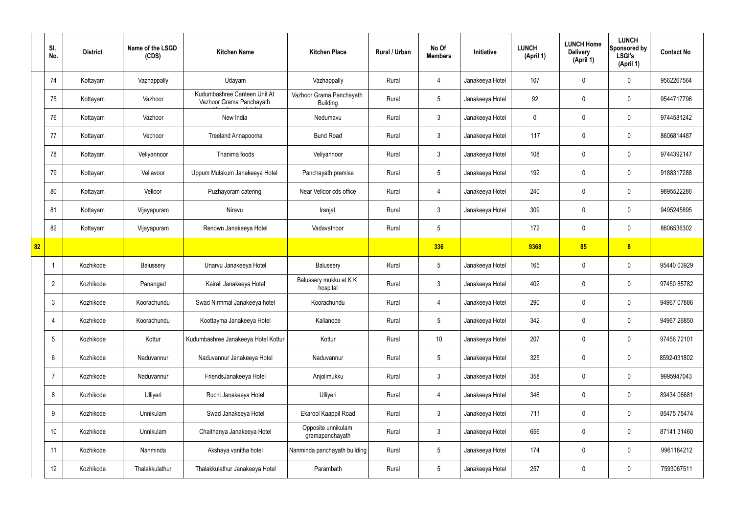|  | Sl. No. | District | Name of the LSGD (CDS) | Kitchen Name | Kitchen Place | Rural / Urban | No Of Members | Initiative | LUNCH (April 1) | LUNCH Home Delivery (April 1) | LUNCH Sponsored by LSGI's (April 1) | Contact No |
|---|---|---|---|---|---|---|---|---|---|---|---|---|
|  | 74 | Kottayam | Vazhappally | Udayam | Vazhappally | Rural | 4 | Janakeeya Hotel | 107 | 0 | 0 | 9562267564 |
|  | 75 | Kottayam | Vazhoor | Kudumbashree Canteen Unit At Vazhoor Grama Panchayath | Vazhoor Grama Panchayath Building | Rural | 5 | Janakeeya Hotel | 92 | 0 | 0 | 9544717796 |
|  | 76 | Kottayam | Vazhoor | New India | Nedumavu | Rural | 3 | Janakeeya Hotel | 0 | 0 | 0 | 9744581242 |
|  | 77 | Kottayam | Vechoor | Treeland Annapoorna | Bund Road | Rural | 3 | Janakeeya Hotel | 117 | 0 | 0 | 8606814487 |
|  | 78 | Kottayam | Veliyannoor | Thanima foods | Veliyannoor | Rural | 3 | Janakeeya Hotel | 108 | 0 | 0 | 9744392147 |
|  | 79 | Kottayam | Vellavoor | Uppum Mulakum Janakeeya Hotel | Panchayath premise | Rural | 5 | Janakeeya Hotel | 192 | 0 | 0 | 9188317288 |
|  | 80 | Kottayam | Velloor | Puzhayoram catering | Near Velloor cds office | Rural | 4 | Janakeeya Hotel | 240 | 0 | 0 | 9895522286 |
|  | 81 | Kottayam | Vijayapuram | Niravu | Iranjal | Rural | 3 | Janakeeya Hotel | 309 | 0 | 0 | 9495245895 |
|  | 82 | Kottayam | Vijayapuram | Renown Janakeeya Hotel | Vadavathoor | Rural | 5 |  | 172 | 0 | 0 | 8606536302 |
| **82** |  |  |  |  |  |  | **336** |  | **9368** | **85** | **8** |  |
|  | 1 | Kozhikode | Balussery | Unarvu Janakeeya Hotel | Balussery | Rural | 5 | Janakeeya Hotel | 165 | 0 | 0 | 95440 03929 |
|  | 2 | Kozhikode | Panangad | Kairali Janakeeya Hotel | Balussery mukku at K K hospital | Rural | 3 | Janakeeya Hotel | 402 | 0 | 0 | 97450 85782 |
|  | 3 | Kozhikode | Koorachundu | Swad Nirmmal Janakeeya hotel | Koorachundu | Rural | 4 | Janakeeya Hotel | 290 | 0 | 0 | 94967 07886 |
|  | 4 | Kozhikode | Koorachundu | Koottayma Janakeeya Hotel | Kallanode | Rural | 5 | Janakeeya Hotel | 342 | 0 | 0 | 94967 26850 |
|  | 5 | Kozhikode | Kottur | Kudumbashree Janakeeya Hotel Kottur | Kottur | Rural | 10 | Janakeeya Hotel | 207 | 0 | 0 | 97456 72101 |
|  | 6 | Kozhikode | Naduvannur | Naduvannur Janakeeya Hotel | Naduvannur | Rural | 5 | Janakeeya Hotel | 325 | 0 | 0 | 8592-031802 |
|  | 7 | Kozhikode | Naduvannur | FriendsJanakeeya Hotel | Anjolimukku | Rural | 3 | Janakeeya Hotel | 358 | 0 | 0 | 9995947043 |
|  | 8 | Kozhikode | Ulliyeri | Ruchi Janakeeya Hotel | Ulliyeri | Rural | 4 | Janakeeya Hotel | 346 | 0 | 0 | 89434 06681 |
|  | 9 | Kozhikode | Unnikulam | Swad Janakeeya Hotel | Ekarool Kaappil Road | Rural | 3 | Janakeeya Hotel | 711 | 0 | 0 | 85475 75474 |
|  | 10 | Kozhikode | Unnikulam | Chaithanya Janakeeya Hotel | Opposite unnikulam gramapanchayath | Rural | 3 | Janakeeya Hotel | 656 | 0 | 0 | 87141 31460 |
|  | 11 | Kozhikode | Nanminda | Akshaya vanitha hotel | Nanminda panchayath building | Rural | 5 | Janakeeya Hotel | 174 | 0 | 0 | 9961184212 |
|  | 12 | Kozhikode | Thalakkulathur | Thalakkulathur Janakeeya Hotel | Parambath | Rural | 5 | Janakeeya Hotel | 257 | 0 | 0 | 7593067511 |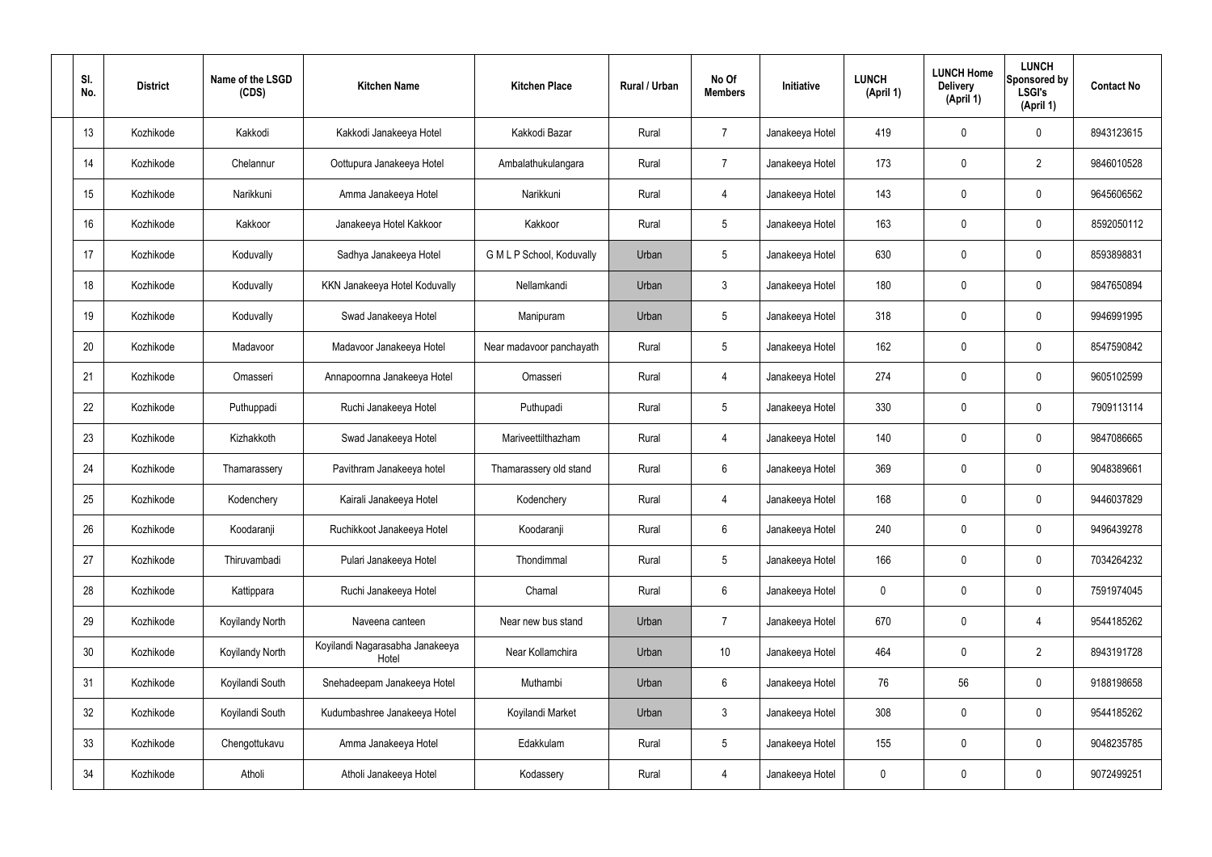| Sl. No. | District | Name of the LSGD (CDS) | Kitchen Name | Kitchen Place | Rural / Urban | No Of Members | Initiative | LUNCH (April 1) | LUNCH Home Delivery (April 1) | LUNCH Sponsored by LSGI's (April 1) | Contact No |
|---|---|---|---|---|---|---|---|---|---|---|---|
| 13 | Kozhikode | Kakkodi | Kakkodi Janakeeya Hotel | Kakkodi Bazar | Rural | 7 | Janakeeya Hotel | 419 | 0 | 0 | 8943123615 |
| 14 | Kozhikode | Chelannur | Oottupura Janakeeya Hotel | Ambalathukulangara | Rural | 7 | Janakeeya Hotel | 173 | 0 | 2 | 9846010528 |
| 15 | Kozhikode | Narikkuni | Amma Janakeeya Hotel | Narikkuni | Rural | 4 | Janakeeya Hotel | 143 | 0 | 0 | 9645606562 |
| 16 | Kozhikode | Kakkoor | Janakeeya Hotel Kakkoor | Kakkoor | Rural | 5 | Janakeeya Hotel | 163 | 0 | 0 | 8592050112 |
| 17 | Kozhikode | Koduvally | Sadhya Janakeeya Hotel | G M L P School, Koduvally | Urban | 5 | Janakeeya Hotel | 630 | 0 | 0 | 8593898831 |
| 18 | Kozhikode | Koduvally | KKN Janakeeya Hotel Koduvally | Nellamkandi | Urban | 3 | Janakeeya Hotel | 180 | 0 | 0 | 9847650894 |
| 19 | Kozhikode | Koduvally | Swad Janakeeya Hotel | Manipuram | Urban | 5 | Janakeeya Hotel | 318 | 0 | 0 | 9946991995 |
| 20 | Kozhikode | Madavoor | Madavoor Janakeeya Hotel | Near madavoor panchayath | Rural | 5 | Janakeeya Hotel | 162 | 0 | 0 | 8547590842 |
| 21 | Kozhikode | Omasseri | Annapoornna Janakeeya Hotel | Omasseri | Rural | 4 | Janakeeya Hotel | 274 | 0 | 0 | 9605102599 |
| 22 | Kozhikode | Puthuppadi | Ruchi Janakeeya Hotel | Puthupadi | Rural | 5 | Janakeeya Hotel | 330 | 0 | 0 | 7909113114 |
| 23 | Kozhikode | Kizhakkoth | Swad Janakeeya Hotel | Mariveettilthazham | Rural | 4 | Janakeeya Hotel | 140 | 0 | 0 | 9847086665 |
| 24 | Kozhikode | Thamarassery | Pavithram Janakeeya hotel | Thamarassery old stand | Rural | 6 | Janakeeya Hotel | 369 | 0 | 0 | 9048389661 |
| 25 | Kozhikode | Kodenchery | Kairali Janakeeya Hotel | Kodenchery | Rural | 4 | Janakeeya Hotel | 168 | 0 | 0 | 9446037829 |
| 26 | Kozhikode | Koodaranji | Ruchikkoot Janakeeya Hotel | Koodaranji | Rural | 6 | Janakeeya Hotel | 240 | 0 | 0 | 9496439278 |
| 27 | Kozhikode | Thiruvambadi | Pulari Janakeeya Hotel | Thondimmal | Rural | 5 | Janakeeya Hotel | 166 | 0 | 0 | 7034264232 |
| 28 | Kozhikode | Kattippara | Ruchi Janakeeya Hotel | Chamal | Rural | 6 | Janakeeya Hotel | 0 | 0 | 0 | 7591974045 |
| 29 | Kozhikode | Koyilandy North | Naveena canteen | Near new bus stand | Urban | 7 | Janakeeya Hotel | 670 | 0 | 4 | 9544185262 |
| 30 | Kozhikode | Koyilandy North | Koyilandi Nagarasabha Janakeeya Hotel | Near Kollamchira | Urban | 10 | Janakeeya Hotel | 464 | 0 | 2 | 8943191728 |
| 31 | Kozhikode | Koyilandi South | Snehadeepam Janakeeya Hotel | Muthambi | Urban | 6 | Janakeeya Hotel | 76 | 56 | 0 | 9188198658 |
| 32 | Kozhikode | Koyilandi South | Kudumbashree Janakeeya Hotel | Koyilandi Market | Urban | 3 | Janakeeya Hotel | 308 | 0 | 0 | 9544185262 |
| 33 | Kozhikode | Chengottukavu | Amma Janakeeya Hotel | Edakkulam | Rural | 5 | Janakeeya Hotel | 155 | 0 | 0 | 9048235785 |
| 34 | Kozhikode | Atholi | Atholi Janakeeya Hotel | Kodassery | Rural | 4 | Janakeeya Hotel | 0 | 0 | 0 | 9072499251 |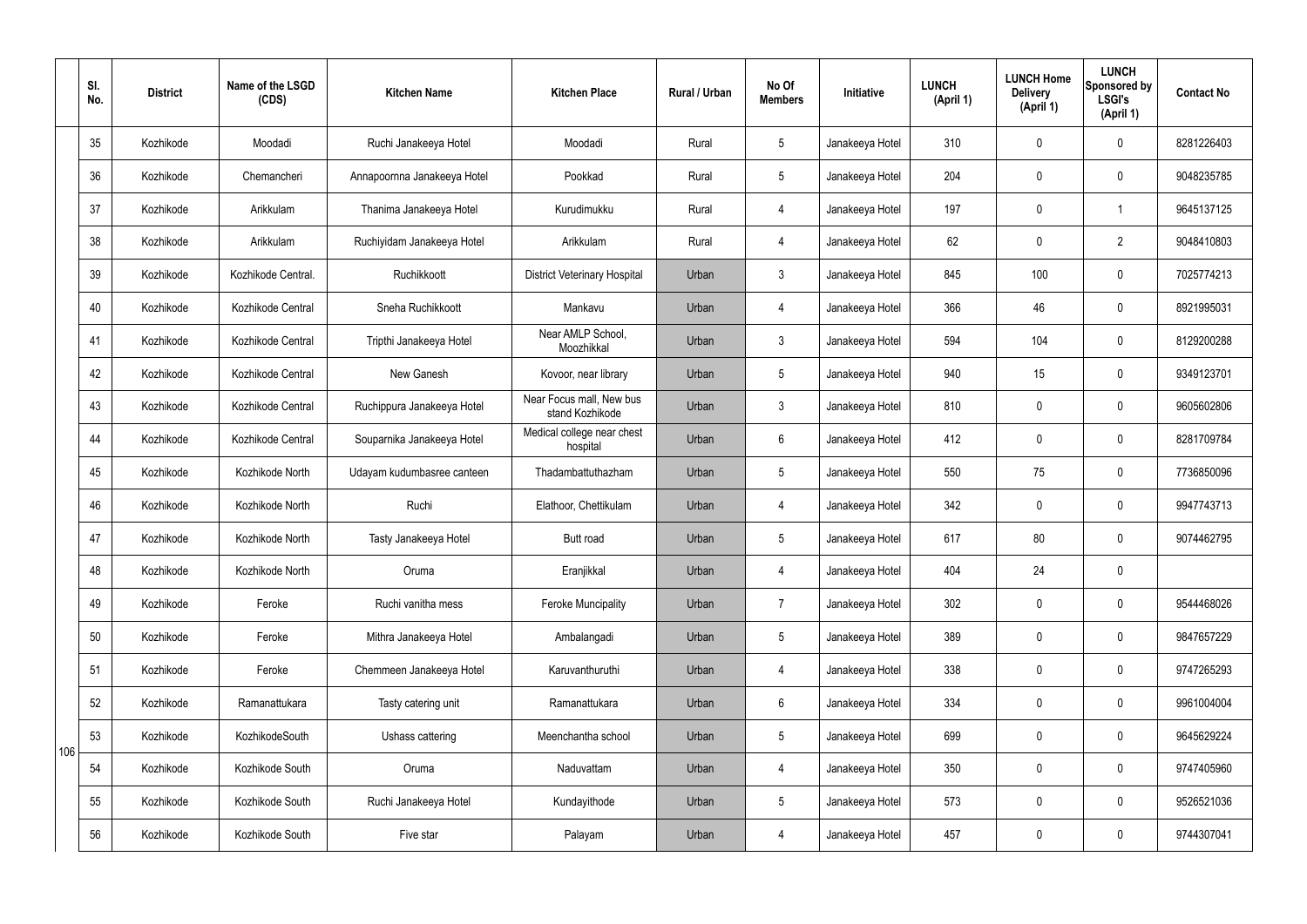|  | Sl. No. | District | Name of the LSGD (CDS) | Kitchen Name | Kitchen Place | Rural / Urban | No Of Members | Initiative | LUNCH (April 1) | LUNCH Home Delivery (April 1) | LUNCH Sponsored by LSGI's (April 1) | Contact No |
|---|---|---|---|---|---|---|---|---|---|---|---|---|
| 106 | 35 | Kozhikode | Moodadi | Ruchi Janakeeya Hotel | Moodadi | Rural | 5 | Janakeeya Hotel | 310 | 0 | 0 | 8281226403 |
|  | 36 | Kozhikode | Chemancheri | Annapoornna Janakeeya Hotel | Pookkad | Rural | 5 | Janakeeya Hotel | 204 | 0 | 0 | 9048235785 |
|  | 37 | Kozhikode | Arikkulam | Thanima Janakeeya Hotel | Kurudimukku | Rural | 4 | Janakeeya Hotel | 197 | 0 | 1 | 9645137125 |
|  | 38 | Kozhikode | Arikkulam | Ruchiyidam Janakeeya Hotel | Arikkulam | Rural | 4 | Janakeeya Hotel | 62 | 0 | 2 | 9048410803 |
|  | 39 | Kozhikode | Kozhikode Central. | Ruchikkoott | District Veterinary Hospital | Urban | 3 | Janakeeya Hotel | 845 | 100 | 0 | 7025774213 |
|  | 40 | Kozhikode | Kozhikode Central | Sneha Ruchikkoott | Mankavu | Urban | 4 | Janakeeya Hotel | 366 | 46 | 0 | 8921995031 |
|  | 41 | Kozhikode | Kozhikode Central | Tripthi Janakeeya Hotel | Near AMLP School, Moozhikkal | Urban | 3 | Janakeeya Hotel | 594 | 104 | 0 | 8129200288 |
|  | 42 | Kozhikode | Kozhikode Central | New Ganesh | Kovoor, near library | Urban | 5 | Janakeeya Hotel | 940 | 15 | 0 | 9349123701 |
|  | 43 | Kozhikode | Kozhikode Central | Ruchippura Janakeeya Hotel | Near Focus mall, New bus stand Kozhikode | Urban | 3 | Janakeeya Hotel | 810 | 0 | 0 | 9605602806 |
|  | 44 | Kozhikode | Kozhikode Central | Souparnika Janakeeya Hotel | Medical college near chest hospital | Urban | 6 | Janakeeya Hotel | 412 | 0 | 0 | 8281709784 |
|  | 45 | Kozhikode | Kozhikode North | Udayam kudumbasree canteen | Thadambattuthazham | Urban | 5 | Janakeeya Hotel | 550 | 75 | 0 | 7736850096 |
|  | 46 | Kozhikode | Kozhikode North | Ruchi | Elathoor, Chettikulam | Urban | 4 | Janakeeya Hotel | 342 | 0 | 0 | 9947743713 |
|  | 47 | Kozhikode | Kozhikode North | Tasty Janakeeya Hotel | Butt road | Urban | 5 | Janakeeya Hotel | 617 | 80 | 0 | 9074462795 |
|  | 48 | Kozhikode | Kozhikode North | Oruma | Eranjikkal | Urban | 4 | Janakeeya Hotel | 404 | 24 | 0 |  |
|  | 49 | Kozhikode | Feroke | Ruchi vanitha mess | Feroke Muncipality | Urban | 7 | Janakeeya Hotel | 302 | 0 | 0 | 9544468026 |
|  | 50 | Kozhikode | Feroke | Mithra Janakeeya Hotel | Ambalangadi | Urban | 5 | Janakeeya Hotel | 389 | 0 | 0 | 9847657229 |
|  | 51 | Kozhikode | Feroke | Chemmeen Janakeeya Hotel | Karuvanthuruthi | Urban | 4 | Janakeeya Hotel | 338 | 0 | 0 | 9747265293 |
|  | 52 | Kozhikode | Ramanattukara | Tasty catering unit | Ramanattukara | Urban | 6 | Janakeeya Hotel | 334 | 0 | 0 | 9961004004 |
|  | 53 | Kozhikode | KozhikodeSouth | Ushass cattering | Meenchantha school | Urban | 5 | Janakeeya Hotel | 699 | 0 | 0 | 9645629224 |
|  | 54 | Kozhikode | Kozhikode South | Oruma | Naduvattam | Urban | 4 | Janakeeya Hotel | 350 | 0 | 0 | 9747405960 |
|  | 55 | Kozhikode | Kozhikode South | Ruchi Janakeeya Hotel | Kundayithode | Urban | 5 | Janakeeya Hotel | 573 | 0 | 0 | 9526521036 |
|  | 56 | Kozhikode | Kozhikode South | Five star | Palayam | Urban | 4 | Janakeeya Hotel | 457 | 0 | 0 | 9744307041 |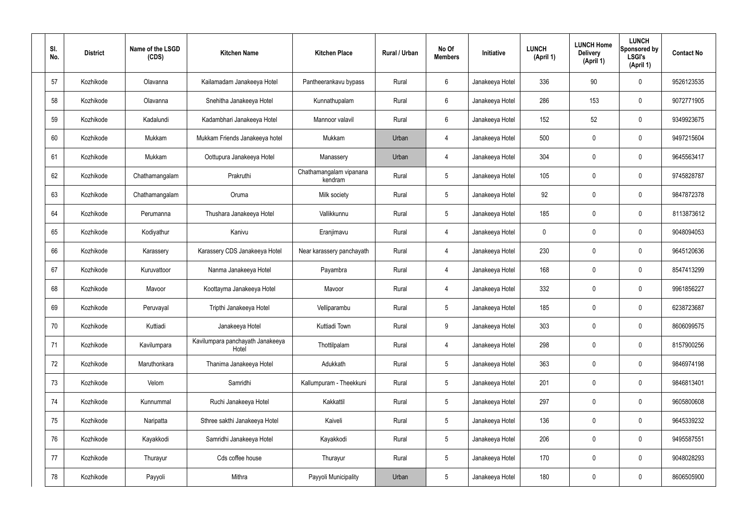| Sl. No. | District | Name of the LSGD (CDS) | Kitchen Name | Kitchen Place | Rural / Urban | No Of Members | Initiative | LUNCH (April 1) | LUNCH Home Delivery (April 1) | LUNCH Sponsored by LSGI's (April 1) | Contact No |
|---|---|---|---|---|---|---|---|---|---|---|---|
| 57 | Kozhikode | Olavanna | Kailamadam Janakeeya Hotel | Pantheerankavu bypass | Rural | 6 | Janakeeya Hotel | 336 | 90 | 0 | 9526123535 |
| 58 | Kozhikode | Olavanna | Snehitha Janakeeya Hotel | Kunnathupalam | Rural | 6 | Janakeeya Hotel | 286 | 153 | 0 | 9072771905 |
| 59 | Kozhikode | Kadalundi | Kadambhari Janakeeya Hotel | Mannoor valavil | Rural | 6 | Janakeeya Hotel | 152 | 52 | 0 | 9349923675 |
| 60 | Kozhikode | Mukkam | Mukkam Friends Janakeeya hotel | Mukkam | Urban | 4 | Janakeeya Hotel | 500 | 0 | 0 | 9497215604 |
| 61 | Kozhikode | Mukkam | Oottupura Janakeeya Hotel | Manassery | Urban | 4 | Janakeeya Hotel | 304 | 0 | 0 | 9645563417 |
| 62 | Kozhikode | Chathamangalam | Prakruthi | Chathamangalam vipanana kendram | Rural | 5 | Janakeeya Hotel | 105 | 0 | 0 | 9745828787 |
| 63 | Kozhikode | Chathamangalam | Oruma | Milk society | Rural | 5 | Janakeeya Hotel | 92 | 0 | 0 | 9847872378 |
| 64 | Kozhikode | Perumanna | Thushara Janakeeya Hotel | Vallikkunnu | Rural | 5 | Janakeeya Hotel | 185 | 0 | 0 | 8113873612 |
| 65 | Kozhikode | Kodiyathur | Kanivu | Eranjimavu | Rural | 4 | Janakeeya Hotel | 0 | 0 | 0 | 9048094053 |
| 66 | Kozhikode | Karassery | Karassery CDS Janakeeya Hotel | Near karassery panchayath | Rural | 4 | Janakeeya Hotel | 230 | 0 | 0 | 9645120636 |
| 67 | Kozhikode | Kuruvattoor | Nanma Janakeeya Hotel | Payambra | Rural | 4 | Janakeeya Hotel | 168 | 0 | 0 | 8547413299 |
| 68 | Kozhikode | Mavoor | Koottayma Janakeeya Hotel | Mavoor | Rural | 4 | Janakeeya Hotel | 332 | 0 | 0 | 9961856227 |
| 69 | Kozhikode | Peruvayal | Tripthi Janakeeya Hotel | Velliparambu | Rural | 5 | Janakeeya Hotel | 185 | 0 | 0 | 6238723687 |
| 70 | Kozhikode | Kuttiadi | Janakeeya Hotel | Kuttiadi Town | Rural | 9 | Janakeeya Hotel | 303 | 0 | 0 | 8606099575 |
| 71 | Kozhikode | Kavilumpara | Kavilumpara panchayath Janakeeya Hotel | Thottilpalam | Rural | 4 | Janakeeya Hotel | 298 | 0 | 0 | 8157900256 |
| 72 | Kozhikode | Maruthonkara | Thanima Janakeeya Hotel | Adukkath | Rural | 5 | Janakeeya Hotel | 363 | 0 | 0 | 9846974198 |
| 73 | Kozhikode | Velom | Samridhi | Kallumpuram - Theekkuni | Rural | 5 | Janakeeya Hotel | 201 | 0 | 0 | 9846813401 |
| 74 | Kozhikode | Kunnummal | Ruchi Janakeeya Hotel | Kakkattil | Rural | 5 | Janakeeya Hotel | 297 | 0 | 0 | 9605800608 |
| 75 | Kozhikode | Naripatta | Sthree sakthi Janakeeya Hotel | Kaiveli | Rural | 5 | Janakeeya Hotel | 136 | 0 | 0 | 9645339232 |
| 76 | Kozhikode | Kayakkodi | Samridhi Janakeeya Hotel | Kayakkodi | Rural | 5 | Janakeeya Hotel | 206 | 0 | 0 | 9495587551 |
| 77 | Kozhikode | Thurayur | Cds coffee house | Thurayur | Rural | 5 | Janakeeya Hotel | 170 | 0 | 0 | 9048028293 |
| 78 | Kozhikode | Payyoli | Mithra | Payyoli Municipality | Urban | 5 | Janakeeya Hotel | 180 | 0 | 0 | 8606505900 |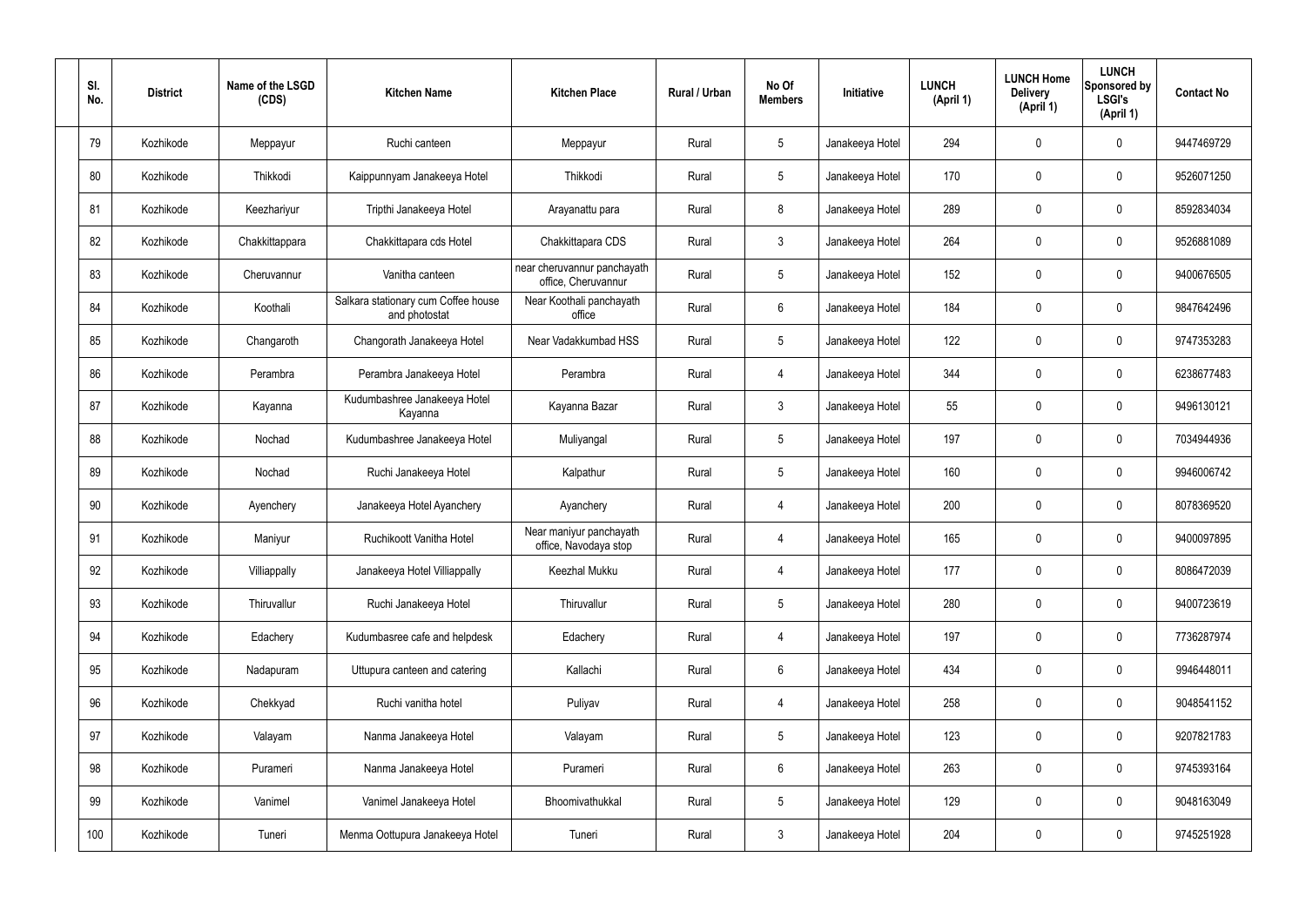| Sl. No. | District | Name of the LSGD (CDS) | Kitchen Name | Kitchen Place | Rural / Urban | No Of Members | Initiative | LUNCH (April 1) | LUNCH Home Delivery (April 1) | LUNCH Sponsored by LSGI's (April 1) | Contact No |
|---|---|---|---|---|---|---|---|---|---|---|---|
| 79 | Kozhikode | Meppayur | Ruchi canteen | Meppayur | Rural | 5 | Janakeeya Hotel | 294 | 0 | 0 | 9447469729 |
| 80 | Kozhikode | Thikkodi | Kaippunnyam Janakeeya Hotel | Thikkodi | Rural | 5 | Janakeeya Hotel | 170 | 0 | 0 | 9526071250 |
| 81 | Kozhikode | Keezhariyur | Tripthi Janakeeya Hotel | Arayanattu para | Rural | 8 | Janakeeya Hotel | 289 | 0 | 0 | 8592834034 |
| 82 | Kozhikode | Chakkittappara | Chakkittapara cds Hotel | Chakkittapara CDS | Rural | 3 | Janakeeya Hotel | 264 | 0 | 0 | 9526881089 |
| 83 | Kozhikode | Cheruvannur | Vanitha canteen | near cheruvannur panchayath office, Cheruvannur | Rural | 5 | Janakeeya Hotel | 152 | 0 | 0 | 9400676505 |
| 84 | Kozhikode | Koothali | Salkara stationary cum Coffee house and photostat | Near Koothali panchayath office | Rural | 6 | Janakeeya Hotel | 184 | 0 | 0 | 9847642496 |
| 85 | Kozhikode | Changaroth | Changorath Janakeeya Hotel | Near Vadakkumbad HSS | Rural | 5 | Janakeeya Hotel | 122 | 0 | 0 | 9747353283 |
| 86 | Kozhikode | Perambra | Perambra Janakeeya Hotel | Perambra | Rural | 4 | Janakeeya Hotel | 344 | 0 | 0 | 6238677483 |
| 87 | Kozhikode | Kayanna | Kudumbashree Janakeeya Hotel Kayanna | Kayanna Bazar | Rural | 3 | Janakeeya Hotel | 55 | 0 | 0 | 9496130121 |
| 88 | Kozhikode | Nochad | Kudumbashree Janakeeya Hotel | Muliyangal | Rural | 5 | Janakeeya Hotel | 197 | 0 | 0 | 7034944936 |
| 89 | Kozhikode | Nochad | Ruchi Janakeeya Hotel | Kalpathur | Rural | 5 | Janakeeya Hotel | 160 | 0 | 0 | 9946006742 |
| 90 | Kozhikode | Ayenchery | Janakeeya Hotel Ayanchery | Ayanchery | Rural | 4 | Janakeeya Hotel | 200 | 0 | 0 | 8078369520 |
| 91 | Kozhikode | Maniyur | Ruchikoott Vanitha Hotel | Near maniyur panchayath office, Navodaya stop | Rural | 4 | Janakeeya Hotel | 165 | 0 | 0 | 9400097895 |
| 92 | Kozhikode | Villiappally | Janakeeya Hotel Villiappally | Keezhal Mukku | Rural | 4 | Janakeeya Hotel | 177 | 0 | 0 | 8086472039 |
| 93 | Kozhikode | Thiruvallur | Ruchi Janakeeya Hotel | Thiruvallur | Rural | 5 | Janakeeya Hotel | 280 | 0 | 0 | 9400723619 |
| 94 | Kozhikode | Edachery | Kudumbasree cafe and helpdesk | Edachery | Rural | 4 | Janakeeya Hotel | 197 | 0 | 0 | 7736287974 |
| 95 | Kozhikode | Nadapuram | Uttupura canteen and catering | Kallachi | Rural | 6 | Janakeeya Hotel | 434 | 0 | 0 | 9946448011 |
| 96 | Kozhikode | Chekkyad | Ruchi vanitha hotel | Puliyav | Rural | 4 | Janakeeya Hotel | 258 | 0 | 0 | 9048541152 |
| 97 | Kozhikode | Valayam | Nanma Janakeeya Hotel | Valayam | Rural | 5 | Janakeeya Hotel | 123 | 0 | 0 | 9207821783 |
| 98 | Kozhikode | Purameri | Nanma Janakeeya Hotel | Purameri | Rural | 6 | Janakeeya Hotel | 263 | 0 | 0 | 9745393164 |
| 99 | Kozhikode | Vanimel | Vanimel Janakeeya Hotel | Bhoomivathukkal | Rural | 5 | Janakeeya Hotel | 129 | 0 | 0 | 9048163049 |
| 100 | Kozhikode | Tuneri | Menma Oottupura Janakeeya Hotel | Tuneri | Rural | 3 | Janakeeya Hotel | 204 | 0 | 0 | 9745251928 |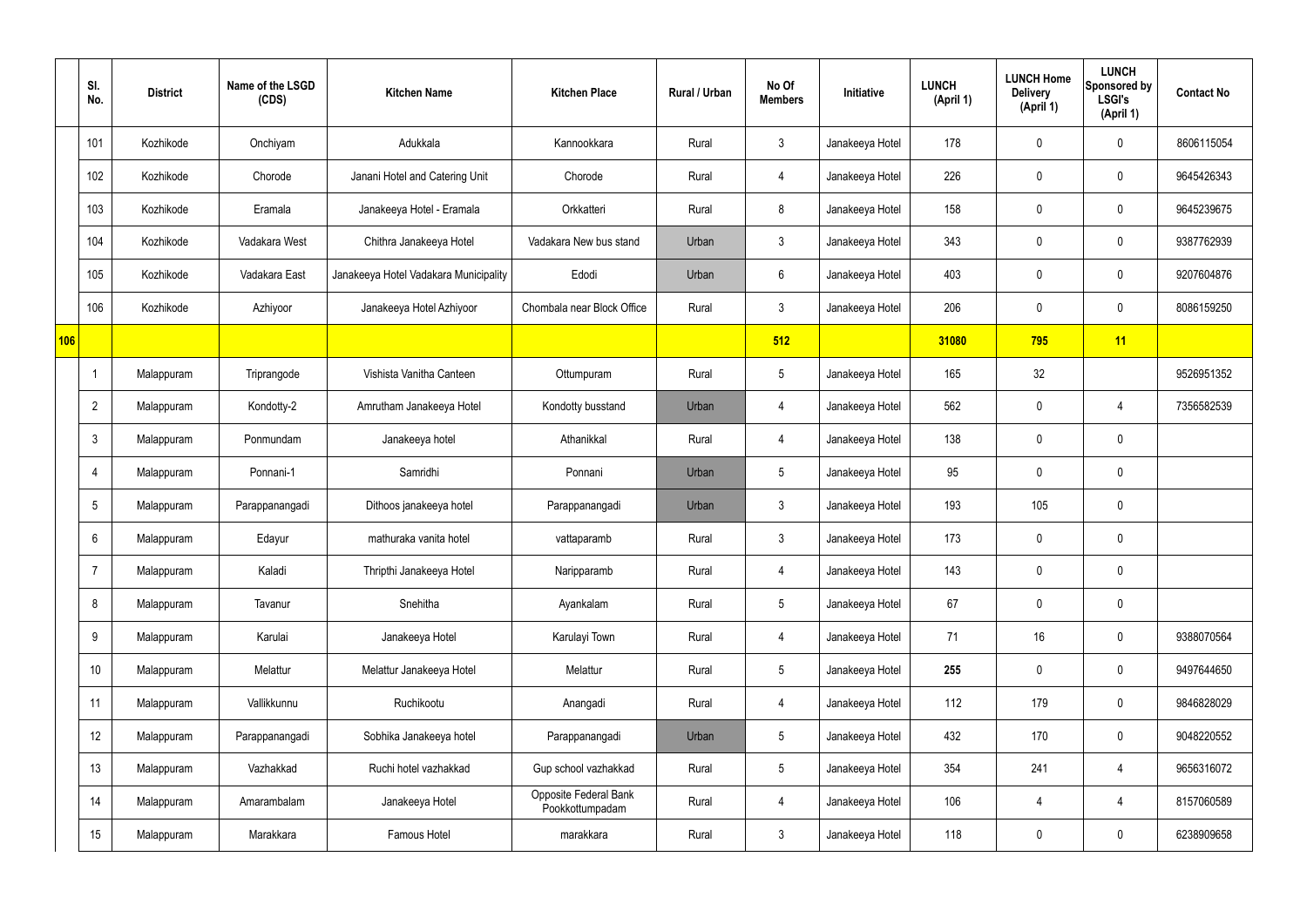| | Sl. No. | District | Name of the LSGD (CDS) | Kitchen Name | Kitchen Place | Rural / Urban | No Of Members | Initiative | LUNCH (April 1) | LUNCH Home Delivery (April 1) | LUNCH Sponsored by LSGI's (April 1) | Contact No |
|---|---|---|---|---|---|---|---|---|---|---|---|---|
| | 101 | Kozhikode | Onchiyam | Adukkala | Kannookkara | Rural | 3 | Janakeeya Hotel | 178 | 0 | 0 | 8606115054 |
| | 102 | Kozhikode | Chorode | Janani Hotel and Catering Unit | Chorode | Rural | 4 | Janakeeya Hotel | 226 | 0 | 0 | 9645426343 |
| | 103 | Kozhikode | Eramala | Janakeeya Hotel - Eramala | Orkkatteri | Rural | 8 | Janakeeya Hotel | 158 | 0 | 0 | 9645239675 |
| | 104 | Kozhikode | Vadakara West | Chithra Janakeeya Hotel | Vadakara New bus stand | Urban | 3 | Janakeeya Hotel | 343 | 0 | 0 | 9387762939 |
| | 105 | Kozhikode | Vadakara East | Janakeeya Hotel Vadakara Municipality | Edodi | Urban | 6 | Janakeeya Hotel | 403 | 0 | 0 | 9207604876 |
| | 106 | Kozhikode | Azhiyoor | Janakeeya Hotel Azhiyoor | Chombala near Block Office | Rural | 3 | Janakeeya Hotel | 206 | 0 | 0 | 8086159250 |
| **106** | | | | | | | **512** | | **31080** | **795** | **11** | |
| | 1 | Malappuram | Triprangode | Vishista Vanitha Canteen | Ottumpuram | Rural | 5 | Janakeeya Hotel | 165 | 32 | | 9526951352 |
| | 2 | Malappuram | Kondotty-2 | Amrutham Janakeeya Hotel | Kondotty busstand | Urban | 4 | Janakeeya Hotel | 562 | 0 | 4 | 7356582539 |
| | 3 | Malappuram | Ponmundam | Janakeeya hotel | Athanikkal | Rural | 4 | Janakeeya Hotel | 138 | 0 | 0 | |
| | 4 | Malappuram | Ponnani-1 | Samridhi | Ponnani | Urban | 5 | Janakeeya Hotel | 95 | 0 | 0 | |
| | 5 | Malappuram | Parappanangadi | Dithoos janakeeya hotel | Parappanangadi | Urban | 3 | Janakeeya Hotel | 193 | 105 | 0 | |
| | 6 | Malappuram | Edayur | mathuraka vanita hotel | vattaparamb | Rural | 3 | Janakeeya Hotel | 173 | 0 | 0 | |
| | 7 | Malappuram | Kaladi | Thripthi Janakeeya Hotel | Naripparamb | Rural | 4 | Janakeeya Hotel | 143 | 0 | 0 | |
| | 8 | Malappuram | Tavanur | Snehitha | Ayankalam | Rural | 5 | Janakeeya Hotel | 67 | 0 | 0 | |
| | 9 | Malappuram | Karulai | Janakeeya Hotel | Karulayi Town | Rural | 4 | Janakeeya Hotel | 71 | 16 | 0 | 9388070564 |
| | 10 | Malappuram | Melattur | Melattur Janakeeya Hotel | Melattur | Rural | 5 | Janakeeya Hotel | **255** | 0 | 0 | 9497644650 |
| | 11 | Malappuram | Vallikkunnu | Ruchikootu | Anangadi | Rural | 4 | Janakeeya Hotel | 112 | 179 | 0 | 9846828029 |
| | 12 | Malappuram | Parappanangadi | Sobhika Janakeeya hotel | Parappanangadi | Urban | 5 | Janakeeya Hotel | 432 | 170 | 0 | 9048220552 |
| | 13 | Malappuram | Vazhakkad | Ruchi hotel vazhakkad | Gup school vazhakkad | Rural | 5 | Janakeeya Hotel | 354 | 241 | 4 | 9656316072 |
| | 14 | Malappuram | Amarambalam | Janakeeya Hotel | Opposite Federal Bank Pookkottumpadam | Rural | 4 | Janakeeya Hotel | 106 | 4 | 4 | 8157060589 |
| | 15 | Malappuram | Marakkara | Famous Hotel | marakkara | Rural | 3 | Janakeeya Hotel | 118 | 0 | 0 | 6238909658 |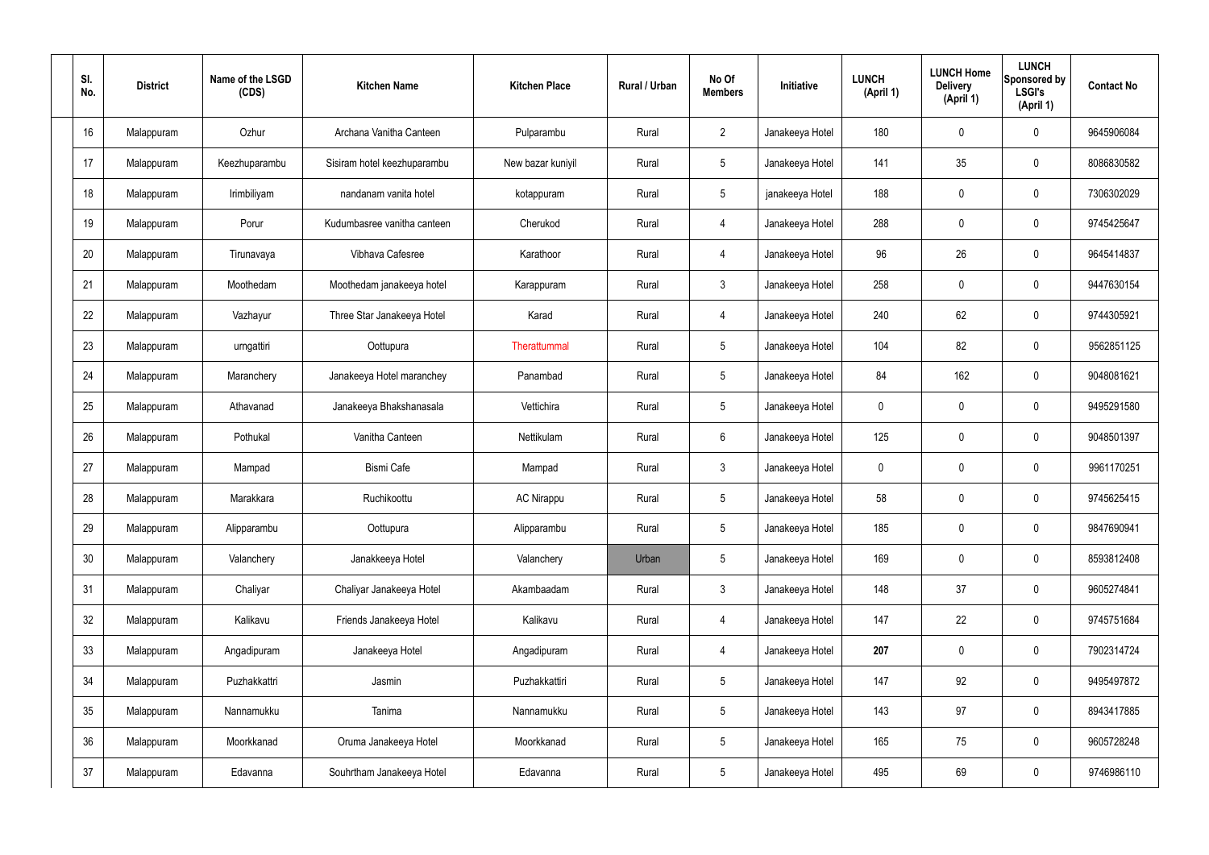| Sl. No. | District | Name of the LSGD (CDS) | Kitchen Name | Kitchen Place | Rural / Urban | No Of Members | Initiative | LUNCH (April 1) | LUNCH Home Delivery (April 1) | LUNCH Sponsored by LSGI's (April 1) | Contact No |
|---|---|---|---|---|---|---|---|---|---|---|---|
| 16 | Malappuram | Ozhur | Archana Vanitha Canteen | Pulparambu | Rural | 2 | Janakeeya Hotel | 180 | 0 | 0 | 9645906084 |
| 17 | Malappuram | Keezhuparambu | Sisiram hotel keezhuparambu | New bazar kuniyil | Rural | 5 | Janakeeya Hotel | 141 | 35 | 0 | 8086830582 |
| 18 | Malappuram | Irimbiliyam | nandanam vanita hotel | kotappuram | Rural | 5 | janakeeya Hotel | 188 | 0 | 0 | 7306302029 |
| 19 | Malappuram | Porur | Kudumbasree vanitha canteen | Cherukod | Rural | 4 | Janakeeya Hotel | 288 | 0 | 0 | 9745425647 |
| 20 | Malappuram | Tirunavaya | Vibhava Cafesree | Karathoor | Rural | 4 | Janakeeya Hotel | 96 | 26 | 0 | 9645414837 |
| 21 | Malappuram | Moothedam | Moothedam janakeeya hotel | Karappuram | Rural | 3 | Janakeeya Hotel | 258 | 0 | 0 | 9447630154 |
| 22 | Malappuram | Vazhayur | Three Star Janakeeya Hotel | Karad | Rural | 4 | Janakeeya Hotel | 240 | 62 | 0 | 9744305921 |
| 23 | Malappuram | urngattiri | Oottupura | Therattummal | Rural | 5 | Janakeeya Hotel | 104 | 82 | 0 | 9562851125 |
| 24 | Malappuram | Maranchery | Janakeeya Hotel maranchey | Panambad | Rural | 5 | Janakeeya Hotel | 84 | 162 | 0 | 9048081621 |
| 25 | Malappuram | Athavanad | Janakeeya Bhakshanasala | Vettichira | Rural | 5 | Janakeeya Hotel | 0 | 0 | 0 | 9495291580 |
| 26 | Malappuram | Pothukal | Vanitha Canteen | Nettikulam | Rural | 6 | Janakeeya Hotel | 125 | 0 | 0 | 9048501397 |
| 27 | Malappuram | Mampad | Bismi Cafe | Mampad | Rural | 3 | Janakeeya Hotel | 0 | 0 | 0 | 9961170251 |
| 28 | Malappuram | Marakkara | Ruchikoottu | AC Nirappu | Rural | 5 | Janakeeya Hotel | 58 | 0 | 0 | 9745625415 |
| 29 | Malappuram | Alipparambu | Oottupura | Alipparambu | Rural | 5 | Janakeeya Hotel | 185 | 0 | 0 | 9847690941 |
| 30 | Malappuram | Valanchery | Janakkeeya Hotel | Valanchery | Urban | 5 | Janakeeya Hotel | 169 | 0 | 0 | 8593812408 |
| 31 | Malappuram | Chaliyar | Chaliyar Janakeeya Hotel | Akambaadam | Rural | 3 | Janakeeya Hotel | 148 | 37 | 0 | 9605274841 |
| 32 | Malappuram | Kalikavu | Friends Janakeeya Hotel | Kalikavu | Rural | 4 | Janakeeya Hotel | 147 | 22 | 0 | 9745751684 |
| 33 | Malappuram | Angadipuram | Janakeeya Hotel | Angadipuram | Rural | 4 | Janakeeya Hotel | **207** | 0 | 0 | 7902314724 |
| 34 | Malappuram | Puzhakkattri | Jasmin | Puzhakkattiri | Rural | 5 | Janakeeya Hotel | 147 | 92 | 0 | 9495497872 |
| 35 | Malappuram | Nannamukku | Tanima | Nannamukku | Rural | 5 | Janakeeya Hotel | 143 | 97 | 0 | 8943417885 |
| 36 | Malappuram | Moorkkanad | Oruma Janakeeya Hotel | Moorkkanad | Rural | 5 | Janakeeya Hotel | 165 | 75 | 0 | 9605728248 |
| 37 | Malappuram | Edavanna | Souhrtham Janakeeya Hotel | Edavanna | Rural | 5 | Janakeeya Hotel | 495 | 69 | 0 | 9746986110 |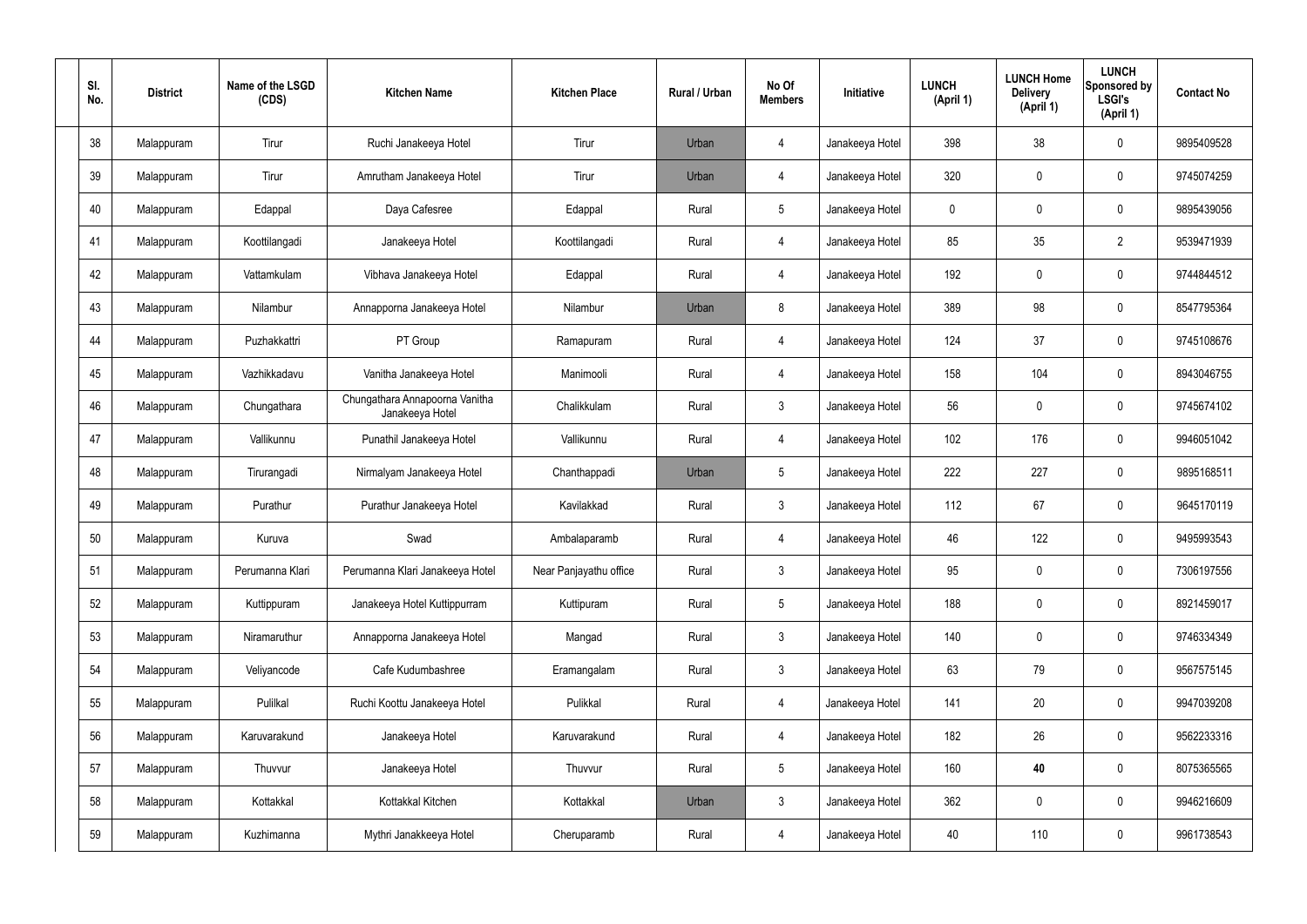| Sl. No. | District | Name of the LSGD (CDS) | Kitchen Name | Kitchen Place | Rural / Urban | No Of Members | Initiative | LUNCH (April 1) | LUNCH Home Delivery (April 1) | LUNCH Sponsored by LSGI's (April 1) | Contact No |
|---|---|---|---|---|---|---|---|---|---|---|---|
| 38 | Malappuram | Tirur | Ruchi Janakeeya Hotel | Tirur | Urban | 4 | Janakeeya Hotel | 398 | 38 | 0 | 9895409528 |
| 39 | Malappuram | Tirur | Amrutham Janakeeya Hotel | Tirur | Urban | 4 | Janakeeya Hotel | 320 | 0 | 0 | 9745074259 |
| 40 | Malappuram | Edappal | Daya Cafesree | Edappal | Rural | 5 | Janakeeya Hotel | 0 | 0 | 0 | 9895439056 |
| 41 | Malappuram | Koottilangadi | Janakeeya Hotel | Koottilangadi | Rural | 4 | Janakeeya Hotel | 85 | 35 | 2 | 9539471939 |
| 42 | Malappuram | Vattamkulam | Vibhava Janakeeya Hotel | Edappal | Rural | 4 | Janakeeya Hotel | 192 | 0 | 0 | 9744844512 |
| 43 | Malappuram | Nilambur | Annapporna Janakeeya Hotel | Nilambur | Urban | 8 | Janakeeya Hotel | 389 | 98 | 0 | 8547795364 |
| 44 | Malappuram | Puzhakkattri | PT Group | Ramapuram | Rural | 4 | Janakeeya Hotel | 124 | 37 | 0 | 9745108676 |
| 45 | Malappuram | Vazhikkadavu | Vanitha Janakeeya Hotel | Manimooli | Rural | 4 | Janakeeya Hotel | 158 | 104 | 0 | 8943046755 |
| 46 | Malappuram | Chungathara | Chungathara Annapoorna Vanitha Janakeeya Hotel | Chalikkulam | Rural | 3 | Janakeeya Hotel | 56 | 0 | 0 | 9745674102 |
| 47 | Malappuram | Vallikunnu | Punathil Janakeeya Hotel | Vallikunnu | Rural | 4 | Janakeeya Hotel | 102 | 176 | 0 | 9946051042 |
| 48 | Malappuram | Tirurangadi | Nirmalyam Janakeeya Hotel | Chanthappadi | Urban | 5 | Janakeeya Hotel | 222 | 227 | 0 | 9895168511 |
| 49 | Malappuram | Purathur | Purathur Janakeeya Hotel | Kavilakkad | Rural | 3 | Janakeeya Hotel | 112 | 67 | 0 | 9645170119 |
| 50 | Malappuram | Kuruva | Swad | Ambalaparamb | Rural | 4 | Janakeeya Hotel | 46 | 122 | 0 | 9495993543 |
| 51 | Malappuram | Perumanna Klari | Perumanna Klari Janakeeya Hotel | Near Panjayathu office | Rural | 3 | Janakeeya Hotel | 95 | 0 | 0 | 7306197556 |
| 52 | Malappuram | Kuttippuram | Janakeeya Hotel Kuttippurram | Kuttipuram | Rural | 5 | Janakeeya Hotel | 188 | 0 | 0 | 8921459017 |
| 53 | Malappuram | Niramaruthur | Annapporna Janakeeya Hotel | Mangad | Rural | 3 | Janakeeya Hotel | 140 | 0 | 0 | 9746334349 |
| 54 | Malappuram | Veliyancode | Cafe Kudumbashree | Eramangalam | Rural | 3 | Janakeeya Hotel | 63 | 79 | 0 | 9567575145 |
| 55 | Malappuram | Pulilkal | Ruchi Koottu Janakeeya Hotel | Pulikkal | Rural | 4 | Janakeeya Hotel | 141 | 20 | 0 | 9947039208 |
| 56 | Malappuram | Karuvarakund | Janakeeya Hotel | Karuvarakund | Rural | 4 | Janakeeya Hotel | 182 | 26 | 0 | 9562233316 |
| 57 | Malappuram | Thuvvur | Janakeeya Hotel | Thuvvur | Rural | 5 | Janakeeya Hotel | 160 | **40** | 0 | 8075365565 |
| 58 | Malappuram | Kottakkal | Kottakkal Kitchen | Kottakkal | Urban | 3 | Janakeeya Hotel | 362 | 0 | 0 | 9946216609 |
| 59 | Malappuram | Kuzhimanna | Mythri Janakkeeya Hotel | Cheruparamb | Rural | 4 | Janakeeya Hotel | 40 | 110 | 0 | 9961738543 |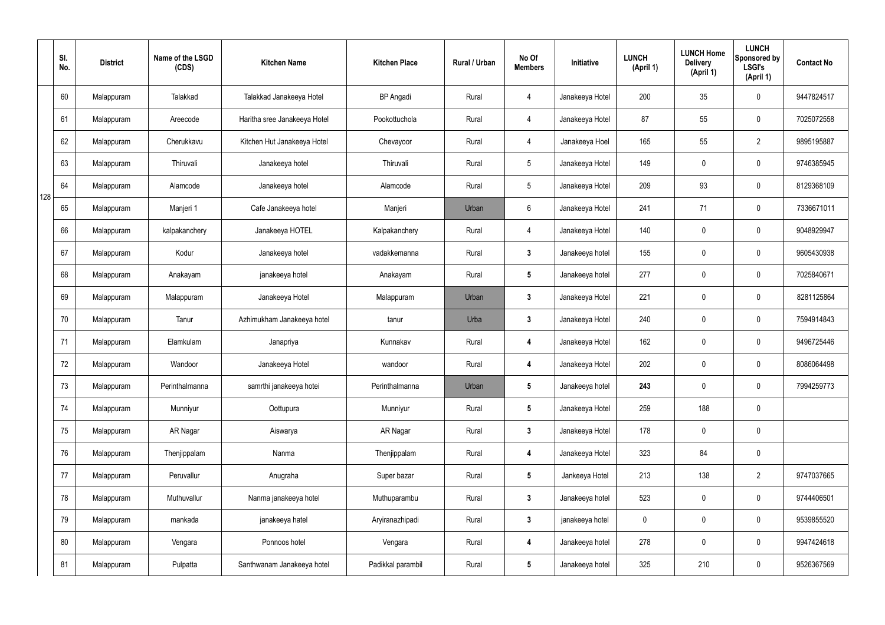| | Sl. No. | District | Name of the LSGD (CDS) | Kitchen Name | Kitchen Place | Rural / Urban | No Of Members | Initiative | LUNCH (April 1) | LUNCH Home Delivery (April 1) | LUNCH Sponsored by LSGI's (April 1) | Contact No |
|---|---|---|---|---|---|---|---|---|---|---|---|---|
| 128 | 60 | Malappuram | Talakkad | Talakkad Janakeeya Hotel | BP Angadi | Rural | 4 | Janakeeya Hotel | 200 | 35 | 0 | 9447824517 |
| | 61 | Malappuram | Areecode | Haritha sree Janakeeya Hotel | Pookottuchola | Rural | 4 | Janakeeya Hotel | 87 | 55 | 0 | 7025072558 |
| | 62 | Malappuram | Cherukkavu | Kitchen Hut Janakeeya Hotel | Chevayoor | Rural | 4 | Janakeeya Hoel | 165 | 55 | 2 | 9895195887 |
| | 63 | Malappuram | Thiruvali | Janakeeya hotel | Thiruvali | Rural | 5 | Janakeeya Hotel | 149 | 0 | 0 | 9746385945 |
| | 64 | Malappuram | Alamcode | Janakeeya hotel | Alamcode | Rural | 5 | Janakeeya Hotel | 209 | 93 | 0 | 8129368109 |
| | 65 | Malappuram | Manjeri 1 | Cafe Janakeeya hotel | Manjeri | Urban | 6 | Janakeeya Hotel | 241 | 71 | 0 | 7336671011 |
| | 66 | Malappuram | kalpakanchery | Janakeeya HOTEL | Kalpakanchery | Rural | 4 | Janakeeya Hotel | 140 | 0 | 0 | 9048929947 |
| | 67 | Malappuram | Kodur | Janakeeya hotel | vadakkemanna | Rural | **3** | Janakeeya hotel | 155 | 0 | 0 | 9605430938 |
| | 68 | Malappuram | Anakayam | janakeeya hotel | Anakayam | Rural | **5** | Janakeeya hotel | 277 | 0 | 0 | 7025840671 |
| | 69 | Malappuram | Malappuram | Janakeeya Hotel | Malappuram | Urban | **3** | Janakeeya Hotel | 221 | 0 | 0 | 8281125864 |
| | 70 | Malappuram | Tanur | Azhimukham Janakeeya hotel | tanur | Urba | **3** | Janakeeya Hotel | 240 | 0 | 0 | 7594914843 |
| | 71 | Malappuram | Elamkulam | Janapriya | Kunnakav | Rural | **4** | Janakeeya Hotel | 162 | 0 | 0 | 9496725446 |
| | 72 | Malappuram | Wandoor | Janakeeya Hotel | wandoor | Rural | **4** | Janakeeya Hotel | 202 | 0 | 0 | 8086064498 |
| | 73 | Malappuram | Perinthalmanna | samrthi janakeeya hotei | Perinthalmanna | Urban | **5** | Janakeeya hotel | **243** | 0 | 0 | 7994259773 |
| | 74 | Malappuram | Munniyur | Oottupura | Munniyur | Rural | **5** | Janakeeya Hotel | 259 | 188 | 0 | |
| | 75 | Malappuram | AR Nagar | Aiswarya | AR Nagar | Rural | **3** | Janakeeya Hotel | 178 | 0 | 0 | |
| | 76 | Malappuram | Thenjippalam | Nanma | Thenjippalam | Rural | **4** | Janakeeya Hotel | 323 | 84 | 0 | |
| | 77 | Malappuram | Peruvallur | Anugraha | Super bazar | Rural | **5** | Jankeeya Hotel | 213 | 138 | 2 | 9747037665 |
| | 78 | Malappuram | Muthuvallur | Nanma janakeeya hotel | Muthuparambu | Rural | **3** | Janakeeya hotel | 523 | 0 | 0 | 9744406501 |
| | 79 | Malappuram | mankada | janakeeya hatel | Aryiranazhipadi | Rural | **3** | janakeeya hotel | 0 | 0 | 0 | 9539855520 |
| | 80 | Malappuram | Vengara | Ponnoos hotel | Vengara | Rural | **4** | Janakeeya hotel | 278 | 0 | 0 | 9947424618 |
| | 81 | Malappuram | Pulpatta | Santhwanam Janakeeya hotel | Padikkal parambil | Rural | **5** | Janakeeya hotel | 325 | 210 | 0 | 9526367569 |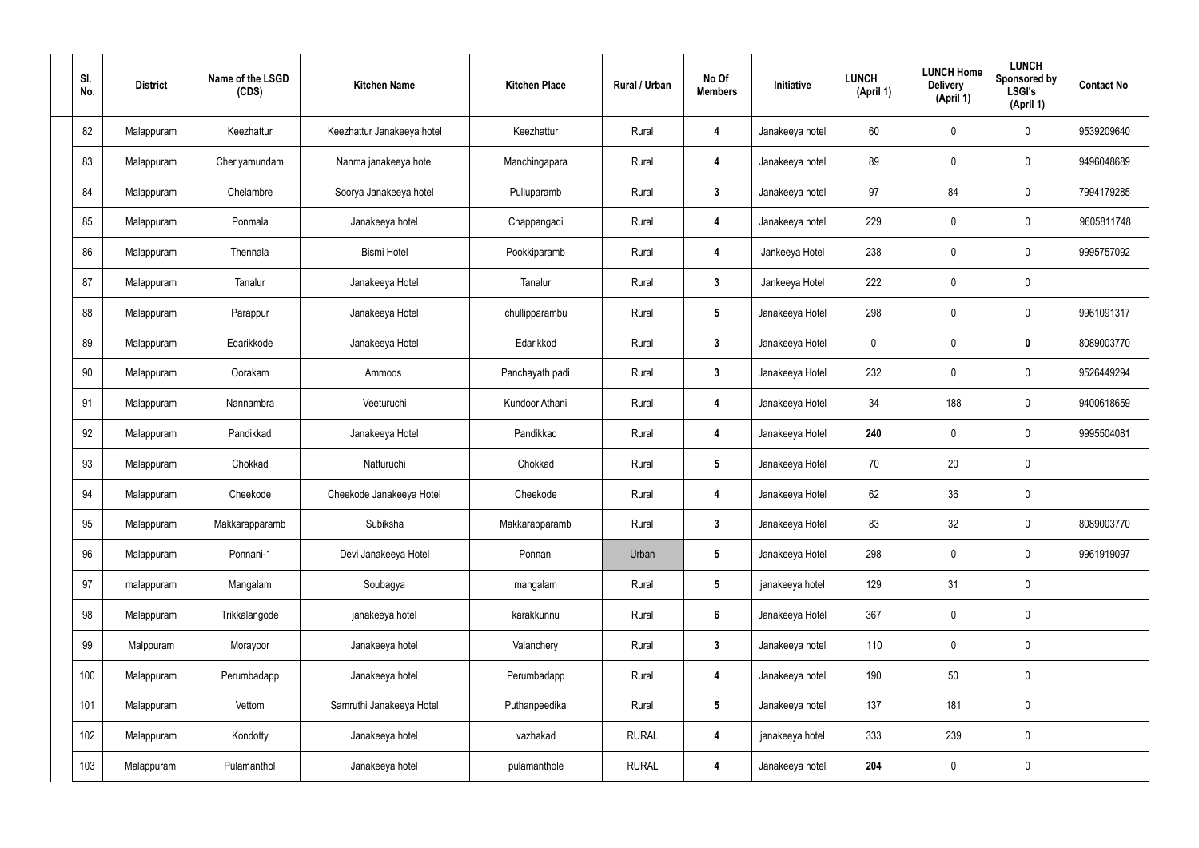| Sl. No. | District | Name of the LSGD (CDS) | Kitchen Name | Kitchen Place | Rural / Urban | No Of Members | Initiative | LUNCH (April 1) | LUNCH Home Delivery (April 1) | LUNCH Sponsored by LSGI's (April 1) | Contact No |
|---|---|---|---|---|---|---|---|---|---|---|---|
| 82 | Malappuram | Keezhattur | Keezhattur Janakeeya hotel | Keezhattur | Rural | **4** | Janakeeya hotel | 60 | 0 | 0 | 9539209640 |
| 83 | Malappuram | Cheriyamundam | Nanma janakeeya hotel | Manchingapara | Rural | **4** | Janakeeya hotel | 89 | 0 | 0 | 9496048689 |
| 84 | Malappuram | Chelambre | Soorya Janakeeya hotel | Pulluparamb | Rural | **3** | Janakeeya hotel | 97 | 84 | 0 | 7994179285 |
| 85 | Malappuram | Ponmala | Janakeeya hotel | Chappangadi | Rural | **4** | Janakeeya hotel | 229 | 0 | 0 | 9605811748 |
| 86 | Malappuram | Thennala | Bismi Hotel | Pookkiparamb | Rural | **4** | Jankeeya Hotel | 238 | 0 | 0 | 9995757092 |
| 87 | Malappuram | Tanalur | Janakeeya Hotel | Tanalur | Rural | **3** | Jankeeya Hotel | 222 | 0 | 0 | |
| 88 | Malappuram | Parappur | Janakeeya Hotel | chullipparambu | Rural | **5** | Janakeeya Hotel | 298 | 0 | 0 | 9961091317 |
| 89 | Malappuram | Edarikkode | Janakeeya Hotel | Edarikkod | Rural | **3** | Janakeeya Hotel | 0 | 0 | **0** | 8089003770 |
| 90 | Malappuram | Oorakam | Ammoos | Panchayath padi | Rural | **3** | Janakeeya Hotel | 232 | 0 | 0 | 9526449294 |
| 91 | Malappuram | Nannambra | Veeturuchi | Kundoor Athani | Rural | **4** | Janakeeya Hotel | 34 | 188 | 0 | 9400618659 |
| 92 | Malappuram | Pandikkad | Janakeeya Hotel | Pandikkad | Rural | **4** | Janakeeya Hotel | **240** | 0 | 0 | 9995504081 |
| 93 | Malappuram | Chokkad | Natturuchi | Chokkad | Rural | **5** | Janakeeya Hotel | 70 | 20 | 0 | |
| 94 | Malappuram | Cheekode | Cheekode Janakeeya Hotel | Cheekode | Rural | **4** | Janakeeya Hotel | 62 | 36 | 0 | |
| 95 | Malappuram | Makkarapparamb | Subiksha | Makkarapparamb | Rural | **3** | Janakeeya Hotel | 83 | 32 | 0 | 8089003770 |
| 96 | Malappuram | Ponnani-1 | Devi Janakeeya Hotel | Ponnani | Urban | **5** | Janakeeya Hotel | 298 | 0 | 0 | 9961919097 |
| 97 | malappuram | Mangalam | Soubagya | mangalam | Rural | **5** | janakeeya hotel | 129 | 31 | 0 | |
| 98 | Malappuram | Trikkalangode | janakeeya hotel | karakkunnu | Rural | **6** | Janakeeya Hotel | 367 | 0 | 0 | |
| 99 | Malppuram | Morayoor | Janakeeya hotel | Valanchery | Rural | **3** | Janakeeya hotel | 110 | 0 | 0 | |
| 100 | Malappuram | Perumbadapp | Janakeeya hotel | Perumbadapp | Rural | **4** | Janakeeya hotel | 190 | 50 | 0 | |
| 101 | Malappuram | Vettom | Samruthi Janakeeya Hotel | Puthanpeedika | Rural | **5** | Janakeeya hotel | 137 | 181 | 0 | |
| 102 | Malappuram | Kondotty | Janakeeya hotel | vazhakad | RURAL | **4** | janakeeya hotel | 333 | 239 | 0 | |
| 103 | Malappuram | Pulamanthol | Janakeeya hotel | pulamanthole | RURAL | **4** | Janakeeya hotel | **204** | 0 | 0 | |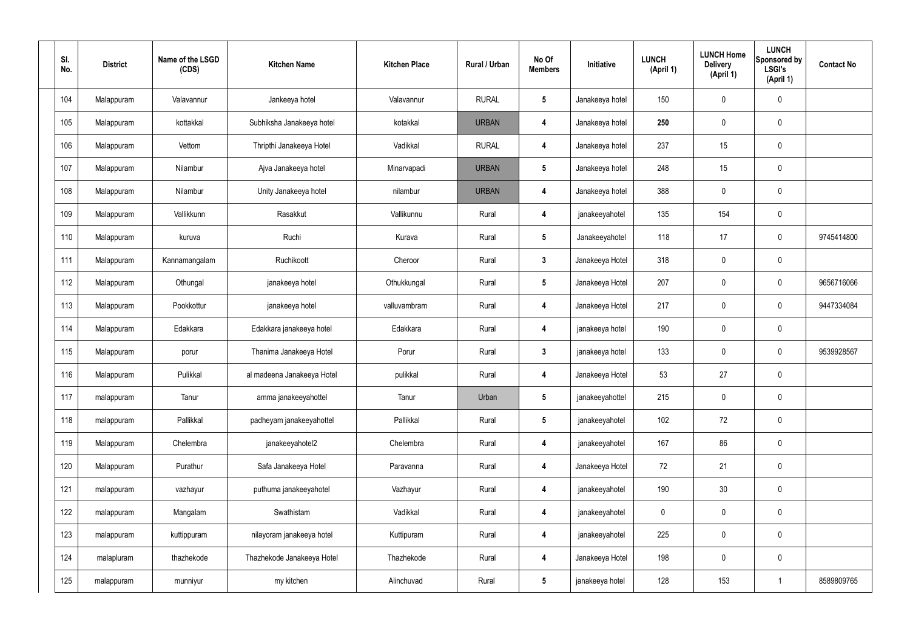| Sl. No. | District | Name of the LSGD (CDS) | Kitchen Name | Kitchen Place | Rural / Urban | No Of Members | Initiative | LUNCH (April 1) | LUNCH Home Delivery (April 1) | LUNCH Sponsored by LSGI's (April 1) | Contact No |
|---|---|---|---|---|---|---|---|---|---|---|---|
| 104 | Malappuram | Valavannur | Jankeeya hotel | Valavannur | RURAL | 5 | Janakeeya hotel | 150 | 0 | 0 | |
| 105 | Malappuram | kottakkal | Subhiksha Janakeeya hotel | kotakkal | URBAN | 4 | Janakeeya hotel | 250 | 0 | 0 | |
| 106 | Malappuram | Vettom | Thripthi Janakeeya Hotel | Vadikkal | RURAL | 4 | Janakeeya hotel | 237 | 15 | 0 | |
| 107 | Malappuram | Nilambur | Ajva Janakeeya hotel | Minarvapadi | URBAN | 5 | Janakeeya hotel | 248 | 15 | 0 | |
| 108 | Malappuram | Nilambur | Unity Janakeeya hotel | nilambur | URBAN | 4 | Janakeeya hotel | 388 | 0 | 0 | |
| 109 | Malappuram | Vallikkunn | Rasakkut | Vallikunnu | Rural | 4 | janakeeyahotel | 135 | 154 | 0 | |
| 110 | Malappuram | kuruva | Ruchi | Kurava | Rural | 5 | Janakeeyahotel | 118 | 17 | 0 | 9745414800 |
| 111 | Malappuram | Kannamangalam | Ruchikoott | Cheroor | Rural | 3 | Janakeeya Hotel | 318 | 0 | 0 | |
| 112 | Malappuram | Othungal | janakeeya hotel | Othukkungal | Rural | 5 | Janakeeya Hotel | 207 | 0 | 0 | 9656716066 |
| 113 | Malappuram | Pookkottur | janakeeya hotel | valluvambram | Rural | 4 | Janakeeya Hotel | 217 | 0 | 0 | 9447334084 |
| 114 | Malappuram | Edakkara | Edakkara janakeeya hotel | Edakkara | Rural | 4 | janakeeya hotel | 190 | 0 | 0 | |
| 115 | Malappuram | porur | Thanima Janakeeya Hotel | Porur | Rural | 3 | janakeeya hotel | 133 | 0 | 0 | 9539928567 |
| 116 | Malappuram | Pulikkal | al madeena Janakeeya Hotel | pulikkal | Rural | 4 | Janakeeya Hotel | 53 | 27 | 0 | |
| 117 | malappuram | Tanur | amma janakeeyahottel | Tanur | Urban | 5 | janakeeyahottel | 215 | 0 | 0 | |
| 118 | malappuram | Pallikkal | padheyam janakeeyahottel | Pallikkal | Rural | 5 | janakeeyahotel | 102 | 72 | 0 | |
| 119 | Malappuram | Chelembra | janakeeyahotel2 | Chelembra | Rural | 4 | janakeeyahotel | 167 | 86 | 0 | |
| 120 | Malappuram | Purathur | Safa Janakeeya Hotel | Paravanna | Rural | 4 | Janakeeya Hotel | 72 | 21 | 0 | |
| 121 | malappuram | vazhayur | puthuma janakeeyahotel | Vazhayur | Rural | 4 | janakeeyahotel | 190 | 30 | 0 | |
| 122 | malappuram | Mangalam | Swathistam | Vadikkal | Rural | 4 | janakeeyahotel | 0 | 0 | 0 | |
| 123 | malappuram | kuttippuram | nilayoram janakeeya hotel | Kuttipuram | Rural | 4 | janakeeyahotel | 225 | 0 | 0 | |
| 124 | malapluram | thazhekode | Thazhekode Janakeeya Hotel | Thazhekode | Rural | 4 | Janakeeya Hotel | 198 | 0 | 0 | |
| 125 | malappuram | munniyur | my kitchen | Alinchuvad | Rural | 5 | janakeeya hotel | 128 | 153 | 1 | 8589809765 |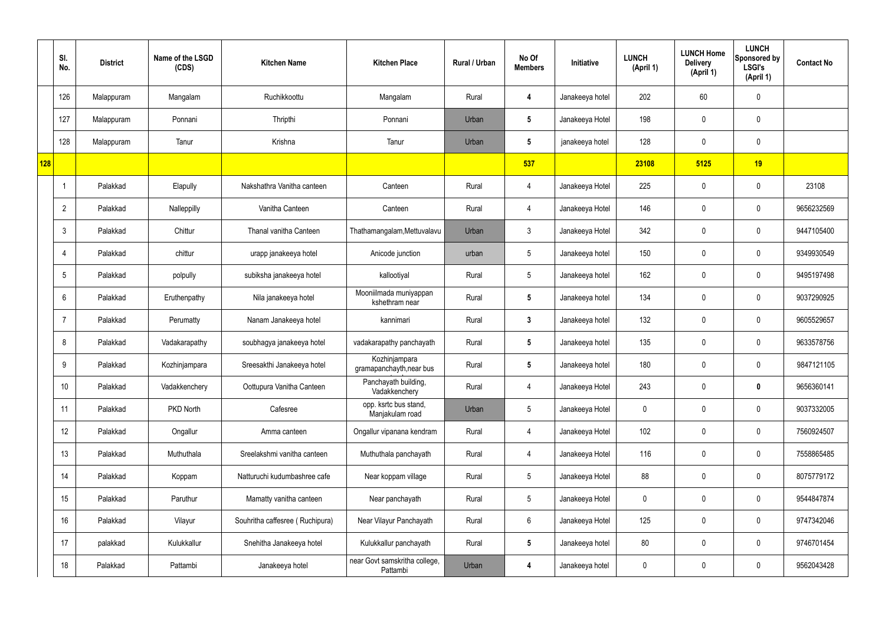| | Sl. No. | District | Name of the LSGD (CDS) | Kitchen Name | Kitchen Place | Rural / Urban | No Of Members | Initiative | LUNCH (April 1) | LUNCH Home Delivery (April 1) | LUNCH Sponsored by LSGI's (April 1) | Contact No |
|---|---|---|---|---|---|---|---|---|---|---|---|---|
| | 126 | Malappuram | Mangalam | Ruchikkoottu | Mangalam | Rural | 4 | Janakeeya hotel | 202 | 60 | 0 | |
| | 127 | Malappuram | Ponnani | Thripthi | Ponnani | Urban | 5 | Janakeeya Hotel | 198 | 0 | 0 | |
| | 128 | Malappuram | Tanur | Krishna | Tanur | Urban | 5 | janakeeya hotel | 128 | 0 | 0 | |
| 128 | | | | | | | 537 | | 23108 | 5125 | 19 | |
| | 1 | Palakkad | Elapully | Nakshathra Vanitha canteen | Canteen | Rural | 4 | Janakeeya Hotel | 225 | 0 | 0 | 23108 |
| | 2 | Palakkad | Nalleppilly | Vanitha Canteen | Canteen | Rural | 4 | Janakeeya Hotel | 146 | 0 | 0 | 9656232569 |
| | 3 | Palakkad | Chittur | Thanal vanitha Canteen | Thathamangalam,Mettuvalavu | Urban | 3 | Janakeeya Hotel | 342 | 0 | 0 | 9447105400 |
| | 4 | Palakkad | chittur | urapp janakeeya hotel | Anicode junction | urban | 5 | Janakeeya hotel | 150 | 0 | 0 | 9349930549 |
| | 5 | Palakkad | polpully | subiksha janakeeya hotel | kallootiyal | Rural | 5 | Janakeeya hotel | 162 | 0 | 0 | 9495197498 |
| | 6 | Palakkad | Eruthenpathy | Nila janakeeya hotel | Mooniilmada muniyappan kshethram near | Rural | 5 | Janakeeya hotel | 134 | 0 | 0 | 9037290925 |
| | 7 | Palakkad | Perumatty | Nanam Janakeeya hotel | kannimari | Rural | 3 | Janakeeya hotel | 132 | 0 | 0 | 9605529657 |
| | 8 | Palakkad | Vadakarapathy | soubhagya janakeeya hotel | vadakarapathy panchayath | Rural | 5 | Janakeeya hotel | 135 | 0 | 0 | 9633578756 |
| | 9 | Palakkad | Kozhinjampara | Sreesakthi Janakeeya hotel | Kozhinjampara gramapanchayth,near bus | Rural | 5 | Janakeeya hotel | 180 | 0 | 0 | 9847121105 |
| | 10 | Palakkad | Vadakkenchery | Oottupura Vanitha Canteen | Panchayath building, Vadakkenchery | Rural | 4 | Janakeeya Hotel | 243 | 0 | 0 | 9656360141 |
| | 11 | Palakkad | PKD North | Cafesree | opp. ksrtc bus stand, Manjakulam road | Urban | 5 | Janakeeya Hotel | 0 | 0 | 0 | 9037332005 |
| | 12 | Palakkad | Ongallur | Amma canteen | Ongallur vipanana kendram | Rural | 4 | Janakeeya Hotel | 102 | 0 | 0 | 7560924507 |
| | 13 | Palakkad | Muthuthala | Sreelakshmi vanitha canteen | Muthuthala panchayath | Rural | 4 | Janakeeya Hotel | 116 | 0 | 0 | 7558865485 |
| | 14 | Palakkad | Koppam | Natturuchi kudumbashree cafe | Near koppam village | Rural | 5 | Janakeeya Hotel | 88 | 0 | 0 | 8075779172 |
| | 15 | Palakkad | Paruthur | Mamatty vanitha canteen | Near panchayath | Rural | 5 | Janakeeya Hotel | 0 | 0 | 0 | 9544847874 |
| | 16 | Palakkad | Vilayur | Souhritha caffesree ( Ruchipura) | Near Vilayur Panchayath | Rural | 6 | Janakeeya Hotel | 125 | 0 | 0 | 9747342046 |
| | 17 | palakkad | Kulukkallur | Snehitha Janakeeya hotel | Kulukkallur panchayath | Rural | 5 | Janakeeya hotel | 80 | 0 | 0 | 9746701454 |
| | 18 | Palakkad | Pattambi | Janakeeya hotel | near Govt samskritha college, Pattambi | Urban | 4 | Janakeeya hotel | 0 | 0 | 0 | 9562043428 |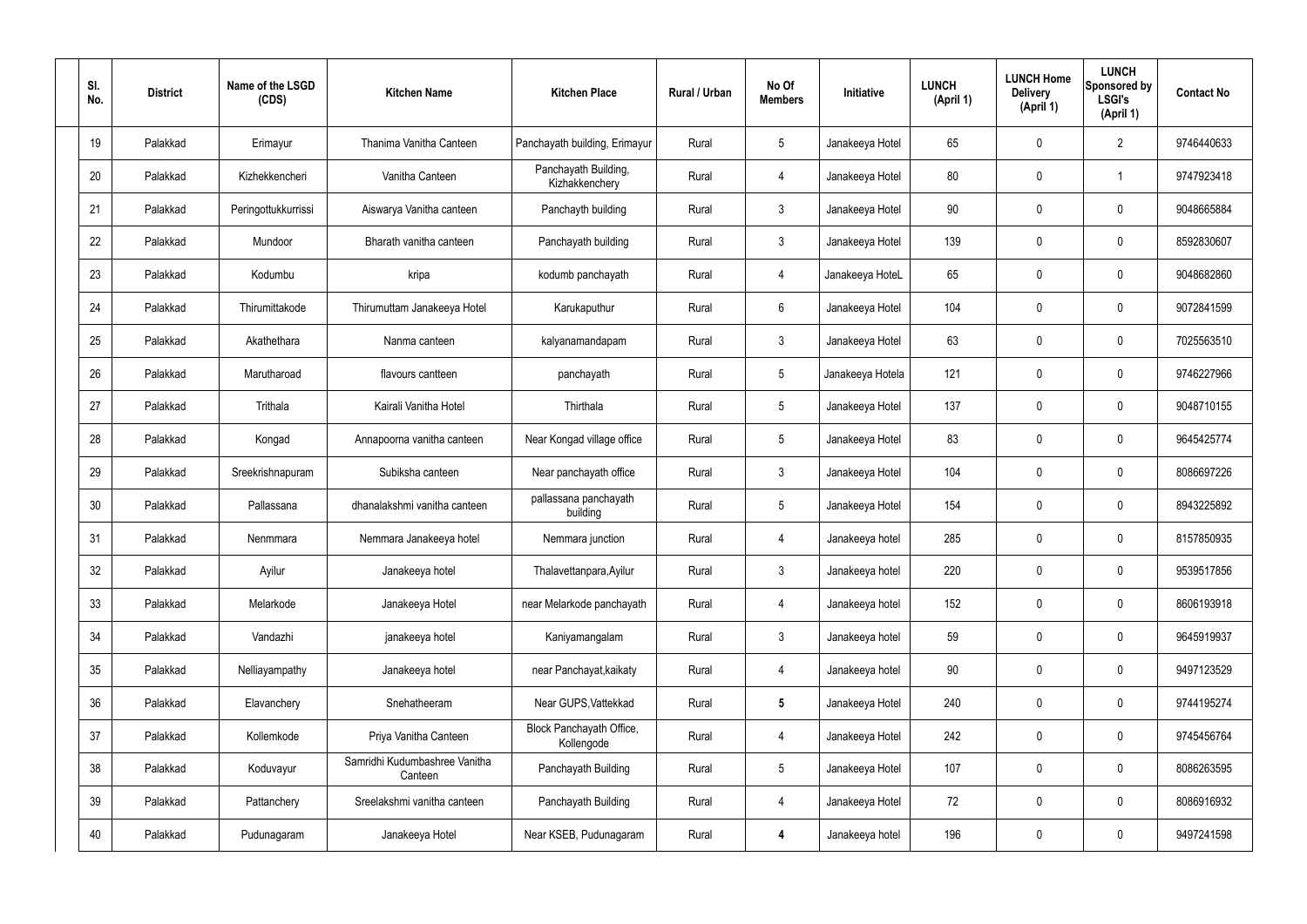| Sl. No. | District | Name of the LSGD (CDS) | Kitchen Name | Kitchen Place | Rural / Urban | No Of Members | Initiative | LUNCH (April 1) | LUNCH Home Delivery (April 1) | LUNCH Sponsored by LSGI's (April 1) | Contact No |
|---|---|---|---|---|---|---|---|---|---|---|---|
| 19 | Palakkad | Erimayur | Thanima Vanitha Canteen | Panchayath building, Erimayur | Rural | 5 | Janakeeya Hotel | 65 | 0 | 2 | 9746440633 |
| 20 | Palakkad | Kizhekkencheri | Vanitha Canteen | Panchayath Building, Kizhakkenchery | Rural | 4 | Janakeeya Hotel | 80 | 0 | 1 | 9747923418 |
| 21 | Palakkad | Peringottukkurrissi | Aiswarya Vanitha canteen | Panchayth building | Rural | 3 | Janakeeya Hotel | 90 | 0 | 0 | 9048665884 |
| 22 | Palakkad | Mundoor | Bharath vanitha canteen | Panchayath building | Rural | 3 | Janakeeya Hotel | 139 | 0 | 0 | 8592830607 |
| 23 | Palakkad | Kodumbu | kripa | kodumb panchayath | Rural | 4 | Janakeeya HoteL | 65 | 0 | 0 | 9048682860 |
| 24 | Palakkad | Thirumittakode | Thirumuttam Janakeeya Hotel | Karukaputhur | Rural | 6 | Janakeeya Hotel | 104 | 0 | 0 | 9072841599 |
| 25 | Palakkad | Akathethara | Nanma canteen | kalyanamandapam | Rural | 3 | Janakeeya Hotel | 63 | 0 | 0 | 7025563510 |
| 26 | Palakkad | Marutharoad | flavours cantteen | panchayath | Rural | 5 | Janakeeya Hotela | 121 | 0 | 0 | 9746227966 |
| 27 | Palakkad | Trithala | Kairali Vanitha Hotel | Thirthala | Rural | 5 | Janakeeya Hotel | 137 | 0 | 0 | 9048710155 |
| 28 | Palakkad | Kongad | Annapoorna vanitha canteen | Near Kongad village office | Rural | 5 | Janakeeya Hotel | 83 | 0 | 0 | 9645425774 |
| 29 | Palakkad | Sreekrishnapuram | Subiksha canteen | Near panchayath office | Rural | 3 | Janakeeya Hotel | 104 | 0 | 0 | 8086697226 |
| 30 | Palakkad | Pallassana | dhanalakshmi vanitha canteen | pallassana panchayath building | Rural | 5 | Janakeeya Hotel | 154 | 0 | 0 | 8943225892 |
| 31 | Palakkad | Nenmmara | Nemmara Janakeeya hotel | Nemmara junction | Rural | 4 | Janakeeya hotel | 285 | 0 | 0 | 8157850935 |
| 32 | Palakkad | Ayilur | Janakeeya hotel | Thalavettanpara,Ayilur | Rural | 3 | Janakeeya hotel | 220 | 0 | 0 | 9539517856 |
| 33 | Palakkad | Melarkode | Janakeeya Hotel | near Melarkode panchayath | Rural | 4 | Janakeeya hotel | 152 | 0 | 0 | 8606193918 |
| 34 | Palakkad | Vandazhi | janakeeya hotel | Kaniyamangalam | Rural | 3 | Janakeeya hotel | 59 | 0 | 0 | 9645919937 |
| 35 | Palakkad | Nelliayampathy | Janakeeya hotel | near Panchayat,kaikaty | Rural | 4 | Janakeeya hotel | 90 | 0 | 0 | 9497123529 |
| 36 | Palakkad | Elavanchery | Snehatheeram | Near GUPS,Vattekkad | Rural | **5** | Janakeeya Hotel | 240 | 0 | 0 | 9744195274 |
| 37 | Palakkad | Kollemkode | Priya Vanitha Canteen | Block Panchayath Office, Kollengode | Rural | 4 | Janakeeya Hotel | 242 | 0 | 0 | 9745456764 |
| 38 | Palakkad | Koduvayur | Samridhi Kudumbashree Vanitha Canteen | Panchayath Building | Rural | 5 | Janakeeya Hotel | 107 | 0 | 0 | 8086263595 |
| 39 | Palakkad | Pattanchery | Sreelakshmi vanitha canteen | Panchayath Building | Rural | 4 | Janakeeya Hotel | 72 | 0 | 0 | 8086916932 |
| 40 | Palakkad | Pudunagaram | Janakeeya Hotel | Near KSEB, Pudunagaram | Rural | **4** | Janakeeya hotel | 196 | 0 | 0 | 9497241598 |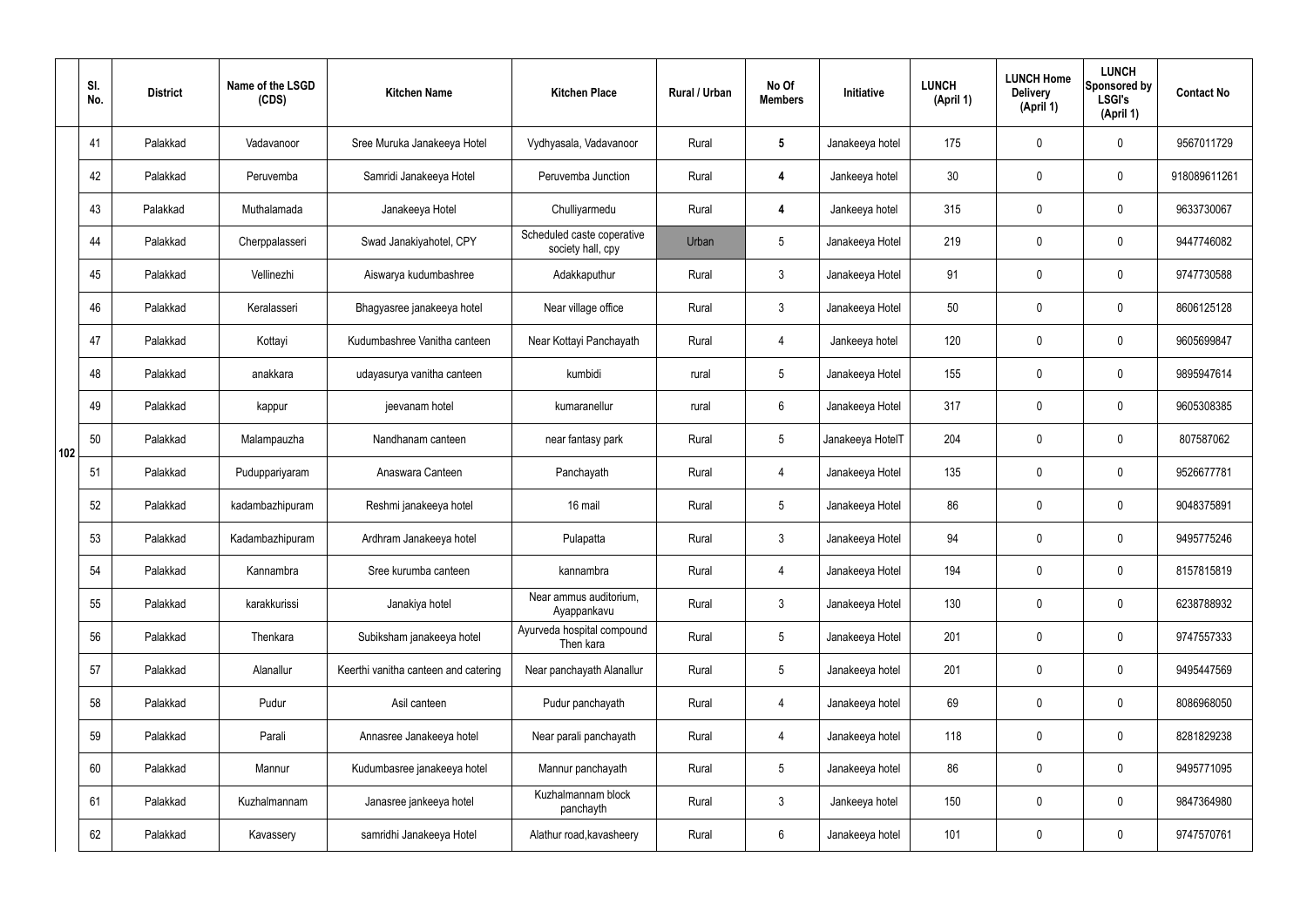| | Sl. No. | District | Name of the LSGD (CDS) | Kitchen Name | Kitchen Place | Rural / Urban | No Of Members | Initiative | LUNCH (April 1) | LUNCH Home Delivery (April 1) | LUNCH Sponsored by LSGI's (April 1) | Contact No |
|---|---|---|---|---|---|---|---|---|---|---|---|---|
| 102 | 41 | Palakkad | Vadavanoor | Sree Muruka Janakeeya Hotel | Vydhyasala, Vadavanoor | Rural | **5** | Janakeeya hotel | 175 | 0 | 0 | 9567011729 |
| | 42 | Palakkad | Peruvemba | Samridi Janakeeya Hotel | Peruvemba Junction | Rural | **4** | Jankeeya hotel | 30 | 0 | 0 | 918089611261 |
| | 43 | Palakkad | Muthalamada | Janakeeya Hotel | Chulliyarmedu | Rural | **4** | Jankeeya hotel | 315 | 0 | 0 | 9633730067 |
| | 44 | Palakkad | Cherppalasseri | Swad Janakiyahotel, CPY | Scheduled caste coperative society hall, cpy | Urban | 5 | Janakeeya Hotel | 219 | 0 | 0 | 9447746082 |
| | 45 | Palakkad | Vellinezhi | Aiswarya kudumbashree | Adakkaputhur | Rural | 3 | Janakeeya Hotel | 91 | 0 | 0 | 9747730588 |
| | 46 | Palakkad | Keralasseri | Bhagyasree janakeeya hotel | Near village office | Rural | 3 | Janakeeya Hotel | 50 | 0 | 0 | 8606125128 |
| | 47 | Palakkad | Kottayi | Kudumbashree Vanitha canteen | Near Kottayi Panchayath | Rural | 4 | Jankeeya hotel | 120 | 0 | 0 | 9605699847 |
| | 48 | Palakkad | anakkara | udayasurya vanitha canteen | kumbidi | rural | 5 | Janakeeya Hotel | 155 | 0 | 0 | 9895947614 |
| | 49 | Palakkad | kappur | jeevanam hotel | kumaranellur | rural | 6 | Janakeeya Hotel | 317 | 0 | 0 | 9605308385 |
| | 50 | Palakkad | Malampauzha | Nandhanam canteen | near fantasy park | Rural | 5 | Janakeeya HotelT | 204 | 0 | 0 | 807587062 |
| | 51 | Palakkad | Puduppariyaram | Anaswara Canteen | Panchayath | Rural | 4 | Janakeeya Hotel | 135 | 0 | 0 | 9526677781 |
| | 52 | Palakkad | kadambazhipuram | Reshmi janakeeya hotel | 16 mail | Rural | 5 | Janakeeya Hotel | 86 | 0 | 0 | 9048375891 |
| | 53 | Palakkad | Kadambazhipuram | Ardhram Janakeeya hotel | Pulapatta | Rural | 3 | Janakeeya Hotel | 94 | 0 | 0 | 9495775246 |
| | 54 | Palakkad | Kannambra | Sree kurumba canteen | kannambra | Rural | 4 | Janakeeya Hotel | 194 | 0 | 0 | 8157815819 |
| | 55 | Palakkad | karakkurissi | Janakiya hotel | Near ammus auditorium, Ayappankavu | Rural | 3 | Janakeeya Hotel | 130 | 0 | 0 | 6238788932 |
| | 56 | Palakkad | Thenkara | Subiksham janakeeya hotel | Ayurveda hospital compound Then kara | Rural | 5 | Janakeeya Hotel | 201 | 0 | 0 | 9747557333 |
| | 57 | Palakkad | Alanallur | Keerthi vanitha canteen and catering | Near panchayath Alanallur | Rural | 5 | Janakeeya hotel | 201 | 0 | 0 | 9495447569 |
| | 58 | Palakkad | Pudur | Asil canteen | Pudur panchayath | Rural | 4 | Janakeeya hotel | 69 | 0 | 0 | 8086968050 |
| | 59 | Palakkad | Parali | Annasree Janakeeya hotel | Near parali panchayath | Rural | 4 | Janakeeya hotel | 118 | 0 | 0 | 8281829238 |
| | 60 | Palakkad | Mannur | Kudumbasree janakeeya hotel | Mannur panchayath | Rural | 5 | Janakeeya hotel | 86 | 0 | 0 | 9495771095 |
| | 61 | Palakkad | Kuzhalmannam | Janasree jankeeya hotel | Kuzhalmannam block panchayth | Rural | 3 | Jankeeya hotel | 150 | 0 | 0 | 9847364980 |
| | 62 | Palakkad | Kavassery | samridhi Janakeeya Hotel | Alathur road,kavasheery | Rural | 6 | Janakeeya hotel | 101 | 0 | 0 | 9747570761 |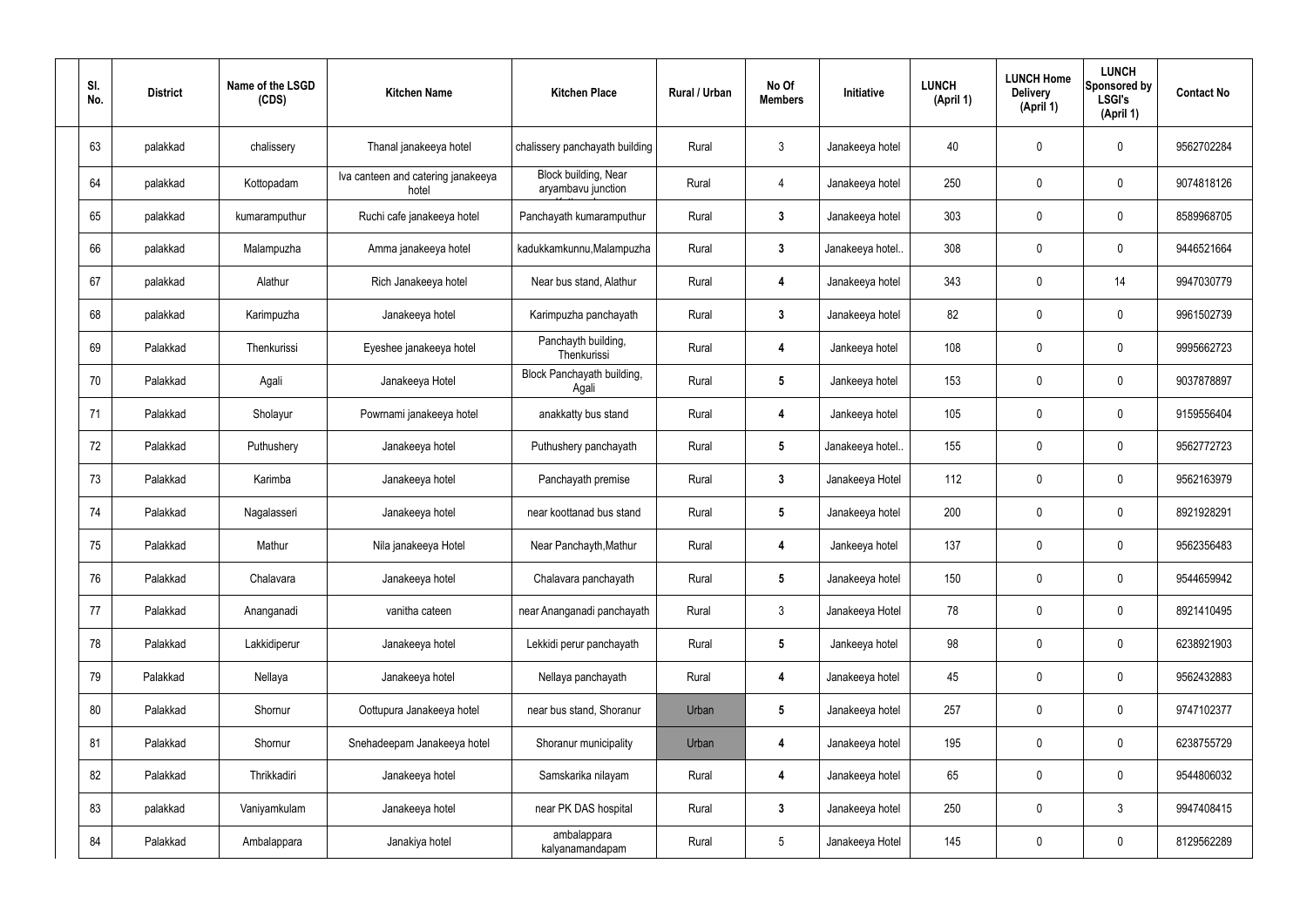| Sl. No. | District | Name of the LSGD (CDS) | Kitchen Name | Kitchen Place | Rural / Urban | No Of Members | Initiative | LUNCH (April 1) | LUNCH Home Delivery (April 1) | LUNCH Sponsored by LSGI's (April 1) | Contact No |
|---|---|---|---|---|---|---|---|---|---|---|---|
| 63 | palakkad | chalissery | Thanal janakeeya hotel | chalissery panchayath building | Rural | 3 | Janakeeya hotel | 40 | 0 | 0 | 9562702284 |
| 64 | palakkad | Kottopadam | Iva canteen and catering janakeeya hotel | Block building, Near aryambavu junction | Rural | 4 | Janakeeya hotel | 250 | 0 | 0 | 9074818126 |
| 65 | palakkad | kumaramputhur | Ruchi cafe janakeeya hotel | Panchayath kumaramputhur | Rural | 3 | Janakeeya hotel | 303 | 0 | 0 | 8589968705 |
| 66 | palakkad | Malampuzha | Amma janakeeya hotel | kadukkamkunnu,Malampuzha | Rural | 3 | Janakeeya hotel.. | 308 | 0 | 0 | 9446521664 |
| 67 | palakkad | Alathur | Rich Janakeeya hotel | Near bus stand, Alathur | Rural | 4 | Janakeeya hotel | 343 | 0 | 14 | 9947030779 |
| 68 | palakkad | Karimpuzha | Janakeeya hotel | Karimpuzha panchayath | Rural | 3 | Janakeeya hotel | 82 | 0 | 0 | 9961502739 |
| 69 | Palakkad | Thenkurissi | Eyeshee janakeeya hotel | Panchayth building, Thenkurissi | Rural | 4 | Jankeeya hotel | 108 | 0 | 0 | 9995662723 |
| 70 | Palakkad | Agali | Janakeeya Hotel | Block Panchayath building, Agali | Rural | 5 | Jankeeya hotel | 153 | 0 | 0 | 9037878897 |
| 71 | Palakkad | Sholayur | Powrnami janakeeya hotel | anakkatty bus stand | Rural | 4 | Jankeeya hotel | 105 | 0 | 0 | 9159556404 |
| 72 | Palakkad | Puthushery | Janakeeya hotel | Puthushery panchayath | Rural | 5 | Janakeeya hotel.. | 155 | 0 | 0 | 9562772723 |
| 73 | Palakkad | Karimba | Janakeeya hotel | Panchayath premise | Rural | 3 | Janakeeya Hotel | 112 | 0 | 0 | 9562163979 |
| 74 | Palakkad | Nagalasseri | Janakeeya hotel | near koottanad bus stand | Rural | 5 | Janakeeya hotel | 200 | 0 | 0 | 8921928291 |
| 75 | Palakkad | Mathur | Nila janakeeya Hotel | Near Panchayth,Mathur | Rural | 4 | Jankeeya hotel | 137 | 0 | 0 | 9562356483 |
| 76 | Palakkad | Chalavara | Janakeeya hotel | Chalavara panchayath | Rural | 5 | Janakeeya hotel | 150 | 0 | 0 | 9544659942 |
| 77 | Palakkad | Ananganadi | vanitha cateen | near Ananganadi panchayath | Rural | 3 | Janakeeya Hotel | 78 | 0 | 0 | 8921410495 |
| 78 | Palakkad | Lakkidiperur | Janakeeya hotel | Lekkidi perur panchayath | Rural | 5 | Jankeeya hotel | 98 | 0 | 0 | 6238921903 |
| 79 | Palakkad | Nellaya | Janakeeya hotel | Nellaya panchayath | Rural | 4 | Janakeeya hotel | 45 | 0 | 0 | 9562432883 |
| 80 | Palakkad | Shornur | Oottupura Janakeeya hotel | near bus stand, Shoranur | Urban | 5 | Janakeeya hotel | 257 | 0 | 0 | 9747102377 |
| 81 | Palakkad | Shornur | Snehadeepam Janakeeya hotel | Shoranur municipality | Urban | 4 | Janakeeya hotel | 195 | 0 | 0 | 6238755729 |
| 82 | Palakkad | Thrikkadiri | Janakeeya hotel | Samskarika nilayam | Rural | 4 | Janakeeya hotel | 65 | 0 | 0 | 9544806032 |
| 83 | palakkad | Vaniyamkulam | Janakeeya hotel | near PK DAS hospital | Rural | 3 | Janakeeya hotel | 250 | 0 | 3 | 9947408415 |
| 84 | Palakkad | Ambalappara | Janakiya hotel | ambalappara kalyanamandapam | Rural | 5 | Janakeeya Hotel | 145 | 0 | 0 | 8129562289 |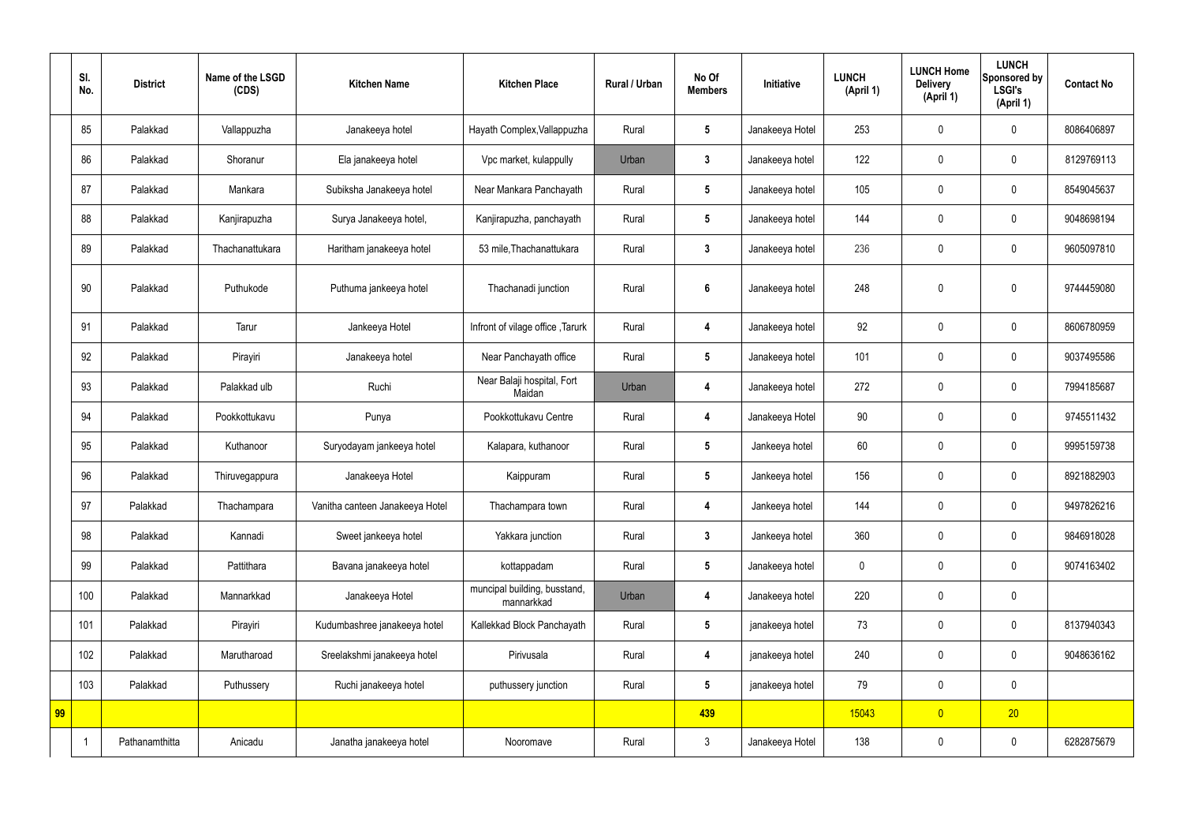|  | Sl. No. | District | Name of the LSGD (CDS) | Kitchen Name | Kitchen Place | Rural / Urban | No Of Members | Initiative | LUNCH (April 1) | LUNCH Home Delivery (April 1) | LUNCH Sponsored by LSGI's (April 1) | Contact No |
|---|---|---|---|---|---|---|---|---|---|---|---|---|
|  | 85 | Palakkad | Vallappuzha | Janakeeya hotel | Hayath Complex,Vallappuzha | Rural | 5 | Janakeeya Hotel | 253 | 0 | 0 | 8086406897 |
|  | 86 | Palakkad | Shoranur | Ela janakeeya hotel | Vpc market, kulappully | Urban | 3 | Janakeeya hotel | 122 | 0 | 0 | 8129769113 |
|  | 87 | Palakkad | Mankara | Subiksha Janakeeya hotel | Near Mankara Panchayath | Rural | 5 | Janakeeya hotel | 105 | 0 | 0 | 8549045637 |
|  | 88 | Palakkad | Kanjirapuzha | Surya Janakeeya hotel, | Kanjirapuzha, panchayath | Rural | 5 | Janakeeya hotel | 144 | 0 | 0 | 9048698194 |
|  | 89 | Palakkad | Thachanattukara | Haritham janakeeya hotel | 53 mile,Thachanattukara | Rural | 3 | Janakeeya hotel | 236 | 0 | 0 | 9605097810 |
|  | 90 | Palakkad | Puthukode | Puthuma jankeeya hotel | Thachanadi junction | Rural | 6 | Janakeeya hotel | 248 | 0 | 0 | 9744459080 |
|  | 91 | Palakkad | Tarur | Jankeeya Hotel | Infront of vilage office ,Tarurk | Rural | 4 | Janakeeya hotel | 92 | 0 | 0 | 8606780959 |
|  | 92 | Palakkad | Pirayiri | Janakeeya hotel | Near Panchayath office | Rural | 5 | Janakeeya hotel | 101 | 0 | 0 | 9037495586 |
|  | 93 | Palakkad | Palakkad ulb | Ruchi | Near Balaji hospital, Fort Maidan | Urban | 4 | Janakeeya hotel | 272 | 0 | 0 | 7994185687 |
|  | 94 | Palakkad | Pookkottukavu | Punya | Pookkottukavu Centre | Rural | 4 | Janakeeya Hotel | 90 | 0 | 0 | 9745511432 |
|  | 95 | Palakkad | Kuthanoor | Suryodayam jankeeya hotel | Kalapara, kuthanoor | Rural | 5 | Jankeeya hotel | 60 | 0 | 0 | 9995159738 |
|  | 96 | Palakkad | Thiruvegappura | Janakeeya Hotel | Kaippuram | Rural | 5 | Jankeeya hotel | 156 | 0 | 0 | 8921882903 |
|  | 97 | Palakkad | Thachampara | Vanitha canteen Janakeeya Hotel | Thachampara town | Rural | 4 | Jankeeya hotel | 144 | 0 | 0 | 9497826216 |
|  | 98 | Palakkad | Kannadi | Sweet jankeeya hotel | Yakkara junction | Rural | 3 | Jankeeya hotel | 360 | 0 | 0 | 9846918028 |
|  | 99 | Palakkad | Pattithara | Bavana janakeeya hotel | kottappadam | Rural | 5 | Janakeeya hotel | 0 | 0 | 0 | 9074163402 |
|  | 100 | Palakkad | Mannarkkad | Janakeeya Hotel | muncipal building, busstand, mannarkkad | Urban | 4 | Janakeeya hotel | 220 | 0 | 0 |  |
|  | 101 | Palakkad | Pirayiri | Kudumbashree janakeeya hotel | Kallekkad Block Panchayath | Rural | 5 | janakeeya hotel | 73 | 0 | 0 | 8137940343 |
|  | 102 | Palakkad | Marutharoad | Sreelakshmi janakeeya hotel | Pirivusala | Rural | 4 | janakeeya hotel | 240 | 0 | 0 | 9048636162 |
|  | 103 | Palakkad | Puthussery | Ruchi janakeeya hotel | puthussery junction | Rural | 5 | janakeeya hotel | 79 | 0 | 0 |  |
| 99 |  |  |  |  |  |  | 439 |  | 15043 | 0 | 20 |  |
|  | 1 | Pathanamthitta | Anicadu | Janatha janakeeya hotel | Nooromave | Rural | 3 | Janakeeya Hotel | 138 | 0 | 0 | 6282875679 |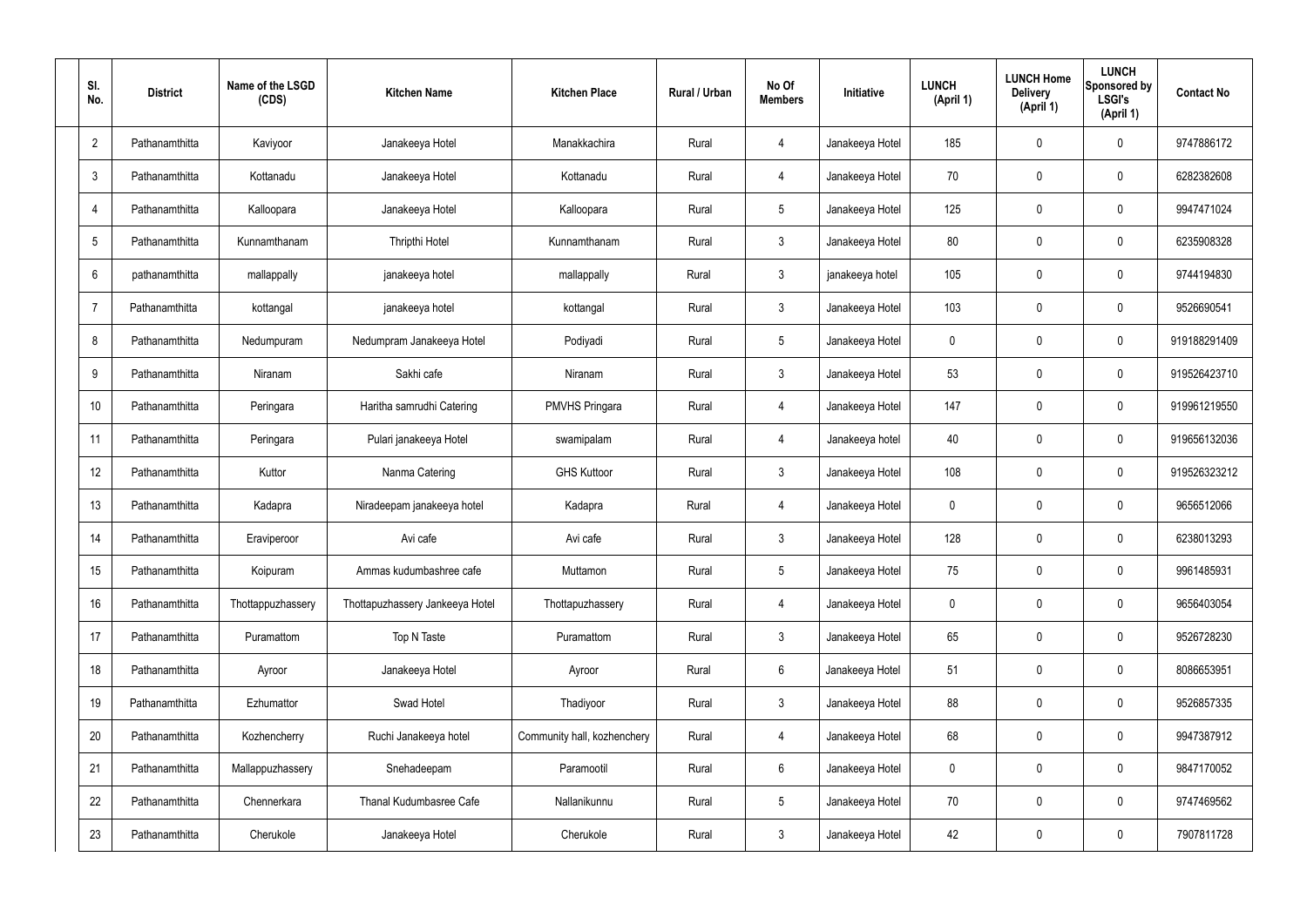| Sl. No. | District | Name of the LSGD (CDS) | Kitchen Name | Kitchen Place | Rural / Urban | No Of Members | Initiative | LUNCH (April 1) | LUNCH Home Delivery (April 1) | LUNCH Sponsored by LSGI's (April 1) | Contact No |
|---|---|---|---|---|---|---|---|---|---|---|---|
| 2 | Pathanamthitta | Kaviyoor | Janakeeya Hotel | Manakkachira | Rural | 4 | Janakeeya Hotel | 185 | 0 | 0 | 9747886172 |
| 3 | Pathanamthitta | Kottanadu | Janakeeya Hotel | Kottanadu | Rural | 4 | Janakeeya Hotel | 70 | 0 | 0 | 6282382608 |
| 4 | Pathanamthitta | Kalloopara | Janakeeya Hotel | Kalloopara | Rural | 5 | Janakeeya Hotel | 125 | 0 | 0 | 9947471024 |
| 5 | Pathanamthitta | Kunnamthanam | Thripthi Hotel | Kunnamthanam | Rural | 3 | Janakeeya Hotel | 80 | 0 | 0 | 6235908328 |
| 6 | pathanamthitta | mallappally | janakeeya hotel | mallappally | Rural | 3 | janakeeya hotel | 105 | 0 | 0 | 9744194830 |
| 7 | Pathanamthitta | kottangal | janakeeya hotel | kottangal | Rural | 3 | Janakeeya Hotel | 103 | 0 | 0 | 9526690541 |
| 8 | Pathanamthitta | Nedumpuram | Nedumpram Janakeeya Hotel | Podiyadi | Rural | 5 | Janakeeya Hotel | 0 | 0 | 0 | 919188291409 |
| 9 | Pathanamthitta | Niranam | Sakhi cafe | Niranam | Rural | 3 | Janakeeya Hotel | 53 | 0 | 0 | 919526423710 |
| 10 | Pathanamthitta | Peringara | Haritha samrudhi Catering | PMVHS Pringara | Rural | 4 | Janakeeya Hotel | 147 | 0 | 0 | 919961219550 |
| 11 | Pathanamthitta | Peringara | Pulari janakeeya Hotel | swamipalam | Rural | 4 | Janakeeya hotel | 40 | 0 | 0 | 919656132036 |
| 12 | Pathanamthitta | Kuttor | Nanma Catering | GHS Kuttoor | Rural | 3 | Janakeeya Hotel | 108 | 0 | 0 | 919526323212 |
| 13 | Pathanamthitta | Kadapra | Niradeepam janakeeya hotel | Kadapra | Rural | 4 | Janakeeya Hotel | 0 | 0 | 0 | 9656512066 |
| 14 | Pathanamthitta | Eraviperoor | Avi cafe | Avi cafe | Rural | 3 | Janakeeya Hotel | 128 | 0 | 0 | 6238013293 |
| 15 | Pathanamthitta | Koipuram | Ammas kudumbashree cafe | Muttamon | Rural | 5 | Janakeeya Hotel | 75 | 0 | 0 | 9961485931 |
| 16 | Pathanamthitta | Thottappuzhassery | Thottapuzhassery Jankeeya Hotel | Thottapuzhassery | Rural | 4 | Janakeeya Hotel | 0 | 0 | 0 | 9656403054 |
| 17 | Pathanamthitta | Puramattom | Top N Taste | Puramattom | Rural | 3 | Janakeeya Hotel | 65 | 0 | 0 | 9526728230 |
| 18 | Pathanamthitta | Ayroor | Janakeeya Hotel | Ayroor | Rural | 6 | Janakeeya Hotel | 51 | 0 | 0 | 8086653951 |
| 19 | Pathanamthitta | Ezhumattor | Swad Hotel | Thadiyoor | Rural | 3 | Janakeeya Hotel | 88 | 0 | 0 | 9526857335 |
| 20 | Pathanamthitta | Kozhencherry | Ruchi Janakeeya hotel | Community hall, kozhenchery | Rural | 4 | Janakeeya Hotel | 68 | 0 | 0 | 9947387912 |
| 21 | Pathanamthitta | Mallappuzhassery | Snehadeepam | Paramootil | Rural | 6 | Janakeeya Hotel | 0 | 0 | 0 | 9847170052 |
| 22 | Pathanamthitta | Chennerkara | Thanal Kudumbasree Cafe | Nallanikunnu | Rural | 5 | Janakeeya Hotel | 70 | 0 | 0 | 9747469562 |
| 23 | Pathanamthitta | Cherukole | Janakeeya Hotel | Cherukole | Rural | 3 | Janakeeya Hotel | 42 | 0 | 0 | 7907811728 |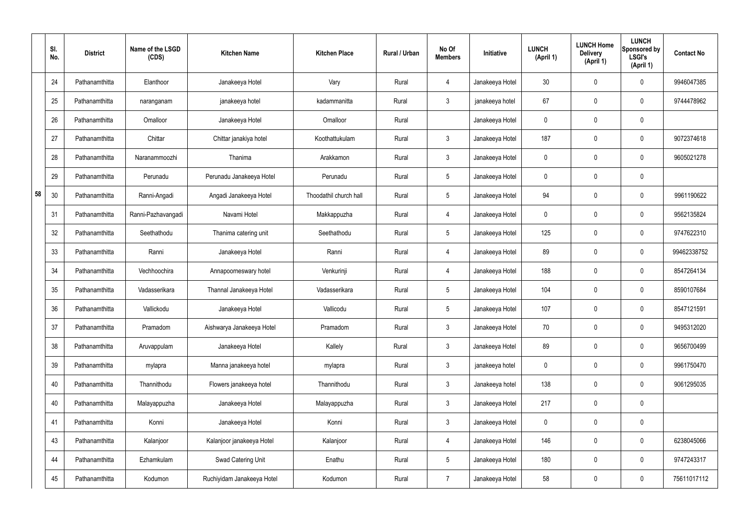| | Sl. No. | District | Name of the LSGD (CDS) | Kitchen Name | Kitchen Place | Rural / Urban | No Of Members | Initiative | LUNCH (April 1) | LUNCH Home Delivery (April 1) | LUNCH Sponsored by LSGI's (April 1) | Contact No |
|---|---|---|---|---|---|---|---|---|---|---|---|---|
| 58 | 24 | Pathanamthitta | Elanthoor | Janakeeya Hotel | Vary | Rural | 4 | Janakeeya Hotel | 30 | 0 | 0 | 9946047385 |
| | 25 | Pathanamthitta | naranganam | janakeeya hotel | kadammanitta | Rural | 3 | janakeeya hotel | 67 | 0 | 0 | 9744478962 |
| | 26 | Pathanamthitta | Omalloor | Janakeeya Hotel | Omalloor | Rural | | Janakeeya Hotel | 0 | 0 | 0 | |
| | 27 | Pathanamthitta | Chittar | Chittar janakiya hotel | Koothattukulam | Rural | 3 | Janakeeya Hotel | 187 | 0 | 0 | 9072374618 |
| | 28 | Pathanamthitta | Naranammoozhi | Thanima | Arakkamon | Rural | 3 | Janakeeya Hotel | 0 | 0 | 0 | 9605021278 |
| | 29 | Pathanamthitta | Perunadu | Perunadu Janakeeya Hotel | Perunadu | Rural | 5 | Janakeeya Hotel | 0 | 0 | 0 | |
| | 30 | Pathanamthitta | Ranni-Angadi | Angadi Janakeeya Hotel | Thoodathil church hall | Rural | 5 | Janakeeya Hotel | 94 | 0 | 0 | 9961190622 |
| | 31 | Pathanamthitta | Ranni-Pazhavangadi | Navami Hotel | Makkappuzha | Rural | 4 | Janakeeya Hotel | 0 | 0 | 0 | 9562135824 |
| | 32 | Pathanamthitta | Seethathodu | Thanima catering unit | Seethathodu | Rural | 5 | Janakeeya Hotel | 125 | 0 | 0 | 9747622310 |
| | 33 | Pathanamthitta | Ranni | Janakeeya Hotel | Ranni | Rural | 4 | Janakeeya Hotel | 89 | 0 | 0 | 99462338752 |
| | 34 | Pathanamthitta | Vechhoochira | Annapoorneswary hotel | Venkurinji | Rural | 4 | Janakeeya Hotel | 188 | 0 | 0 | 8547264134 |
| | 35 | Pathanamthitta | Vadasserikara | Thannal Janakeeya Hotel | Vadasserikara | Rural | 5 | Janakeeya Hotel | 104 | 0 | 0 | 8590107684 |
| | 36 | Pathanamthitta | Vallickodu | Janakeeya Hotel | Vallicodu | Rural | 5 | Janakeeya Hotel | 107 | 0 | 0 | 8547121591 |
| | 37 | Pathanamthitta | Pramadom | Aishwarya Janakeeya Hotel | Pramadom | Rural | 3 | Janakeeya Hotel | 70 | 0 | 0 | 9495312020 |
| | 38 | Pathanamthitta | Aruvappulam | Janakeeya Hotel | Kallely | Rural | 3 | Janakeeya Hotel | 89 | 0 | 0 | 9656700499 |
| | 39 | Pathanamthitta | mylapra | Manna janakeeya hotel | mylapra | Rural | 3 | janakeeya hotel | 0 | 0 | 0 | 9961750470 |
| | 40 | Pathanamthitta | Thannithodu | Flowers janakeeya hotel | Thannithodu | Rural | 3 | Janakeeya hotel | 138 | 0 | 0 | 9061295035 |
| | 40 | Pathanamthitta | Malayappuzha | Janakeeya Hotel | Malayappuzha | Rural | 3 | Janakeeya Hotel | 217 | 0 | 0 | |
| | 41 | Pathanamthitta | Konni | Janakeeya Hotel | Konni | Rural | 3 | Janakeeya Hotel | 0 | 0 | 0 | |
| | 43 | Pathanamthitta | Kalanjoor | Kalanjoor janakeeya Hotel | Kalanjoor | Rural | 4 | Janakeeya Hotel | 146 | 0 | 0 | 6238045066 |
| | 44 | Pathanamthitta | Ezhamkulam | Swad Catering Unit | Enathu | Rural | 5 | Janakeeya Hotel | 180 | 0 | 0 | 9747243317 |
| | 45 | Pathanamthitta | Kodumon | Ruchiyidam Janakeeya Hotel | Kodumon | Rural | 7 | Janakeeya Hotel | 58 | 0 | 0 | 75611017112 |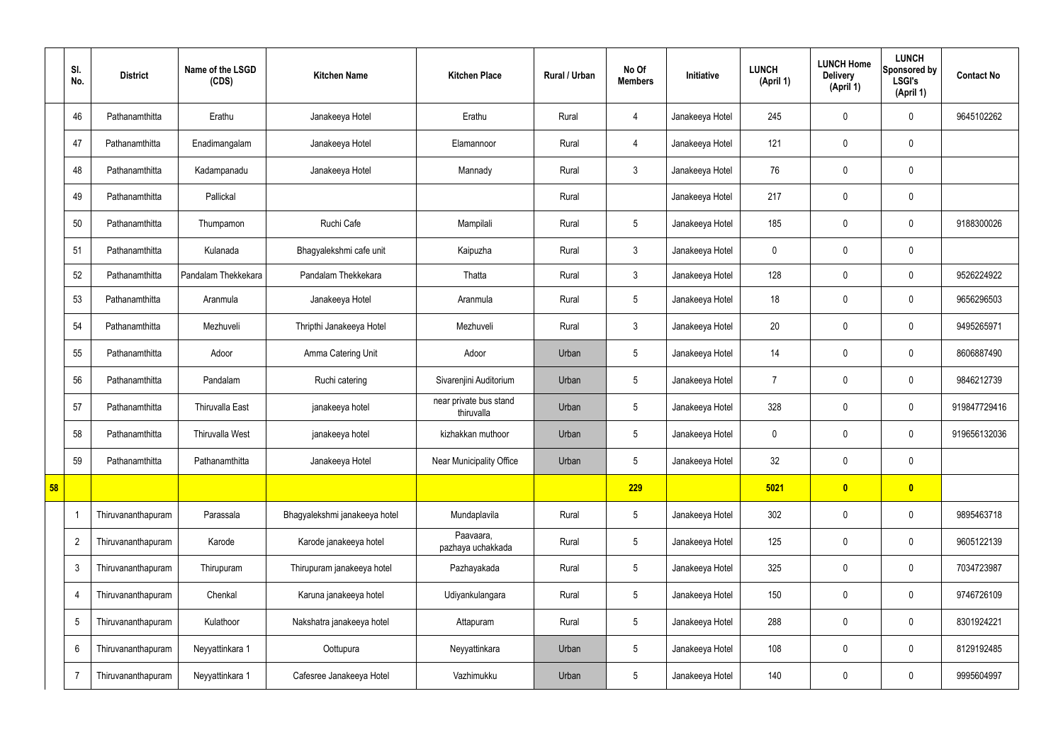| | Sl. No. | District | Name of the LSGD (CDS) | Kitchen Name | Kitchen Place | Rural / Urban | No Of Members | Initiative | LUNCH (April 1) | LUNCH Home Delivery (April 1) | LUNCH Sponsored by LSGI's (April 1) | Contact No |
|---|---|---|---|---|---|---|---|---|---|---|---|---|
| | 46 | Pathanamthitta | Erathu | Janakeeya Hotel | Erathu | Rural | 4 | Janakeeya Hotel | 245 | 0 | 0 | 9645102262 |
| | 47 | Pathanamthitta | Enadimangalam | Janakeeya Hotel | Elamannoor | Rural | 4 | Janakeeya Hotel | 121 | 0 | 0 | |
| | 48 | Pathanamthitta | Kadampanadu | Janakeeya Hotel | Mannady | Rural | 3 | Janakeeya Hotel | 76 | 0 | 0 | |
| | 49 | Pathanamthitta | Pallickal | | | Rural | | Janakeeya Hotel | 217 | 0 | 0 | |
| | 50 | Pathanamthitta | Thumpamon | Ruchi Cafe | Mampilali | Rural | 5 | Janakeeya Hotel | 185 | 0 | 0 | 9188300026 |
| | 51 | Pathanamthitta | Kulanada | Bhagyalekshmi cafe unit | Kaipuzha | Rural | 3 | Janakeeya Hotel | 0 | 0 | 0 | |
| | 52 | Pathanamthitta | Pandalam Thekkekara | Pandalam Thekkekara | Thatta | Rural | 3 | Janakeeya Hotel | 128 | 0 | 0 | 9526224922 |
| | 53 | Pathanamthitta | Aranmula | Janakeeya Hotel | Aranmula | Rural | 5 | Janakeeya Hotel | 18 | 0 | 0 | 9656296503 |
| | 54 | Pathanamthitta | Mezhuveli | Thripthi Janakeeya Hotel | Mezhuveli | Rural | 3 | Janakeeya Hotel | 20 | 0 | 0 | 9495265971 |
| | 55 | Pathanamthitta | Adoor | Amma Catering Unit | Adoor | Urban | 5 | Janakeeya Hotel | 14 | 0 | 0 | 8606887490 |
| | 56 | Pathanamthitta | Pandalam | Ruchi catering | Sivarenjini Auditorium | Urban | 5 | Janakeeya Hotel | 7 | 0 | 0 | 9846212739 |
| | 57 | Pathanamthitta | Thiruvalla East | janakeeya hotel | near private bus stand thiruvalla | Urban | 5 | Janakeeya Hotel | 328 | 0 | 0 | 919847729416 |
| | 58 | Pathanamthitta | Thiruvalla West | janakeeya hotel | kizhakkan muthoor | Urban | 5 | Janakeeya Hotel | 0 | 0 | 0 | 919656132036 |
| | 59 | Pathanamthitta | Pathanamthitta | Janakeeya Hotel | Near Municipality Office | Urban | 5 | Janakeeya Hotel | 32 | 0 | 0 | |
| **58** | | | | | | | **229** | | **5021** | **0** | **0** | |
| | 1 | Thiruvananthapuram | Parassala | Bhagyalekshmi janakeeya hotel | Mundaplavila | Rural | 5 | Janakeeya Hotel | 302 | 0 | 0 | 9895463718 |
| | 2 | Thiruvananthapuram | Karode | Karode janakeeya hotel | Paavaara, pazhaya uchakkada | Rural | 5 | Janakeeya Hotel | 125 | 0 | 0 | 9605122139 |
| | 3 | Thiruvananthapuram | Thirupuram | Thirupuram janakeeya hotel | Pazhayakada | Rural | 5 | Janakeeya Hotel | 325 | 0 | 0 | 7034723987 |
| | 4 | Thiruvananthapuram | Chenkal | Karuna janakeeya hotel | Udiyankulangara | Rural | 5 | Janakeeya Hotel | 150 | 0 | 0 | 9746726109 |
| | 5 | Thiruvananthapuram | Kulathoor | Nakshatra janakeeya hotel | Attapuram | Rural | 5 | Janakeeya Hotel | 288 | 0 | 0 | 8301924221 |
| | 6 | Thiruvananthapuram | Neyyattinkara 1 | Oottupura | Neyyattinkara | Urban | 5 | Janakeeya Hotel | 108 | 0 | 0 | 8129192485 |
| | 7 | Thiruvananthapuram | Neyyattinkara 1 | Cafesree Janakeeya Hotel | Vazhimukku | Urban | 5 | Janakeeya Hotel | 140 | 0 | 0 | 9995604997 |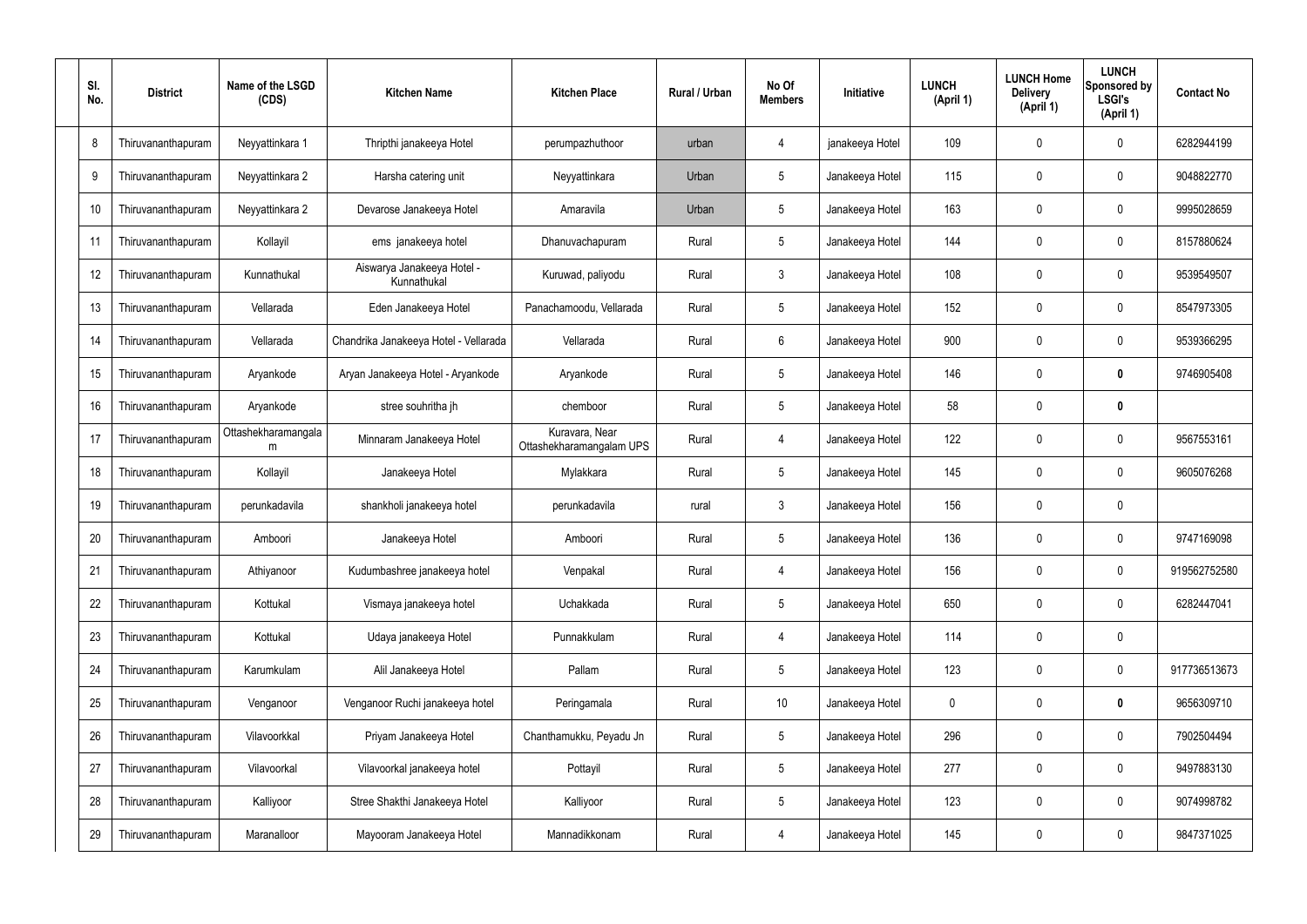| Sl. No. | District | Name of the LSGD (CDS) | Kitchen Name | Kitchen Place | Rural / Urban | No Of Members | Initiative | LUNCH (April 1) | LUNCH Home Delivery (April 1) | LUNCH Sponsored by LSGI's (April 1) | Contact No |
|---|---|---|---|---|---|---|---|---|---|---|---|
| 8 | Thiruvananthapuram | Neyyattinkara 1 | Thripthi janakeeya Hotel | perumpazhuthoor | urban | 4 | janakeeya Hotel | 109 | 0 | 0 | 6282944199 |
| 9 | Thiruvananthapuram | Neyyattinkara 2 | Harsha catering unit | Neyyattinkara | Urban | 5 | Janakeeya Hotel | 115 | 0 | 0 | 9048822770 |
| 10 | Thiruvananthapuram | Neyyattinkara 2 | Devarose Janakeeya Hotel | Amaravila | Urban | 5 | Janakeeya Hotel | 163 | 0 | 0 | 9995028659 |
| 11 | Thiruvananthapuram | Kollayil | ems janakeeya hotel | Dhanuvachapuram | Rural | 5 | Janakeeya Hotel | 144 | 0 | 0 | 8157880624 |
| 12 | Thiruvananthapuram | Kunnathukal | Aiswarya Janakeeya Hotel - Kunnathukal | Kuruwad, paliyodu | Rural | 3 | Janakeeya Hotel | 108 | 0 | 0 | 9539549507 |
| 13 | Thiruvananthapuram | Vellarada | Eden Janakeeya Hotel | Panachamoodu, Vellarada | Rural | 5 | Janakeeya Hotel | 152 | 0 | 0 | 8547973305 |
| 14 | Thiruvananthapuram | Vellarada | Chandrika Janakeeya Hotel - Vellarada | Vellarada | Rural | 6 | Janakeeya Hotel | 900 | 0 | 0 | 9539366295 |
| 15 | Thiruvananthapuram | Aryankode | Aryan Janakeeya Hotel - Aryankode | Aryankode | Rural | 5 | Janakeeya Hotel | 146 | 0 | **0** | 9746905408 |
| 16 | Thiruvananthapuram | Aryankode | stree souhritha jh | chemboor | Rural | 5 | Janakeeya Hotel | 58 | 0 | **0** | |
| 17 | Thiruvananthapuram | Ottashekharamangalam | Minnaram Janakeeya Hotel | Kuravara, Near Ottashekharamangalam UPS | Rural | 4 | Janakeeya Hotel | 122 | 0 | 0 | 9567553161 |
| 18 | Thiruvananthapuram | Kollayil | Janakeeya Hotel | Mylakkara | Rural | 5 | Janakeeya Hotel | 145 | 0 | 0 | 9605076268 |
| 19 | Thiruvananthapuram | perunkadavila | shankholi janakeeya hotel | perunkadavila | rural | 3 | Janakeeya Hotel | 156 | 0 | 0 | |
| 20 | Thiruvananthapuram | Amboori | Janakeeya Hotel | Amboori | Rural | 5 | Janakeeya Hotel | 136 | 0 | 0 | 9747169098 |
| 21 | Thiruvananthapuram | Athiyanoor | Kudumbashree janakeeya hotel | Venpakal | Rural | 4 | Janakeeya Hotel | 156 | 0 | 0 | 919562752580 |
| 22 | Thiruvananthapuram | Kottukal | Vismaya janakeeya hotel | Uchakkada | Rural | 5 | Janakeeya Hotel | 650 | 0 | 0 | 6282447041 |
| 23 | Thiruvananthapuram | Kottukal | Udaya janakeeya Hotel | Punnakkulam | Rural | 4 | Janakeeya Hotel | 114 | 0 | 0 | |
| 24 | Thiruvananthapuram | Karumkulam | Alil Janakeeya Hotel | Pallam | Rural | 5 | Janakeeya Hotel | 123 | 0 | 0 | 917736513673 |
| 25 | Thiruvananthapuram | Venganoor | Venganoor Ruchi janakeeya hotel | Peringamala | Rural | 10 | Janakeeya Hotel | 0 | 0 | **0** | 9656309710 |
| 26 | Thiruvananthapuram | Vilavoorkkal | Priyam Janakeeya Hotel | Chanthamukku, Peyadu Jn | Rural | 5 | Janakeeya Hotel | 296 | 0 | 0 | 7902504494 |
| 27 | Thiruvananthapuram | Vilavoorkal | Vilavoorkal janakeeya hotel | Pottayil | Rural | 5 | Janakeeya Hotel | 277 | 0 | 0 | 9497883130 |
| 28 | Thiruvananthapuram | Kalliyoor | Stree Shakthi Janakeeya Hotel | Kalliyoor | Rural | 5 | Janakeeya Hotel | 123 | 0 | 0 | 9074998782 |
| 29 | Thiruvananthapuram | Maranalloor | Mayooram Janakeeya Hotel | Mannadikkonam | Rural | 4 | Janakeeya Hotel | 145 | 0 | 0 | 9847371025 |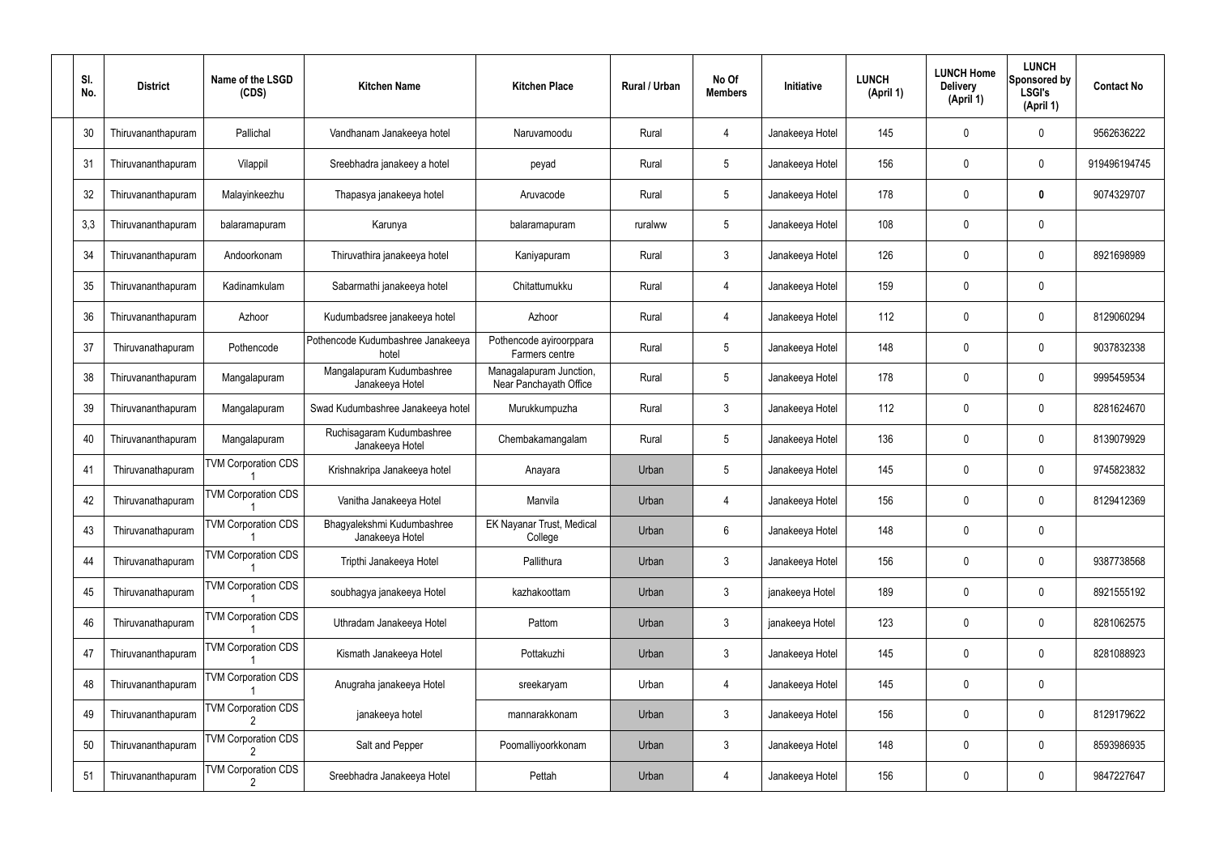| Sl. No. | District | Name of the LSGD (CDS) | Kitchen Name | Kitchen Place | Rural / Urban | No Of Members | Initiative | LUNCH (April 1) | LUNCH Home Delivery (April 1) | LUNCH Sponsored by LSGI's (April 1) | Contact No |
|---|---|---|---|---|---|---|---|---|---|---|---|
| 30 | Thiruvananthapuram | Pallichal | Vandhanam Janakeeya hotel | Naruvamoodu | Rural | 4 | Janakeeya Hotel | 145 | 0 | 0 | 9562636222 |
| 31 | Thiruvananthapuram | Vilappil | Sreebhadra janakeey a hotel | peyad | Rural | 5 | Janakeeya Hotel | 156 | 0 | 0 | 919496194745 |
| 32 | Thiruvananthapuram | Malayinkeezhu | Thapasya janakeeya hotel | Aruvacode | Rural | 5 | Janakeeya Hotel | 178 | 0 | **0** | 9074329707 |
| 3,3 | Thiruvananthapuram | balaramapuram | Karunya | balaramapuram | ruralww | 5 | Janakeeya Hotel | 108 | 0 | 0 | |
| 34 | Thiruvananthapuram | Andoorkonam | Thiruvathira janakeeya hotel | Kaniyapuram | Rural | 3 | Janakeeya Hotel | 126 | 0 | 0 | 8921698989 |
| 35 | Thiruvananthapuram | Kadinamkulam | Sabarmathi janakeeya hotel | Chitattumukku | Rural | 4 | Janakeeya Hotel | 159 | 0 | 0 | |
| 36 | Thiruvananthapuram | Azhoor | Kudumbadsree janakeeya hotel | Azhoor | Rural | 4 | Janakeeya Hotel | 112 | 0 | 0 | 8129060294 |
| 37 | Thiruvanathapuram | Pothencode | Pothencode Kudumbashree Janakeeya hotel | Pothencode ayiroorppara Farmers centre | Rural | 5 | Janakeeya Hotel | 148 | 0 | 0 | 9037832338 |
| 38 | Thiruvananthapuram | Mangalapuram | Mangalapuram Kudumbashree Janakeeya Hotel | Managalapuram Junction, Near Panchayath Office | Rural | 5 | Janakeeya Hotel | 178 | 0 | 0 | 9995459534 |
| 39 | Thiruvananthapuram | Mangalapuram | Swad Kudumbashree Janakeeya hotel | Murukkumpuzha | Rural | 3 | Janakeeya Hotel | 112 | 0 | 0 | 8281624670 |
| 40 | Thiruvananthapuram | Mangalapuram | Ruchisagaram Kudumbashree Janakeeya Hotel | Chembakamangalam | Rural | 5 | Janakeeya Hotel | 136 | 0 | 0 | 8139079929 |
| 41 | Thiruvanathapuram | TVM Corporation CDS 1 | Krishnakripa Janakeeya hotel | Anayara | Urban | 5 | Janakeeya Hotel | 145 | 0 | 0 | 9745823832 |
| 42 | Thiruvanathapuram | TVM Corporation CDS 1 | Vanitha Janakeeya Hotel | Manvila | Urban | 4 | Janakeeya Hotel | 156 | 0 | 0 | 8129412369 |
| 43 | Thiruvanathapuram | TVM Corporation CDS 1 | Bhagyalekshmi Kudumbashree Janakeeya Hotel | EK Nayanar Trust, Medical College | Urban | 6 | Janakeeya Hotel | 148 | 0 | 0 | |
| 44 | Thiruvanathapuram | TVM Corporation CDS 1 | Tripthi Janakeeya Hotel | Pallithura | Urban | 3 | Janakeeya Hotel | 156 | 0 | 0 | 9387738568 |
| 45 | Thiruvanathapuram | TVM Corporation CDS 1 | soubhagya janakeeya Hotel | kazhakoottam | Urban | 3 | janakeeya Hotel | 189 | 0 | 0 | 8921555192 |
| 46 | Thiruvanathapuram | TVM Corporation CDS 1 | Uthradam Janakeeya Hotel | Pattom | Urban | 3 | janakeeya Hotel | 123 | 0 | 0 | 8281062575 |
| 47 | Thiruvananthapuram | TVM Corporation CDS 1 | Kismath Janakeeya Hotel | Pottakuzhi | Urban | 3 | Janakeeya Hotel | 145 | 0 | 0 | 8281088923 |
| 48 | Thiruvananthapuram | TVM Corporation CDS 1 | Anugraha janakeeya Hotel | sreekaryam | Urban | 4 | Janakeeya Hotel | 145 | 0 | 0 | |
| 49 | Thiruvananthapuram | TVM Corporation CDS 2 | janakeeya hotel | mannarakkonam | Urban | 3 | Janakeeya Hotel | 156 | 0 | 0 | 8129179622 |
| 50 | Thiruvananthapuram | TVM Corporation CDS 2 | Salt and Pepper | Poomalliyoorkkonam | Urban | 3 | Janakeeya Hotel | 148 | 0 | 0 | 8593986935 |
| 51 | Thiruvananthapuram | TVM Corporation CDS 2 | Sreebhadra Janakeeya Hotel | Pettah | Urban | 4 | Janakeeya Hotel | 156 | 0 | 0 | 9847227647 |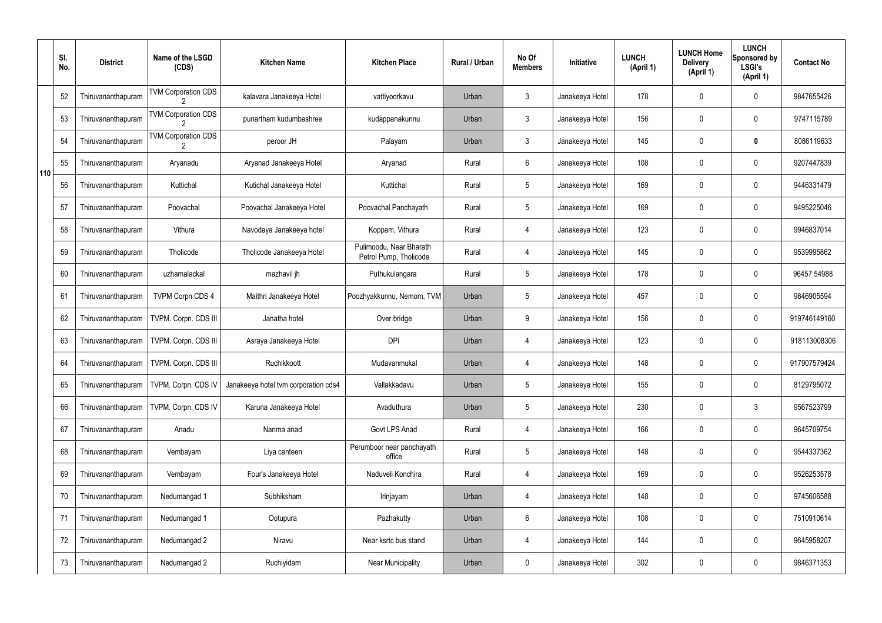| | Sl. No. | District | Name of the LSGD (CDS) | Kitchen Name | Kitchen Place | Rural / Urban | No Of Members | Initiative | LUNCH (April 1) | LUNCH Home Delivery (April 1) | LUNCH Sponsored by LSGI's (April 1) | Contact No |
|---|---|---|---|---|---|---|---|---|---|---|---|---|
| 110 | 52 | Thiruvananthapuram | TVM Corporation CDS 2 | kalavara Janakeeya Hotel | vattiyoorkavu | Urban | 3 | Janakeeya Hotel | 178 | 0 | 0 | 9847655426 |
| | 53 | Thiruvananthapuram | TVM Corporation CDS 2 | punartham kudumbashree | kudappanakunnu | Urban | 3 | Janakeeya Hotel | 156 | 0 | 0 | 9747115789 |
| | 54 | Thiruvananthapuram | TVM Corporation CDS 2 | peroor JH | Palayam | Urban | 3 | Janakeeya Hotel | 145 | 0 | **0** | 8086119633 |
| | 55 | Thiruvananthapuram | Aryanadu | Aryanad Janakeeya Hotel | Aryanad | Rural | 6 | Janakeeya Hotel | 108 | 0 | 0 | 9207447839 |
| | 56 | Thiruvananthapuram | Kuttichal | Kutichal Janakeeya Hotel | Kuttichal | Rural | 5 | Janakeeya Hotel | 169 | 0 | 0 | 9446331479 |
| | 57 | Thiruvananthapuram | Poovachal | Poovachal Janakeeya Hotel | Poovachal Panchayath | Rural | 5 | Janakeeya Hotel | 169 | 0 | 0 | 9495225046 |
| | 58 | Thiruvananthapuram | Vithura | Navodaya Janakeeya hotel | Koppam, Vithura | Rural | 4 | Janakeeya Hotel | 123 | 0 | 0 | 9946837014 |
| | 59 | Thiruvananthapuram | Tholicode | Tholicode Janakeeya Hotel | Pulimoodu, Near Bharath Petrol Pump, Tholicode | Rural | 4 | Janakeeya Hotel | 145 | 0 | 0 | 9539995862 |
| | 60 | Thiruvananthapuram | uzhamalackal | mazhavil jh | Puthukulangara | Rural | 5 | Janakeeya Hotel | 178 | 0 | 0 | 96457 54988 |
| | 61 | Thiruvananthapuram | TVPM Corpn CDS 4 | Maithri Janakeeya Hotel | Poozhyakkunnu, Nemom, TVM | Urban | 5 | Janakeeya Hotel | 457 | 0 | 0 | 9846905594 |
| | 62 | Thiruvananthapuram | TVPM. Corpn. CDS III | Janatha hotel | Over bridge | Urban | 9 | Janakeeya Hotel | 156 | 0 | 0 | 919746149160 |
| | 63 | Thiruvananthapuram | TVPM. Corpn. CDS III | Asraya Janakeeya Hotel | DPI | Urban | 4 | Janakeeya Hotel | 123 | 0 | 0 | 918113008306 |
| | 64 | Thiruvananthapuram | TVPM. Corpn. CDS III | Ruchikkoott | Mudavanmukal | Urban | 4 | Janakeeya Hotel | 148 | 0 | 0 | 917907579424 |
| | 65 | Thiruvananthapuram | TVPM. Corpn. CDS IV | Janakeeya hotel tvm corporation cds4 | Vallakkadavu | Urban | 5 | Janakeeya Hotel | 155 | 0 | 0 | 8129795072 |
| | 66 | Thiruvananthapuram | TVPM. Corpn. CDS IV | Karuna Janakeeya Hotel | Avaduthura | Urban | 5 | Janakeeya Hotel | 230 | 0 | 3 | 9567523799 |
| | 67 | Thiruvananthapuram | Anadu | Nanma anad | Govt LPS Anad | Rural | 4 | Janakeeya Hotel | 166 | 0 | 0 | 9645709754 |
| | 68 | Thiruvananthapuram | Vembayam | Liya canteen | Perumboor near panchayath office | Rural | 5 | Janakeeya Hotel | 148 | 0 | 0 | 9544337362 |
| | 69 | Thiruvananthapuram | Vembayam | Four's Janakeeya Hotel | Naduveli Konchira | Rural | 4 | Janakeeya Hotel | 169 | 0 | 0 | 9526253578 |
| | 70 | Thiruvananthapuram | Nedumangad 1 | Subhiksham | Irinjayam | Urban | 4 | Janakeeya Hotel | 148 | 0 | 0 | 9745606588 |
| | 71 | Thiruvananthapuram | Nedumangad 1 | Ootupura | Pazhakutty | Urban | 6 | Janakeeya Hotel | 108 | 0 | 0 | 7510910614 |
| | 72 | Thiruvananthapuram | Nedumangad 2 | Niravu | Near ksrtc bus stand | Urban | 4 | Janakeeya Hotel | 144 | 0 | 0 | 9645958207 |
| | 73 | Thiruvananthapuram | Nedumangad 2 | Ruchiyidam | Near Municipality | Urban | 0 | Janakeeya Hotel | 302 | 0 | 0 | 9846371353 |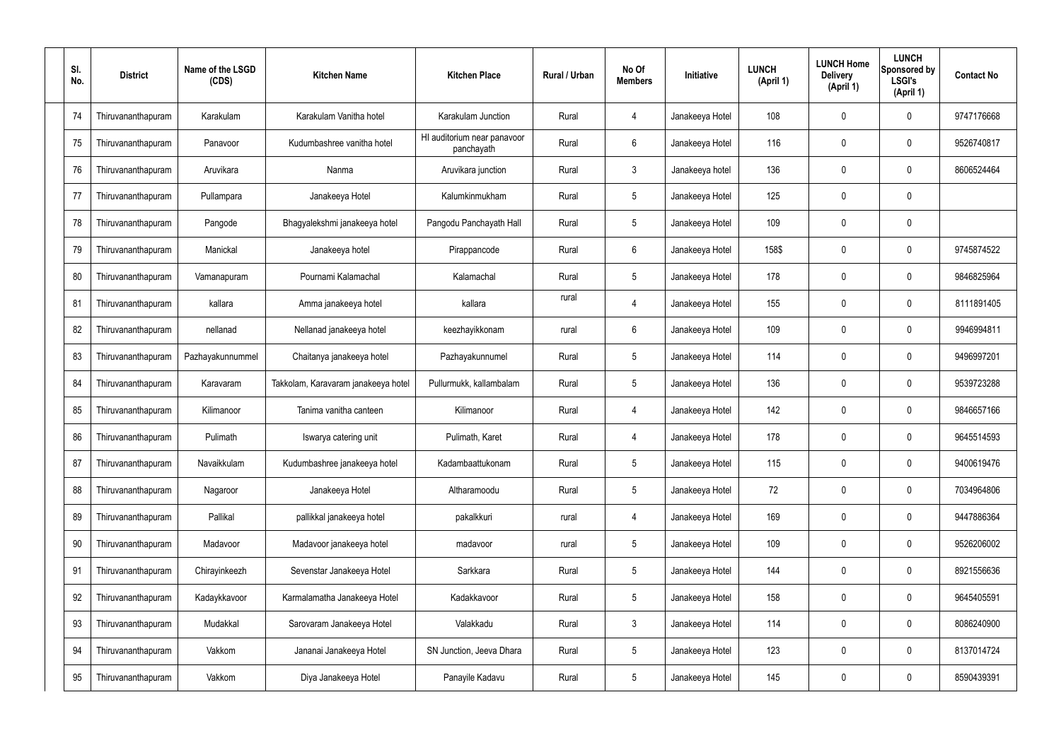| Sl. No. | District | Name of the LSGD (CDS) | Kitchen Name | Kitchen Place | Rural / Urban | No Of Members | Initiative | LUNCH (April 1) | LUNCH Home Delivery (April 1) | LUNCH Sponsored by LSGI's (April 1) | Contact No |
|---|---|---|---|---|---|---|---|---|---|---|---|
| 74 | Thiruvananthapuram | Karakulam | Karakulam Vanitha hotel | Karakulam Junction | Rural | 4 | Janakeeya Hotel | 108 | 0 | 0 | 9747176668 |
| 75 | Thiruvananthapuram | Panavoor | Kudumbashree vanitha hotel | HI auditorium near panavoor panchayath | Rural | 6 | Janakeeya Hotel | 116 | 0 | 0 | 9526740817 |
| 76 | Thiruvananthapuram | Aruvikara | Nanma | Aruvikara junction | Rural | 3 | Janakeeya hotel | 136 | 0 | 0 | 8606524464 |
| 77 | Thiruvananthapuram | Pullampara | Janakeeya Hotel | Kalumkinmukham | Rural | 5 | Janakeeya Hotel | 125 | 0 | 0 | |
| 78 | Thiruvananthapuram | Pangode | Bhagyalekshmi janakeeya hotel | Pangodu Panchayath Hall | Rural | 5 | Janakeeya Hotel | 109 | 0 | 0 | |
| 79 | Thiruvananthapuram | Manickal | Janakeeya hotel | Pirappancode | Rural | 6 | Janakeeya Hotel | 158$ | 0 | 0 | 9745874522 |
| 80 | Thiruvananthapuram | Vamanapuram | Pournami Kalamachal | Kalamachal | Rural | 5 | Janakeeya Hotel | 178 | 0 | 0 | 9846825964 |
| 81 | Thiruvananthapuram | kallara | Amma janakeeya hotel | kallara | rural | 4 | Janakeeya Hotel | 155 | 0 | 0 | 8111891405 |
| 82 | Thiruvananthapuram | nellanad | Nellanad janakeeya hotel | keezhayikkonam | rural | 6 | Janakeeya Hotel | 109 | 0 | 0 | 9946994811 |
| 83 | Thiruvananthapuram | Pazhayakunnummel | Chaitanya janakeeya hotel | Pazhayakunnumel | Rural | 5 | Janakeeya Hotel | 114 | 0 | 0 | 9496997201 |
| 84 | Thiruvananthapuram | Karavaram | Takkolam, Karavaram janakeeya hotel | Pullurmukk, kallambalam | Rural | 5 | Janakeeya Hotel | 136 | 0 | 0 | 9539723288 |
| 85 | Thiruvananthapuram | Kilimanoor | Tanima vanitha canteen | Kilimanoor | Rural | 4 | Janakeeya Hotel | 142 | 0 | 0 | 9846657166 |
| 86 | Thiruvananthapuram | Pulimath | Iswarya catering unit | Pulimath, Karet | Rural | 4 | Janakeeya Hotel | 178 | 0 | 0 | 9645514593 |
| 87 | Thiruvananthapuram | Navaikkulam | Kudumbashree janakeeya hotel | Kadambaattukonam | Rural | 5 | Janakeeya Hotel | 115 | 0 | 0 | 9400619476 |
| 88 | Thiruvananthapuram | Nagaroor | Janakeeya Hotel | Altharamoodu | Rural | 5 | Janakeeya Hotel | 72 | 0 | 0 | 7034964806 |
| 89 | Thiruvananthapuram | Pallikal | pallikkal janakeeya hotel | pakalkkuri | rural | 4 | Janakeeya Hotel | 169 | 0 | 0 | 9447886364 |
| 90 | Thiruvananthapuram | Madavoor | Madavoor janakeeya hotel | madavoor | rural | 5 | Janakeeya Hotel | 109 | 0 | 0 | 9526206002 |
| 91 | Thiruvananthapuram | Chirayinkeezh | Sevenstar Janakeeya Hotel | Sarkkara | Rural | 5 | Janakeeya Hotel | 144 | 0 | 0 | 8921556636 |
| 92 | Thiruvananthapuram | Kadaykkavoor | Karmalamatha Janakeeya Hotel | Kadakkavoor | Rural | 5 | Janakeeya Hotel | 158 | 0 | 0 | 9645405591 |
| 93 | Thiruvananthapuram | Mudakkal | Sarovaram Janakeeya Hotel | Valakkadu | Rural | 3 | Janakeeya Hotel | 114 | 0 | 0 | 8086240900 |
| 94 | Thiruvananthapuram | Vakkom | Jananai Janakeeya Hotel | SN Junction, Jeeva Dhara | Rural | 5 | Janakeeya Hotel | 123 | 0 | 0 | 8137014724 |
| 95 | Thiruvananthapuram | Vakkom | Diya Janakeeya Hotel | Panayile Kadavu | Rural | 5 | Janakeeya Hotel | 145 | 0 | 0 | 8590439391 |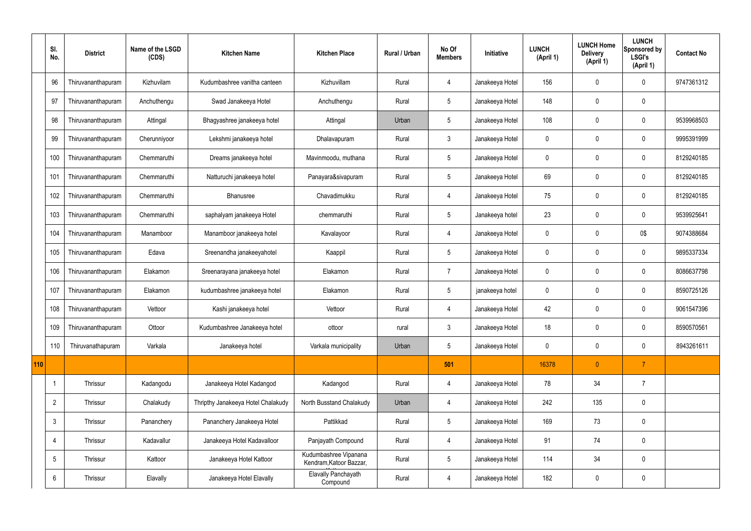| | Sl. No. | District | Name of the LSGD (CDS) | Kitchen Name | Kitchen Place | Rural / Urban | No Of Members | Initiative | LUNCH (April 1) | LUNCH Home Delivery (April 1) | LUNCH Sponsored by LSGI's (April 1) | Contact No |
|---|---|---|---|---|---|---|---|---|---|---|---|---|
| | 96 | Thiruvananthapuram | Kizhuvilam | Kudumbashree vanitha canteen | Kizhuvillam | Rural | 4 | Janakeeya Hotel | 156 | 0 | 0 | 9747361312 |
| | 97 | Thiruvananthapuram | Anchuthengu | Swad Janakeeya Hotel | Anchuthengu | Rural | 5 | Janakeeya Hotel | 148 | 0 | 0 | |
| | 98 | Thiruvananthapuram | Attingal | Bhagyashree janakeeya hotel | Attingal | Urban | 5 | Janakeeya Hotel | 108 | 0 | 0 | 9539968503 |
| | 99 | Thiruvananthapuram | Cherunniyoor | Lekshmi janakeeya hotel | Dhalavapuram | Rural | 3 | Janakeeya Hotel | 0 | 0 | 0 | 9995391999 |
| | 100 | Thiruvananthapuram | Chemmaruthi | Dreams janakeeya hotel | Mavinmoodu, muthana | Rural | 5 | Janakeeya Hotel | 0 | 0 | 0 | 8129240185 |
| | 101 | Thiruvananthapuram | Chemmaruthi | Natturuchi janakeeya hotel | Panayara&sivapuram | Rural | 5 | Janakeeya Hotel | 69 | 0 | 0 | 8129240185 |
| | 102 | Thiruvananthapuram | Chemmaruthi | Bhanusree | Chavadimukku | Rural | 4 | Janakeeya Hotel | 75 | 0 | 0 | 8129240185 |
| | 103 | Thiruvananthapuram | Chemmaruthi | saphalyam janakeeya Hotel | chemmaruthi | Rural | 5 | Janakeeya hotel | 23 | 0 | 0 | 9539925641 |
| | 104 | Thiruvananthapuram | Manamboor | Manamboor janakeeya hotel | Kavalayoor | Rural | 4 | Janakeeya Hotel | 0 | 0 | 0$ | 9074388684 |
| | 105 | Thiruvananthapuram | Edava | Sreenandha janakeeyahotel | Kaappil | Rural | 5 | Janakeeya Hotel | 0 | 0 | 0 | 9895337334 |
| | 106 | Thiruvananthapuram | Elakamon | Sreenarayana janakeeya hotel | Elakamon | Rural | 7 | Janakeeya Hotel | 0 | 0 | 0 | 8086637798 |
| | 107 | Thiruvananthapuram | Elakamon | kudumbashree janakeeya hotel | Elakamon | Rural | 5 | janakeeya hotel | 0 | 0 | 0 | 8590725126 |
| | 108 | Thiruvananthapuram | Vettoor | Kashi janakeeya hotel | Vettoor | Rural | 4 | Janakeeya Hotel | 42 | 0 | 0 | 9061547396 |
| | 109 | Thiruvananthapuram | Ottoor | Kudumbashree Janakeeya hotel | ottoor | rural | 3 | Janakeeya Hotel | 18 | 0 | 0 | 8590570561 |
| | 110 | Thiruvanathapuram | Varkala | Janakeeya hotel | Varkala municipality | Urban | 5 | Janakeeya Hotel | 0 | 0 | 0 | 8943261611 |
| 110 | | | | | | | 501 | | 16378 | 0 | 7 | |
| | 1 | Thrissur | Kadangodu | Janakeeya Hotel Kadangod | Kadangod | Rural | 4 | Janakeeya Hotel | 78 | 34 | 7 | |
| | 2 | Thrissur | Chalakudy | Thripthy Janakeeya Hotel Chalakudy | North Busstand Chalakudy | Urban | 4 | Janakeeya Hotel | 242 | 135 | 0 | |
| | 3 | Thrissur | Pananchery | Pananchery Janakeeya Hotel | Pattikkad | Rural | 5 | Janakeeya Hotel | 169 | 73 | 0 | |
| | 4 | Thrissur | Kadavallur | Janakeeya Hotel Kadavalloor | Panjayath Compound | Rural | 4 | Janakeeya Hotel | 91 | 74 | 0 | |
| | 5 | Thrissur | Kattoor | Janakeeya Hotel Kattoor | Kudumbashree Vipanana Kendram,Katoor Bazzar, | Rural | 5 | Janakeeya Hotel | 114 | 34 | 0 | |
| | 6 | Thrissur | Elavally | Janakeeya Hotel Elavally | Elavally Panchayath Compound | Rural | 4 | Janakeeya Hotel | 182 | 0 | 0 | |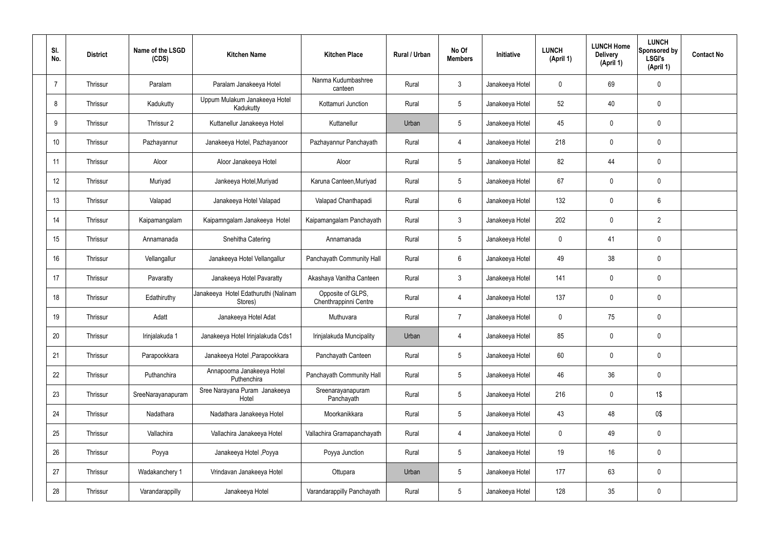| Sl. No. | District | Name of the LSGD (CDS) | Kitchen Name | Kitchen Place | Rural / Urban | No Of Members | Initiative | LUNCH (April 1) | LUNCH Home Delivery (April 1) | LUNCH Sponsored by LSGI's (April 1) | Contact No |
|---|---|---|---|---|---|---|---|---|---|---|---|
| 7 | Thrissur | Paralam | Paralam Janakeeya Hotel | Nanma Kudumbashree canteen | Rural | 3 | Janakeeya Hotel | 0 | 69 | 0 | |
| 8 | Thrissur | Kadukutty | Uppum Mulakum Janakeeya Hotel Kadukutty | Kottamuri Junction | Rural | 5 | Janakeeya Hotel | 52 | 40 | 0 | |
| 9 | Thrissur | Thrissur 2 | Kuttanellur Janakeeya Hotel | Kuttanellur | Urban | 5 | Janakeeya Hotel | 45 | 0 | 0 | |
| 10 | Thrissur | Pazhayannur | Janakeeya Hotel, Pazhayanoor | Pazhayannur Panchayath | Rural | 4 | Janakeeya Hotel | 218 | 0 | 0 | |
| 11 | Thrissur | Aloor | Aloor Janakeeya Hotel | Aloor | Rural | 5 | Janakeeya Hotel | 82 | 44 | 0 | |
| 12 | Thrissur | Muriyad | Jankeeya Hotel,Muriyad | Karuna Canteen,Muriyad | Rural | 5 | Janakeeya Hotel | 67 | 0 | 0 | |
| 13 | Thrissur | Valapad | Janakeeya Hotel Valapad | Valapad Chanthapadi | Rural | 6 | Janakeeya Hotel | 132 | 0 | 6 | |
| 14 | Thrissur | Kaipamangalam | Kaipamngalam Janakeeya Hotel | Kaipamangalam Panchayath | Rural | 3 | Janakeeya Hotel | 202 | 0 | 2 | |
| 15 | Thrissur | Annamanada | Snehitha Catering | Annamanada | Rural | 5 | Janakeeya Hotel | 0 | 41 | 0 | |
| 16 | Thrissur | Vellangallur | Janakeeya Hotel Vellangallur | Panchayath Community Hall | Rural | 6 | Janakeeya Hotel | 49 | 38 | 0 | |
| 17 | Thrissur | Pavaratty | Janakeeya Hotel Pavaratty | Akashaya Vanitha Canteen | Rural | 3 | Janakeeya Hotel | 141 | 0 | 0 | |
| 18 | Thrissur | Edathiruthy | Janakeeya Hotel Edathuruthi (Nalinam Stores) | Opposite of GLPS, Chenthrappinni Centre | Rural | 4 | Janakeeya Hotel | 137 | 0 | 0 | |
| 19 | Thrissur | Adatt | Janakeeya Hotel Adat | Muthuvara | Rural | 7 | Janakeeya Hotel | 0 | 75 | 0 | |
| 20 | Thrissur | Irinjalakuda 1 | Janakeeya Hotel Irinjalakuda Cds1 | Irinjalakuda Muncipality | Urban | 4 | Janakeeya Hotel | 85 | 0 | 0 | |
| 21 | Thrissur | Parapookkara | Janakeeya Hotel ,Parapookkara | Panchayath Canteen | Rural | 5 | Janakeeya Hotel | 60 | 0 | 0 | |
| 22 | Thrissur | Puthanchira | Annapoorna Janakeeya Hotel Puthenchira | Panchayath Community Hall | Rural | 5 | Janakeeya Hotel | 46 | 36 | 0 | |
| 23 | Thrissur | SreeNarayanapuram | Sree Narayana Puram Janakeeya Hotel | Sreenarayanapuram Panchayath | Rural | 5 | Janakeeya Hotel | 216 | 0 | 1$ | |
| 24 | Thrissur | Nadathara | Nadathara Janakeeya Hotel | Moorkanikkara | Rural | 5 | Janakeeya Hotel | 43 | 48 | 0$ | |
| 25 | Thrissur | Vallachira | Vallachira Janakeeya Hotel | Vallachira Gramapanchayath | Rural | 4 | Janakeeya Hotel | 0 | 49 | 0 | |
| 26 | Thrissur | Poyya | Janakeeya Hotel ,Poyya | Poyya Junction | Rural | 5 | Janakeeya Hotel | 19 | 16 | 0 | |
| 27 | Thrissur | Wadakanchery 1 | Vrindavan Janakeeya Hotel | Ottupara | Urban | 5 | Janakeeya Hotel | 177 | 63 | 0 | |
| 28 | Thrissur | Varandarappilly | Janakeeya Hotel | Varandarappilly Panchayath | Rural | 5 | Janakeeya Hotel | 128 | 35 | 0 | |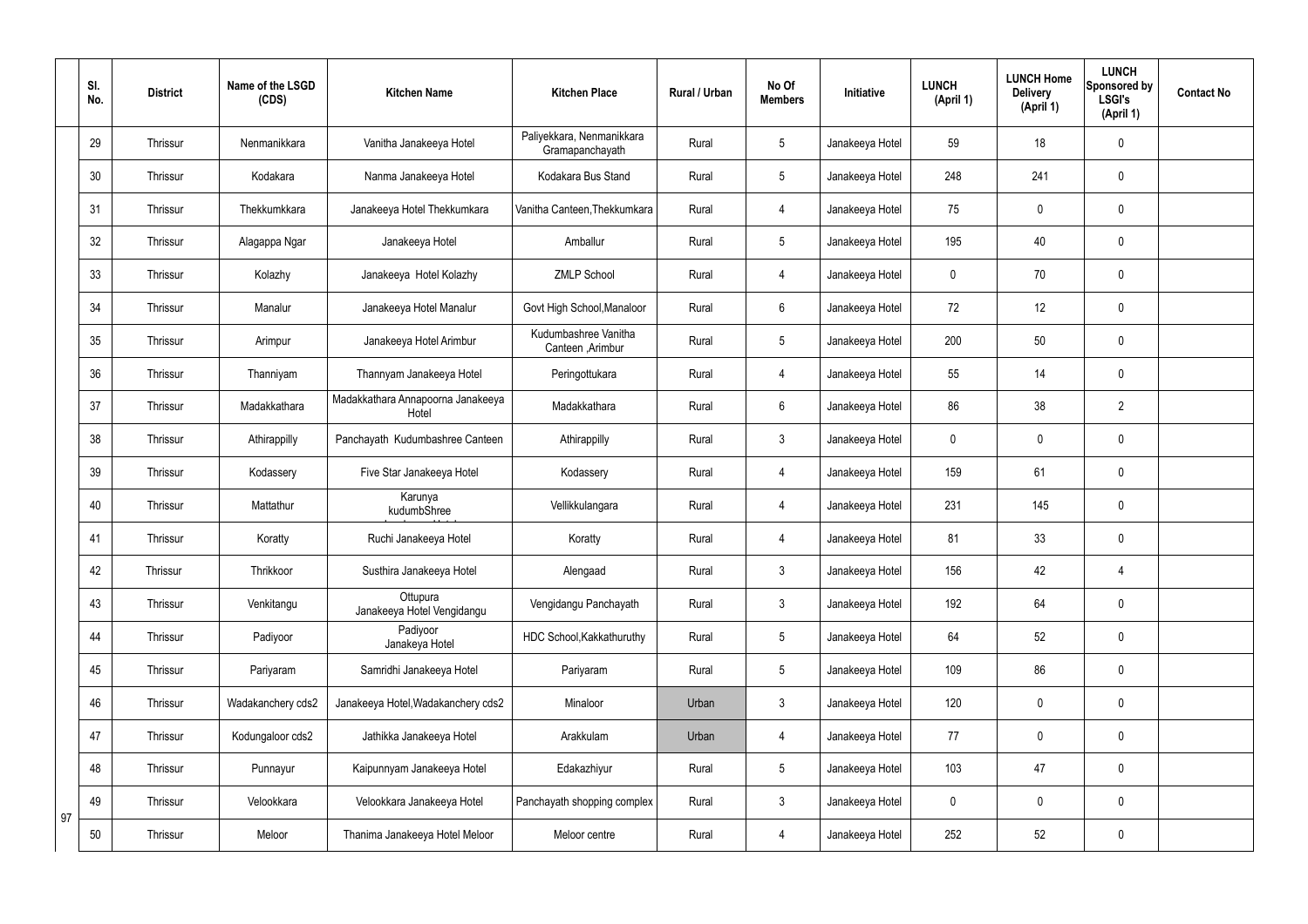|  | Sl. No. | District | Name of the LSGD (CDS) | Kitchen Name | Kitchen Place | Rural / Urban | No Of Members | Initiative | LUNCH (April 1) | LUNCH Home Delivery (April 1) | LUNCH Sponsored by LSGI's (April 1) | Contact No |
|---|---|---|---|---|---|---|---|---|---|---|---|---|
|  | 29 | Thrissur | Nenmanikkara | Vanitha Janakeeya Hotel | Paliyekkara, Nenmanikkara Gramapanchayath | Rural | 5 | Janakeeya Hotel | 59 | 18 | 0 |  |
|  | 30 | Thrissur | Kodakara | Nanma Janakeeya Hotel | Kodakara Bus Stand | Rural | 5 | Janakeeya Hotel | 248 | 241 | 0 |  |
|  | 31 | Thrissur | Thekkumkkara | Janakeeya Hotel Thekkumkara | Vanitha Canteen,Thekkumkara | Rural | 4 | Janakeeya Hotel | 75 | 0 | 0 |  |
|  | 32 | Thrissur | Alagappa Ngar | Janakeeya Hotel | Amballur | Rural | 5 | Janakeeya Hotel | 195 | 40 | 0 |  |
|  | 33 | Thrissur | Kolazhy | Janakeeya Hotel Kolazhy | ZMLP School | Rural | 4 | Janakeeya Hotel | 0 | 70 | 0 |  |
|  | 34 | Thrissur | Manalur | Janakeeya Hotel Manalur | Govt High School,Manaloor | Rural | 6 | Janakeeya Hotel | 72 | 12 | 0 |  |
|  | 35 | Thrissur | Arimpur | Janakeeya Hotel Arimbur | Kudumbashree Vanitha Canteen ,Arimbur | Rural | 5 | Janakeeya Hotel | 200 | 50 | 0 |  |
|  | 36 | Thrissur | Thanniyam | Thannyam Janakeeya Hotel | Peringottukara | Rural | 4 | Janakeeya Hotel | 55 | 14 | 0 |  |
|  | 37 | Thrissur | Madakkathara | Madakkathara Annapoorna Janakeeya Hotel | Madakkathara | Rural | 6 | Janakeeya Hotel | 86 | 38 | 2 |  |
|  | 38 | Thrissur | Athirappilly | Panchayath Kudumbashree Canteen | Athirappilly | Rural | 3 | Janakeeya Hotel | 0 | 0 | 0 |  |
|  | 39 | Thrissur | Kodassery | Five Star Janakeeya Hotel | Kodassery | Rural | 4 | Janakeeya Hotel | 159 | 61 | 0 |  |
|  | 40 | Thrissur | Mattathur | Karunya kudumbShree | Vellikkulangara | Rural | 4 | Janakeeya Hotel | 231 | 145 | 0 |  |
|  | 41 | Thrissur | Koratty | Ruchi Janakeeya Hotel | Koratty | Rural | 4 | Janakeeya Hotel | 81 | 33 | 0 |  |
|  | 42 | Thrissur | Thrikkoor | Susthira Janakeeya Hotel | Alengaad | Rural | 3 | Janakeeya Hotel | 156 | 42 | 4 |  |
|  | 43 | Thrissur | Venkitangu | Ottupura Janakeeya Hotel Vengidangu | Vengidangu Panchayath | Rural | 3 | Janakeeya Hotel | 192 | 64 | 0 |  |
|  | 44 | Thrissur | Padiyoor | Padiyoor Janakeya Hotel | HDC School,Kakkathuruthy | Rural | 5 | Janakeeya Hotel | 64 | 52 | 0 |  |
|  | 45 | Thrissur | Pariyaram | Samridhi Janakeeya Hotel | Pariyaram | Rural | 5 | Janakeeya Hotel | 109 | 86 | 0 |  |
|  | 46 | Thrissur | Wadakanchery cds2 | Janakeeya Hotel,Wadakanchery cds2 | Minaloor | Urban | 3 | Janakeeya Hotel | 120 | 0 | 0 |  |
|  | 47 | Thrissur | Kodungaloor cds2 | Jathikka Janakeeya Hotel | Arakkulam | Urban | 4 | Janakeeya Hotel | 77 | 0 | 0 |  |
|  | 48 | Thrissur | Punnayur | Kaipunnyam Janakeeya Hotel | Edakazhiyur | Rural | 5 | Janakeeya Hotel | 103 | 47 | 0 |  |
|  | 49 | Thrissur | Velookkara | Velookkara Janakeeya Hotel | Panchayath shopping complex | Rural | 3 | Janakeeya Hotel | 0 | 0 | 0 |  |
| 97 | 50 | Thrissur | Meloor | Thanima Janakeeya Hotel Meloor | Meloor centre | Rural | 4 | Janakeeya Hotel | 252 | 52 | 0 |  |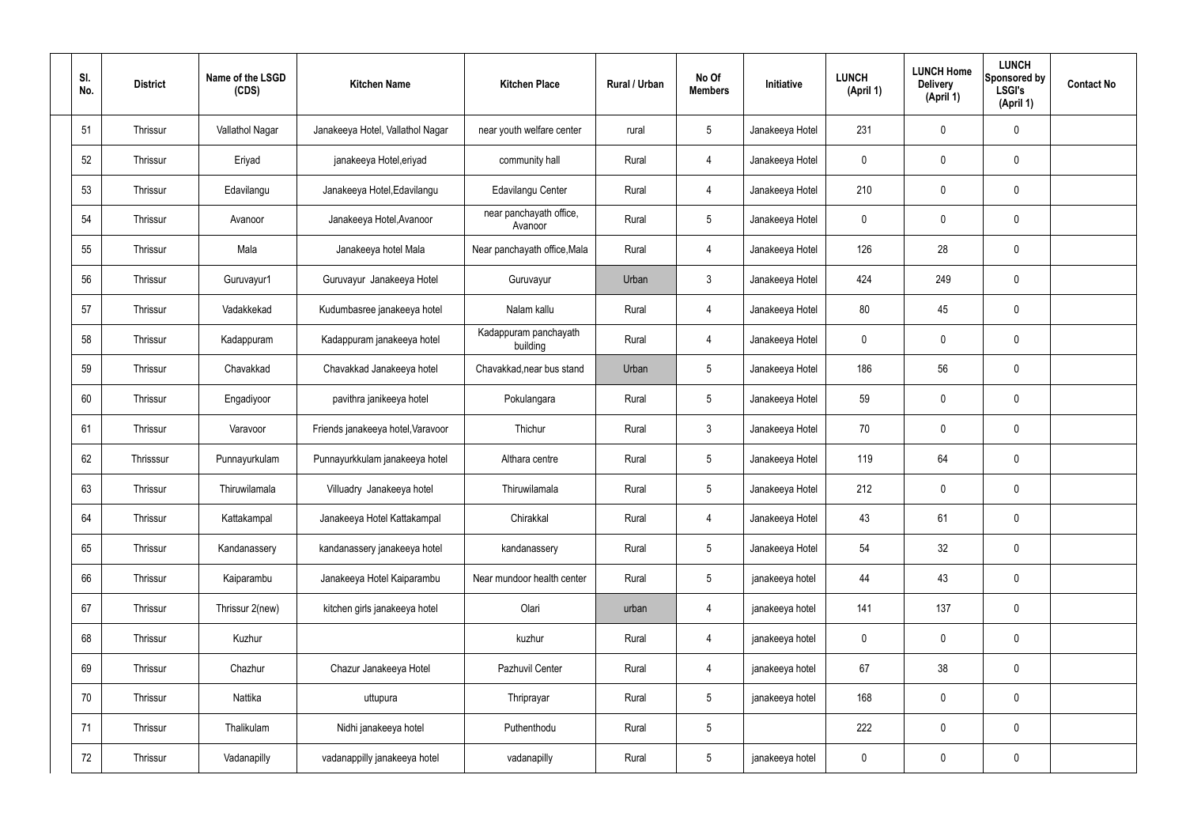| Sl. No. | District | Name of the LSGD (CDS) | Kitchen Name | Kitchen Place | Rural / Urban | No Of Members | Initiative | LUNCH (April 1) | LUNCH Home Delivery (April 1) | LUNCH Sponsored by LSGI's (April 1) | Contact No |
|---|---|---|---|---|---|---|---|---|---|---|---|
| 51 | Thrissur | Vallathol Nagar | Janakeeya Hotel, Vallathol Nagar | near youth welfare center | rural | 5 | Janakeeya Hotel | 231 | 0 | 0 | |
| 52 | Thrissur | Eriyad | janakeeya Hotel,eriyad | community hall | Rural | 4 | Janakeeya Hotel | 0 | 0 | 0 | |
| 53 | Thrissur | Edavilangu | Janakeeya Hotel,Edavilangu | Edavilangu Center | Rural | 4 | Janakeeya Hotel | 210 | 0 | 0 | |
| 54 | Thrissur | Avanoor | Janakeeya Hotel,Avanoor | near panchayath office, Avanoor | Rural | 5 | Janakeeya Hotel | 0 | 0 | 0 | |
| 55 | Thrissur | Mala | Janakeeya hotel Mala | Near panchayath office,Mala | Rural | 4 | Janakeeya Hotel | 126 | 28 | 0 | |
| 56 | Thrissur | Guruvayur1 | Guruvayur Janakeeya Hotel | Guruvayur | Urban | 3 | Janakeeya Hotel | 424 | 249 | 0 | |
| 57 | Thrissur | Vadakkekad | Kudumbasree janakeeya hotel | Nalam kallu | Rural | 4 | Janakeeya Hotel | 80 | 45 | 0 | |
| 58 | Thrissur | Kadappuram | Kadappuram janakeeya hotel | Kadappuram panchayath building | Rural | 4 | Janakeeya Hotel | 0 | 0 | 0 | |
| 59 | Thrissur | Chavakkad | Chavakkad Janakeeya hotel | Chavakkad,near bus stand | Urban | 5 | Janakeeya Hotel | 186 | 56 | 0 | |
| 60 | Thrissur | Engadiyoor | pavithra janikeeya hotel | Pokulangara | Rural | 5 | Janakeeya Hotel | 59 | 0 | 0 | |
| 61 | Thrissur | Varavoor | Friends janakeeya hotel,Varavoor | Thichur | Rural | 3 | Janakeeya Hotel | 70 | 0 | 0 | |
| 62 | Thrisssur | Punnayurkulam | Punnayurkkulam janakeeya hotel | Althara centre | Rural | 5 | Janakeeya Hotel | 119 | 64 | 0 | |
| 63 | Thrissur | Thiruwilamala | Villuadry Janakeeya hotel | Thiruwilamala | Rural | 5 | Janakeeya Hotel | 212 | 0 | 0 | |
| 64 | Thrissur | Kattakampal | Janakeeya Hotel Kattakampal | Chirakkal | Rural | 4 | Janakeeya Hotel | 43 | 61 | 0 | |
| 65 | Thrissur | Kandanassery | kandanassery janakeeya hotel | kandanassery | Rural | 5 | Janakeeya Hotel | 54 | 32 | 0 | |
| 66 | Thrissur | Kaiparambu | Janakeeya Hotel Kaiparambu | Near mundoor health center | Rural | 5 | janakeeya hotel | 44 | 43 | 0 | |
| 67 | Thrissur | Thrissur 2(new) | kitchen girls janakeeya hotel | Olari | urban | 4 | janakeeya hotel | 141 | 137 | 0 | |
| 68 | Thrissur | Kuzhur | | kuzhur | Rural | 4 | janakeeya hotel | 0 | 0 | 0 | |
| 69 | Thrissur | Chazhur | Chazur Janakeeya Hotel | Pazhuvil Center | Rural | 4 | janakeeya hotel | 67 | 38 | 0 | |
| 70 | Thrissur | Nattika | uttupura | Thriprayar | Rural | 5 | janakeeya hotel | 168 | 0 | 0 | |
| 71 | Thrissur | Thalikulam | Nidhi janakeeya hotel | Puthenthodu | Rural | 5 | | 222 | 0 | 0 | |
| 72 | Thrissur | Vadanapilly | vadanappilly janakeeya hotel | vadanapilly | Rural | 5 | janakeeya hotel | 0 | 0 | 0 | |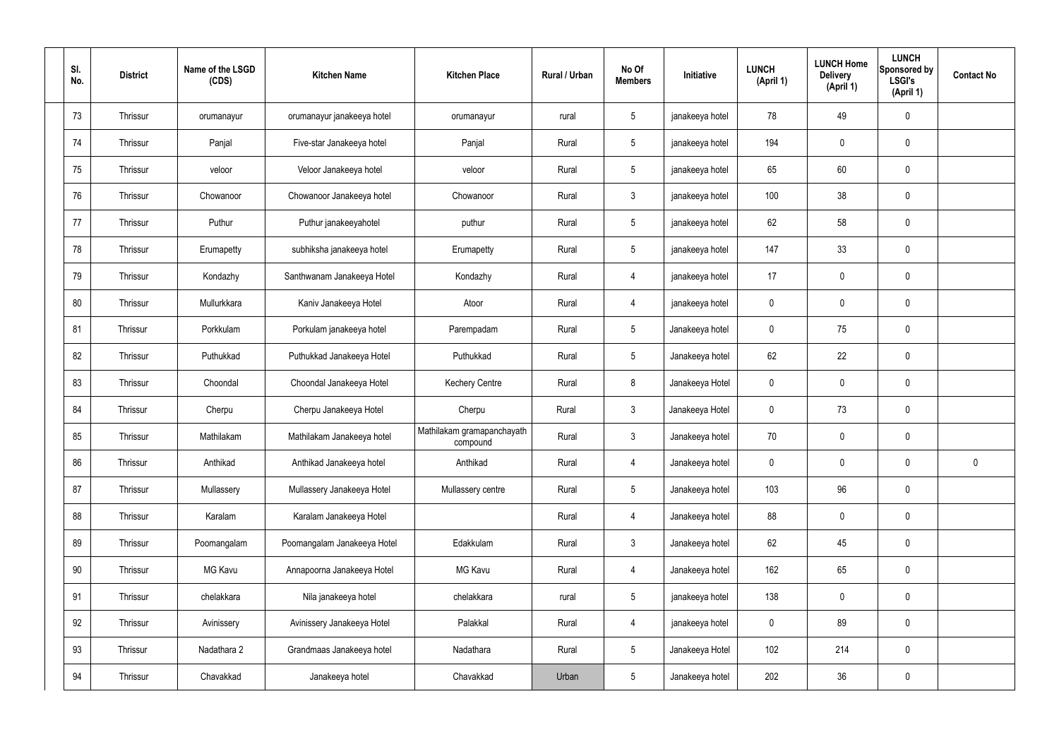| Sl. No. | District | Name of the LSGD (CDS) | Kitchen Name | Kitchen Place | Rural / Urban | No Of Members | Initiative | LUNCH (April 1) | LUNCH Home Delivery (April 1) | LUNCH Sponsored by LSGI's (April 1) | Contact No |
|---|---|---|---|---|---|---|---|---|---|---|---|
| 73 | Thrissur | orumanayur | orumanayur janakeeya hotel | orumanayur | rural | 5 | janakeeya hotel | 78 | 49 | 0 | |
| 74 | Thrissur | Panjal | Five-star Janakeeya hotel | Panjal | Rural | 5 | janakeeya hotel | 194 | 0 | 0 | |
| 75 | Thrissur | veloor | Veloor Janakeeya hotel | veloor | Rural | 5 | janakeeya hotel | 65 | 60 | 0 | |
| 76 | Thrissur | Chowanoor | Chowanoor Janakeeya hotel | Chowanoor | Rural | 3 | janakeeya hotel | 100 | 38 | 0 | |
| 77 | Thrissur | Puthur | Puthur janakeeyahotel | puthur | Rural | 5 | janakeeya hotel | 62 | 58 | 0 | |
| 78 | Thrissur | Erumapetty | subhiksha janakeeya hotel | Erumapetty | Rural | 5 | janakeeya hotel | 147 | 33 | 0 | |
| 79 | Thrissur | Kondazhy | Santhwanam Janakeeya Hotel | Kondazhy | Rural | 4 | janakeeya hotel | 17 | 0 | 0 | |
| 80 | Thrissur | Mullurkkara | Kaniv Janakeeya Hotel | Atoor | Rural | 4 | janakeeya hotel | 0 | 0 | 0 | |
| 81 | Thrissur | Porkkulam | Porkulam janakeeya hotel | Parempadam | Rural | 5 | Janakeeya hotel | 0 | 75 | 0 | |
| 82 | Thrissur | Puthukkad | Puthukkad Janakeeya Hotel | Puthukkad | Rural | 5 | Janakeeya hotel | 62 | 22 | 0 | |
| 83 | Thrissur | Choondal | Choondal Janakeeya Hotel | Kechery Centre | Rural | 8 | Janakeeya Hotel | 0 | 0 | 0 | |
| 84 | Thrissur | Cherpu | Cherpu Janakeeya Hotel | Cherpu | Rural | 3 | Janakeeya Hotel | 0 | 73 | 0 | |
| 85 | Thrissur | Mathilakam | Mathilakam Janakeeya hotel | Mathilakam gramapanchayath compound | Rural | 3 | Janakeeya hotel | 70 | 0 | 0 | |
| 86 | Thrissur | Anthikad | Anthikad Janakeeya hotel | Anthikad | Rural | 4 | Janakeeya hotel | 0 | 0 | 0 | 0 |
| 87 | Thrissur | Mullassery | Mullassery Janakeeya Hotel | Mullassery centre | Rural | 5 | Janakeeya hotel | 103 | 96 | 0 | |
| 88 | Thrissur | Karalam | Karalam Janakeeya Hotel | | Rural | 4 | Janakeeya hotel | 88 | 0 | 0 | |
| 89 | Thrissur | Poomangalam | Poomangalam Janakeeya Hotel | Edakkulam | Rural | 3 | Janakeeya hotel | 62 | 45 | 0 | |
| 90 | Thrissur | MG Kavu | Annapoorna Janakeeya Hotel | MG Kavu | Rural | 4 | Janakeeya hotel | 162 | 65 | 0 | |
| 91 | Thrissur | chelakkara | Nila janakeeya hotel | chelakkara | rural | 5 | janakeeya hotel | 138 | 0 | 0 | |
| 92 | Thrissur | Avinissery | Avinissery Janakeeya Hotel | Palakkal | Rural | 4 | janakeeya hotel | 0 | 89 | 0 | |
| 93 | Thrissur | Nadathara 2 | Grandmaas Janakeeya hotel | Nadathara | Rural | 5 | Janakeeya Hotel | 102 | 214 | 0 | |
| 94 | Thrissur | Chavakkad | Janakeeya hotel | Chavakkad | Urban | 5 | Janakeeya hotel | 202 | 36 | 0 | |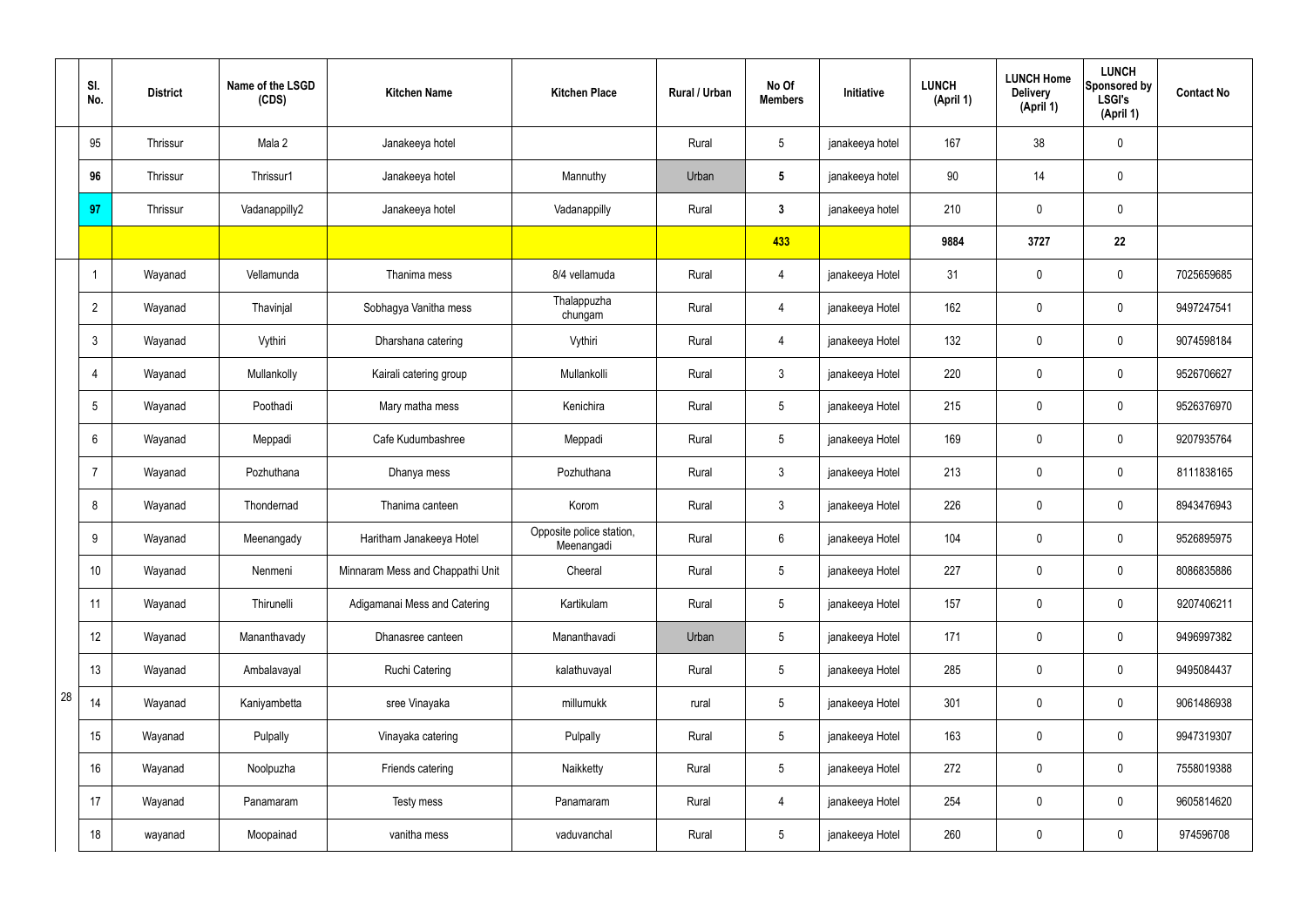| | Sl. No. | District | Name of the LSGD (CDS) | Kitchen Name | Kitchen Place | Rural / Urban | No Of Members | Initiative | LUNCH (April 1) | LUNCH Home Delivery (April 1) | LUNCH Sponsored by LSGI's (April 1) | Contact No |
|---|---|---|---|---|---|---|---|---|---|---|---|---|
| | 95 | Thrissur | Mala 2 | Janakeeya hotel | | Rural | 5 | janakeeya hotel | 167 | 38 | 0 | |
| | **96** | Thrissur | Thrissur1 | Janakeeya hotel | Mannuthy | Urban | **5** | janakeeya hotel | 90 | 14 | 0 | |
| | **97** | Thrissur | Vadanappilly2 | Janakeeya hotel | Vadanappilly | Rural | **3** | janakeeya hotel | 210 | 0 | 0 | |
| | | | | | | | **433** | | **9884** | **3727** | **22** | |
| 28 | 1 | Wayanad | Vellamunda | Thanima mess | 8/4 vellamuda | Rural | 4 | janakeeya Hotel | 31 | 0 | 0 | 7025659685 |
| | 2 | Wayanad | Thavinjal | Sobhagya Vanitha mess | Thalappuzha chungam | Rural | 4 | janakeeya Hotel | 162 | 0 | 0 | 9497247541 |
| | 3 | Wayanad | Vythiri | Dharshana catering | Vythiri | Rural | 4 | janakeeya Hotel | 132 | 0 | 0 | 9074598184 |
| | 4 | Wayanad | Mullankolly | Kairali catering group | Mullankolli | Rural | 3 | janakeeya Hotel | 220 | 0 | 0 | 9526706627 |
| | 5 | Wayanad | Poothadi | Mary matha mess | Kenichira | Rural | 5 | janakeeya Hotel | 215 | 0 | 0 | 9526376970 |
| | 6 | Wayanad | Meppadi | Cafe Kudumbashree | Meppadi | Rural | 5 | janakeeya Hotel | 169 | 0 | 0 | 9207935764 |
| | 7 | Wayanad | Pozhuthana | Dhanya mess | Pozhuthana | Rural | 3 | janakeeya Hotel | 213 | 0 | 0 | 8111838165 |
| | 8 | Wayanad | Thondernad | Thanima canteen | Korom | Rural | 3 | janakeeya Hotel | 226 | 0 | 0 | 8943476943 |
| | 9 | Wayanad | Meenangady | Haritham Janakeeya Hotel | Opposite police station, Meenangadi | Rural | 6 | janakeeya Hotel | 104 | 0 | 0 | 9526895975 |
| | 10 | Wayanad | Nenmeni | Minnaram Mess and Chappathi Unit | Cheeral | Rural | 5 | janakeeya Hotel | 227 | 0 | 0 | 8086835886 |
| | 11 | Wayanad | Thirunelli | Adigamanai Mess and Catering | Kartikulam | Rural | 5 | janakeeya Hotel | 157 | 0 | 0 | 9207406211 |
| | 12 | Wayanad | Mananthavady | Dhanasree canteen | Mananthavadi | Urban | 5 | janakeeya Hotel | 171 | 0 | 0 | 9496997382 |
| | 13 | Wayanad | Ambalavayal | Ruchi Catering | kalathuvayal | Rural | 5 | janakeeya Hotel | 285 | 0 | 0 | 9495084437 |
| | 14 | Wayanad | Kaniyambetta | sree Vinayaka | millumukk | rural | 5 | janakeeya Hotel | 301 | 0 | 0 | 9061486938 |
| | 15 | Wayanad | Pulpally | Vinayaka catering | Pulpally | Rural | 5 | janakeeya Hotel | 163 | 0 | 0 | 9947319307 |
| | 16 | Wayanad | Noolpuzha | Friends catering | Naikketty | Rural | 5 | janakeeya Hotel | 272 | 0 | 0 | 7558019388 |
| | 17 | Wayanad | Panamaram | Testy mess | Panamaram | Rural | 4 | janakeeya Hotel | 254 | 0 | 0 | 9605814620 |
| | 18 | wayanad | Moopainad | vanitha mess | vaduvanchal | Rural | 5 | janakeeya Hotel | 260 | 0 | 0 | 974596708 |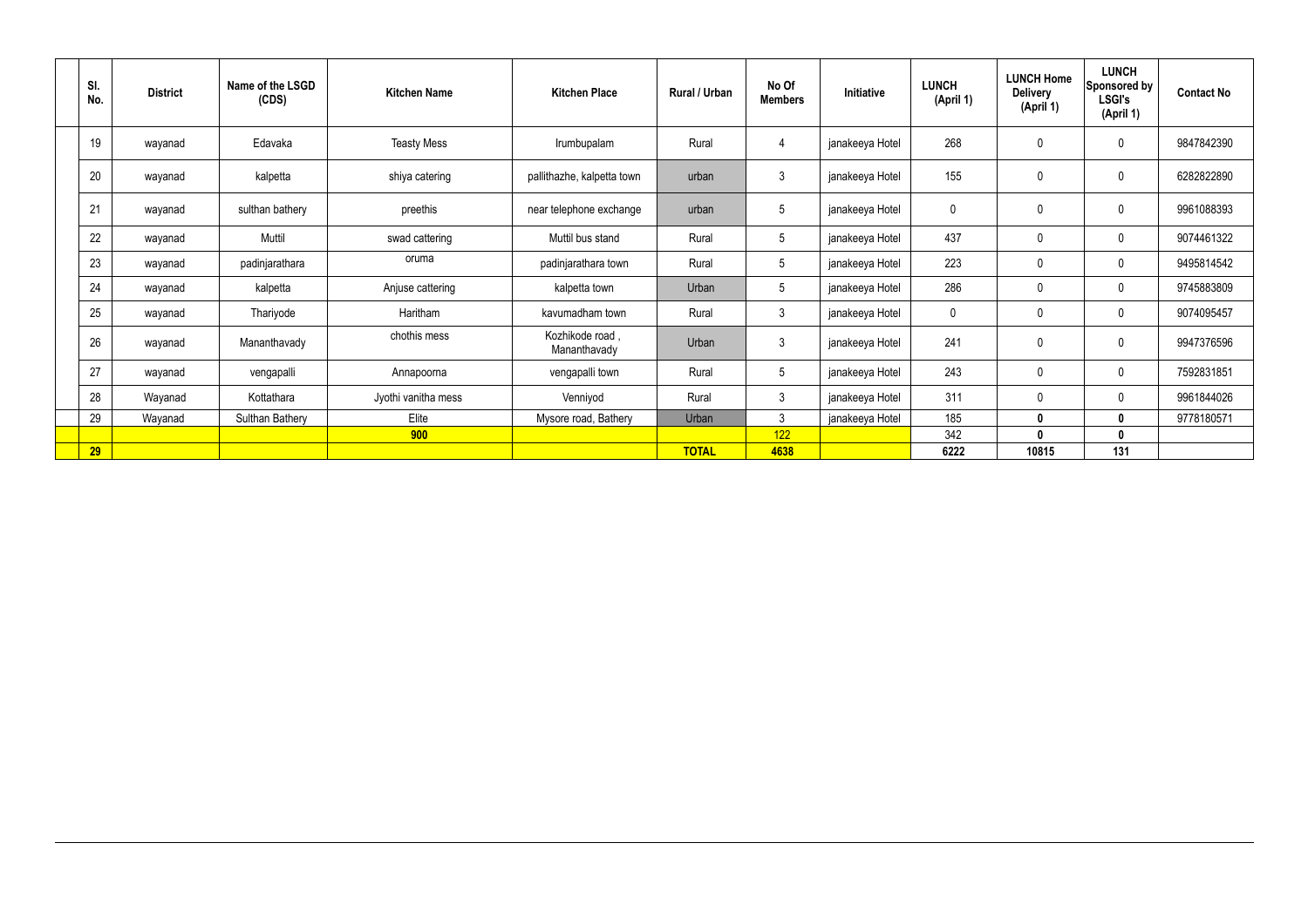| Sl. No. | District | Name of the LSGD (CDS) | Kitchen Name | Kitchen Place | Rural / Urban | No Of Members | Initiative | LUNCH (April 1) | LUNCH Home Delivery (April 1) | LUNCH Sponsored by LSGI's (April 1) | Contact No |
|---|---|---|---|---|---|---|---|---|---|---|---|
| 19 | wayanad | Edavaka | Teasty Mess | Irumbupalam | Rural | 4 | janakeeya Hotel | 268 | 0 | 0 | 9847842390 |
| 20 | wayanad | kalpetta | shiya catering | pallithazhe, kalpetta town | urban | 3 | janakeeya Hotel | 155 | 0 | 0 | 6282822890 |
| 21 | wayanad | sulthan bathery | preethis | near telephone exchange | urban | 5 | janakeeya Hotel | 0 | 0 | 0 | 9961088393 |
| 22 | wayanad | Muttil | swad cattering | Muttil bus stand | Rural | 5 | janakeeya Hotel | 437 | 0 | 0 | 9074461322 |
| 23 | wayanad | padinjarathara | oruma | padinjarathara town | Rural | 5 | janakeeya Hotel | 223 | 0 | 0 | 9495814542 |
| 24 | wayanad | kalpetta | Anjuse cattering | kalpetta town | Urban | 5 | janakeeya Hotel | 286 | 0 | 0 | 9745883809 |
| 25 | wayanad | Thariyode | Haritham | kavumadham town | Rural | 3 | janakeeya Hotel | 0 | 0 | 0 | 9074095457 |
| 26 | wayanad | Mananthavady | chothis mess | Kozhikode road , Mananthavady | Urban | 3 | janakeeya Hotel | 241 | 0 | 0 | 9947376596 |
| 27 | wayanad | vengapalli | Annapoorna | vengapalli town | Rural | 5 | janakeeya Hotel | 243 | 0 | 0 | 7592831851 |
| 28 | Wayanad | Kottathara | Jyothi vanitha mess | Venniyod | Rural | 3 | janakeeya Hotel | 311 | 0 | 0 | 9961844026 |
| 29 | Wayanad | Sulthan Bathery | Elite | Mysore road, Bathery | Urban | 3 | janakeeya Hotel | 185 | **0** | **0** | 9778180571 |
| | | | **900** | | | 122 | | 342 | **0** | **0** | |
| **29** | | | | | **TOTAL** | **4638** | | **6222** | **10815** | **131** | |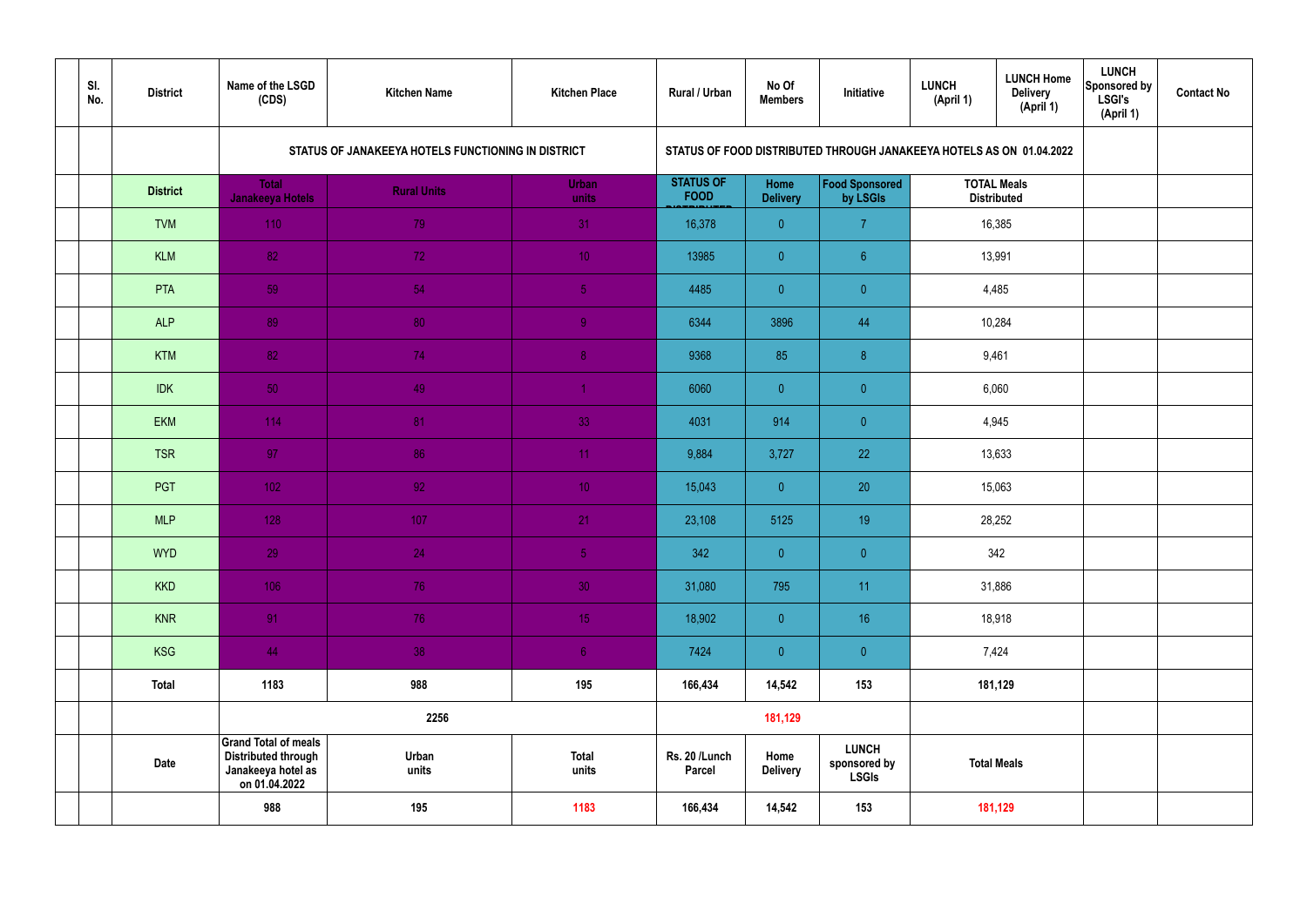| | Sl. No. | District | Name of the LSGD (CDS) | Kitchen Name | Kitchen Place | Rural / Urban | No Of Members | Initiative | LUNCH (April 1) | LUNCH Home Delivery (April 1) | LUNCH Sponsored by LSGI's (April 1) | Contact No |
|---|---|---|---|---|---|---|---|---|---|---|---|---|
| | | | STATUS OF JANAKEEYA HOTELS FUNCTIONING IN DISTRICT | | | STATUS OF FOOD DISTRIBUTED THROUGH JANAKEEYA HOTELS AS ON 01.04.2022 | | | | | | |
| | | District | Total Janakeeya Hotels | Rural Units | Urban units | STATUS OF FOOD DISTRIBUTED | Home Delivery | Food Sponsored by LSGIs | TOTAL Meals Distributed | | | |
| | | TVM | 110 | 79 | 31 | 16,378 | 0 | 7 | 16,385 | | | |
| | | KLM | 82 | 72 | 10 | 13985 | 0 | 6 | 13,991 | | | |
| | | PTA | 59 | 54 | 5 | 4485 | 0 | 0 | 4,485 | | | |
| | | ALP | 89 | 80 | 9 | 6344 | 3896 | 44 | 10,284 | | | |
| | | KTM | 82 | 74 | 8 | 9368 | 85 | 8 | 9,461 | | | |
| | | IDK | 50 | 49 | 1 | 6060 | 0 | 0 | 6,060 | | | |
| | | EKM | 114 | 81 | 33 | 4031 | 914 | 0 | 4,945 | | | |
| | | TSR | 97 | 86 | 11 | 9,884 | 3,727 | 22 | 13,633 | | | |
| | | PGT | 102 | 92 | 10 | 15,043 | 0 | 20 | 15,063 | | | |
| | | MLP | 128 | 107 | 21 | 23,108 | 5125 | 19 | 28,252 | | | |
| | | WYD | 29 | 24 | 5 | 342 | 0 | 0 | 342 | | | |
| | | KKD | 106 | 76 | 30 | 31,080 | 795 | 11 | 31,886 | | | |
| | | KNR | 91 | 76 | 15 | 18,902 | 0 | 16 | 18,918 | | | |
| | | KSG | 44 | 38 | 6 | 7424 | 0 | 0 | 7,424 | | | |
| | | Total | 1183 | 988 | 195 | 166,434 | 14,542 | 153 | 181,129 | | | |
| | | | 2256 | | | | 181,129 | | | | | |
| | | Date | Grand Total of meals Distributed through Janakeeya hotel as on 01.04.2022 | Urban units | Total units | Rs. 20 /Lunch Parcel | Home Delivery | LUNCH sponsored by LSGIs | Total Meals | | | |
| | | | 988 | 195 | 1183 | 166,434 | 14,542 | 153 | 181,129 | | | |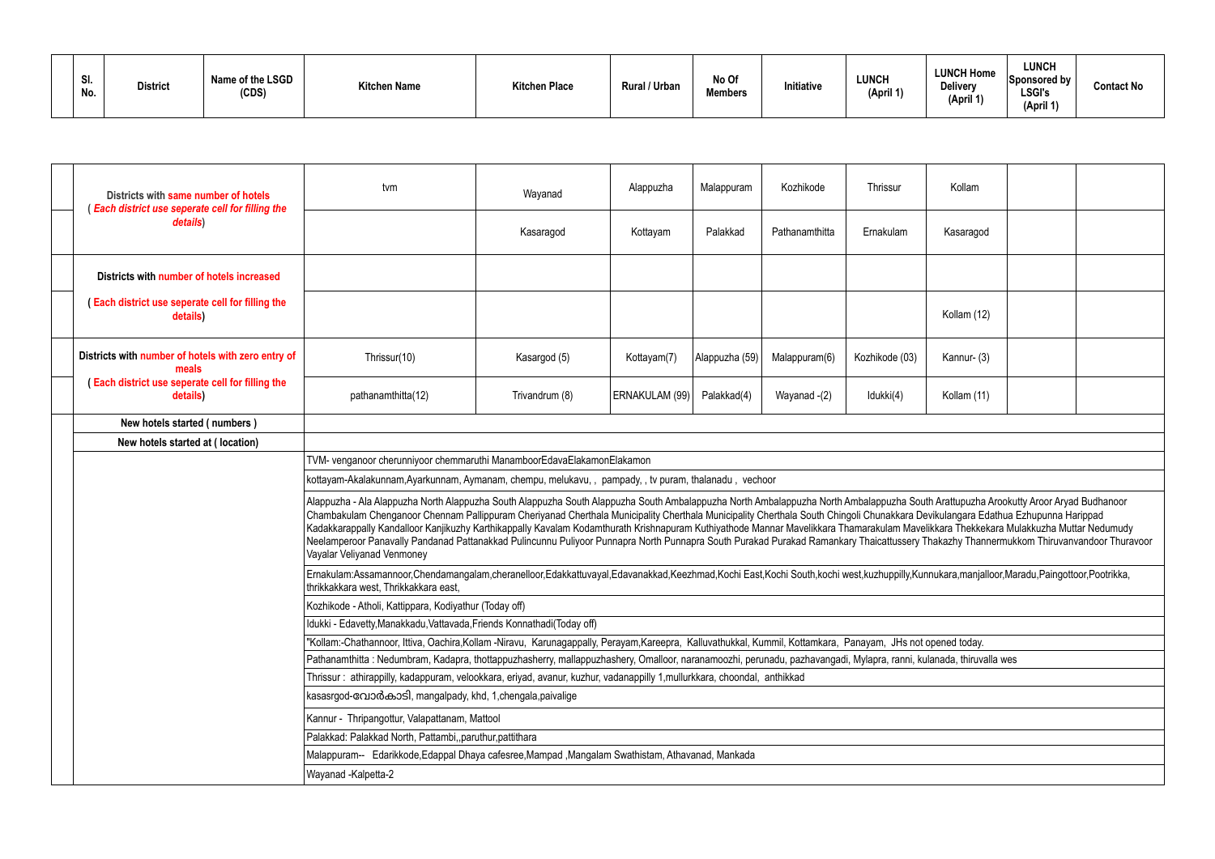| Sl. No. | District | Name of the LSGD (CDS) | Kitchen Name | Kitchen Place | Rural / Urban | No Of Members | Initiative | LUNCH (April 1) | LUNCH Home Delivery (April 1) | LUNCH Sponsored by LSGI's (April 1) | Contact No |
|---|---|---|---|---|---|---|---|---|---|---|---|

| | | | | | | | | | |
|---|---|---|---|---|---|---|---|---|---|
| Districts with same number of hotels ( *Each district use seperate cell for filling the details*) | tvm | Wayanad | Alappuzha | Malappuram | Kozhikode | Thrissur | Kollam | | |
| | | Kasaragod | Kottayam | Palakkad | Pathanamthitta | Ernakulam | Kasaragod | | |
| Districts with number of hotels increased | | | | | | | | | |
| ( Each district use seperate cell for filling the details) | | | | | | | Kollam (12) | | |
| Districts with number of hotels with zero entry of meals | Thrissur(10) | Kasargod (5) | Kottayam(7) | Alappuzha (59) | Malappuram(6) | Kozhikode (03) | Kannur- (3) | | |
| ( Each district use seperate cell for filling the details) | pathanamthitta(12) | Trivandrum (8) | ERNAKULAM (99) | Palakkad(4) | Wayanad -(2) | Idukki(4) | Kollam (11) | | |
| New hotels started ( numbers ) | | | | | | | | | |
| New hotels started at ( location) | | | | | | | | | |
| | TVM- venganoor cherunniyoor chemmaruthi ManamboorEdavaElakamonElakamon | | | | | | | | |
| | kottayam-Akalakunnam,Ayarkunnam, Aymanam, chempu, melukavu, , pampady, , tv puram, thalanadu , vechoor | | | | | | | | |
| | Alappuzha - Ala Alappuzha North Alappuzha South Alappuzha South Alappuzha South Ambalappuzha North Ambalappuzha North Ambalappuzha South Arattupuzha Arookutty Aroor Aryad Budhanoor Chambakulam Chenganoor Chennam Pallippuram Cheriyanad Cherthala Municipality Cherthala Municipality Cherthala South Chingoli Chunakkara Devikulangara Edathua Ezhupunna Harippad Kadakkarappally Kandalloor Kanjikuzhy Karthikappally Kavalam Kodamthurath Krishnapuram Kuthiyathode Mannar Mavelikkara Thamarakulam Mavelikkara Thekkekara Mulakkuzha Muttar Nedumudy Neelamperoor Panavally Pandanad Pattanakkad Pulincunnu Puliyoor Punnapra North Punnapra South Purakad Purakad Ramankary Thaicattussery Thakazhy Thannermukkom Thiruvanvandoor Thuravoor Vayalar Veliyanad Venmoney | | | | | | | | |
| | Ernakulam:Assamannoor,Chendamangalam,cheranelloor,Edakkattuvayal,Edavanakkad,Keezhmad,Kochi East,Kochi South,kochi west,kuzhuppilly,Kunnukara,manjalloor,Maradu,Paingottoor,Pootrikka, thrikkakkara west, Thrikkakkara east, | | | | | | | | |
| | Kozhikode - Atholi, Kattippara, Kodiyathur (Today off) | | | | | | | | |
| | Idukki - Edavetty,Manakkadu,Vattavada,Friends Konnathadi(Today off) | | | | | | | | |
| | "Kollam:-Chathannoor, Ittiva, Oachira,Kollam -Niravu, Karunagappally, Perayam,Kareepra, Kalluvathukkal, Kummil, Kottamkara, Panayam, JHs not opened today. | | | | | | | | |
| | Pathanamthitta : Nedumbram, Kadapra, thottappuzhasherry, mallappuzhashery, Omalloor, naranamoozhi, perunadu, pazhavangadi, Mylapra, ranni, kulanada, thiruvalla wes | | | | | | | | |
| | Thrissur : athirappilly, kadappuram, velookkara, eriyad, avanur, kuzhur, vadanappilly 1,mullurkkara, choondal, anthikkad | | | | | | | | |
| | kasasrgod-വോർകാടി, mangalpady, khd, 1,chengala,paivalige | | | | | | | | |
| | Kannur - Thripangottur, Valapattanam, Mattool | | | | | | | | |
| | Palakkad: Palakkad North, Pattambi,,paruthur,pattithara | | | | | | | | |
| | Malappuram-- Edarikkode,Edappal Dhaya cafesree,Mampad ,Mangalam Swathistam, Athavanad, Mankada | | | | | | | | |
| | Wayanad -Kalpetta-2 | | | | | | | | |